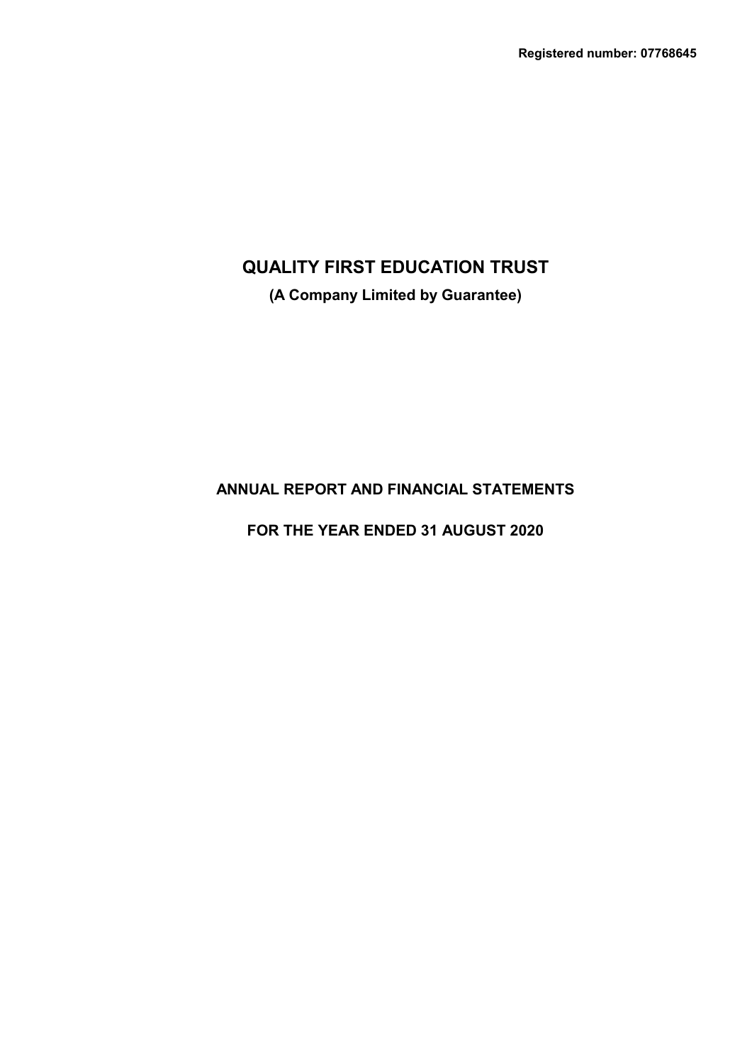**Registered number: 07768645**

# QUALITY FIRST EDUCATION TRUST

**(A Company Limited by Guarantee)**

## ANNUAL REPORT AND FINANCIAL STATEMENTS

## FOR THE YEAR ENDED 31 AUGUST 2020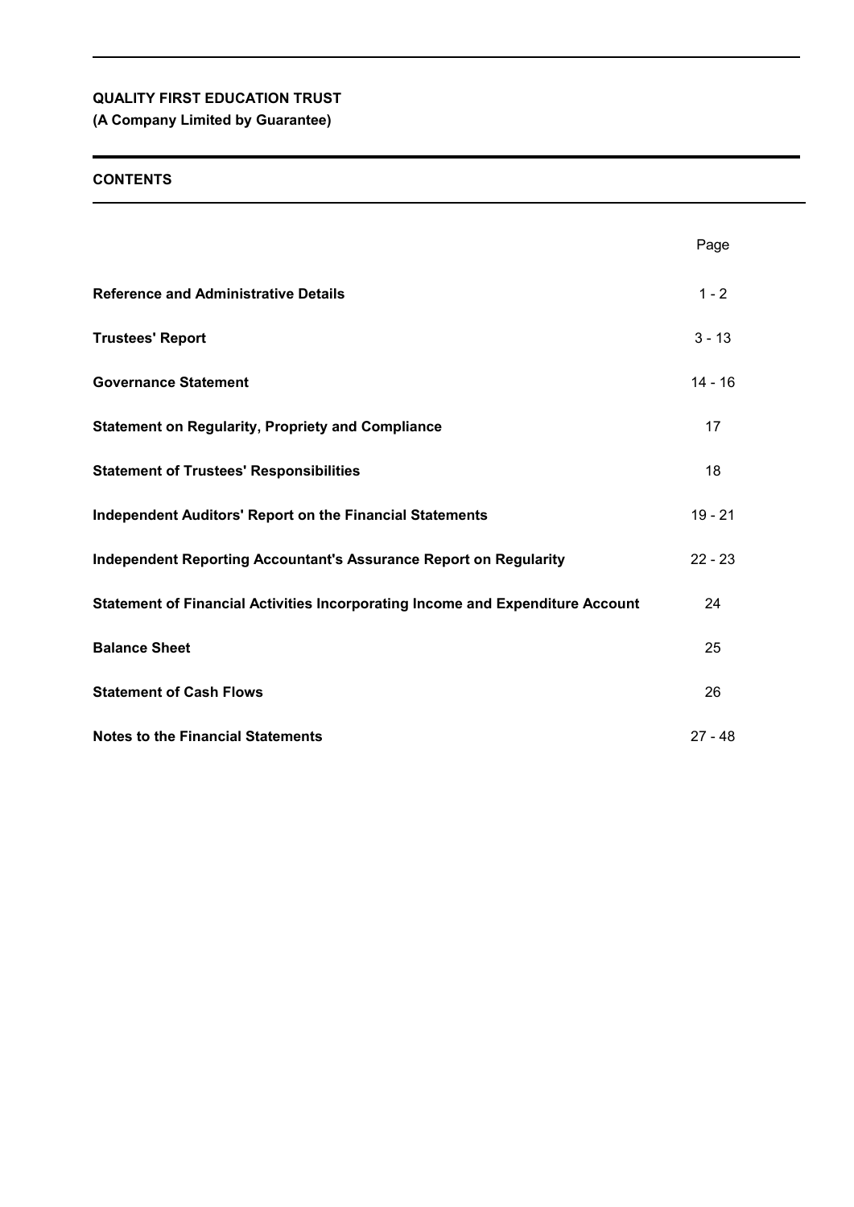**QUALITY FIRST EDUCATION TRUST**
**(A Company Limited by Guarantee)**

## CONTENTS

| | Page |
|---|---|
| **Reference and Administrative Details** | 1 - 2 |
| **Trustees' Report** | 3 - 13 |
| **Governance Statement** | 14 - 16 |
| **Statement on Regularity, Propriety and Compliance** | 17 |
| **Statement of Trustees' Responsibilities** | 18 |
| **Independent Auditors' Report on the Financial Statements** | 19 - 21 |
| **Independent Reporting Accountant's Assurance Report on Regularity** | 22 - 23 |
| **Statement of Financial Activities Incorporating Income and Expenditure Account** | 24 |
| **Balance Sheet** | 25 |
| **Statement of Cash Flows** | 26 |
| **Notes to the Financial Statements** | 27 - 48 |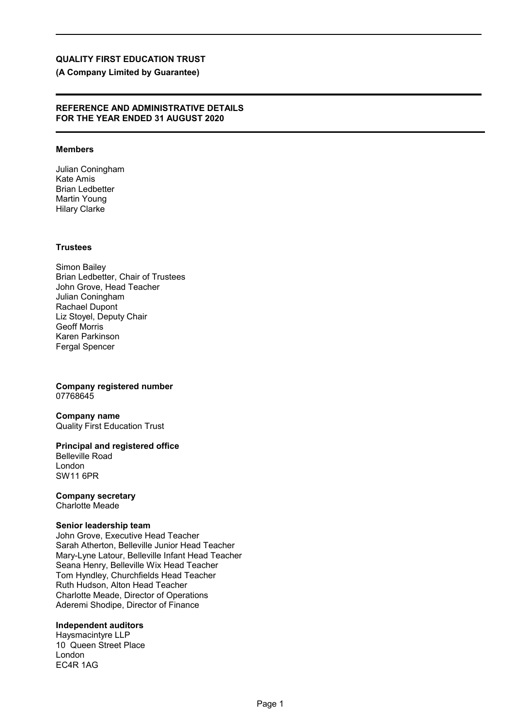**QUALITY FIRST EDUCATION TRUST**

**(A Company Limited by Guarantee)**

**REFERENCE AND ADMINISTRATIVE DETAILS FOR THE YEAR ENDED 31 AUGUST 2020**

**Members**

Julian Coningham
Kate Amis
Brian Ledbetter
Martin Young
Hilary Clarke

**Trustees**

Simon Bailey
Brian Ledbetter, Chair of Trustees
John Grove, Head Teacher
Julian Coningham
Rachael Dupont
Liz Stoyel, Deputy Chair
Geoff Morris
Karen Parkinson
Fergal Spencer

**Company registered number**
07768645

**Company name**
Quality First Education Trust

**Principal and registered office**
Belleville Road
London
SW11 6PR

**Company secretary**
Charlotte Meade

**Senior leadership team**
John Grove, Executive Head Teacher
Sarah Atherton, Belleville Junior Head Teacher
Mary-Lyne Latour, Belleville Infant Head Teacher
Seana Henry, Belleville Wix Head Teacher
Tom Hyndley, Churchfields Head Teacher
Ruth Hudson, Alton Head Teacher
Charlotte Meade, Director of Operations
Aderemi Shodipe, Director of Finance

**Independent auditors**
Haysmacintyre LLP
10 Queen Street Place
London
EC4R 1AG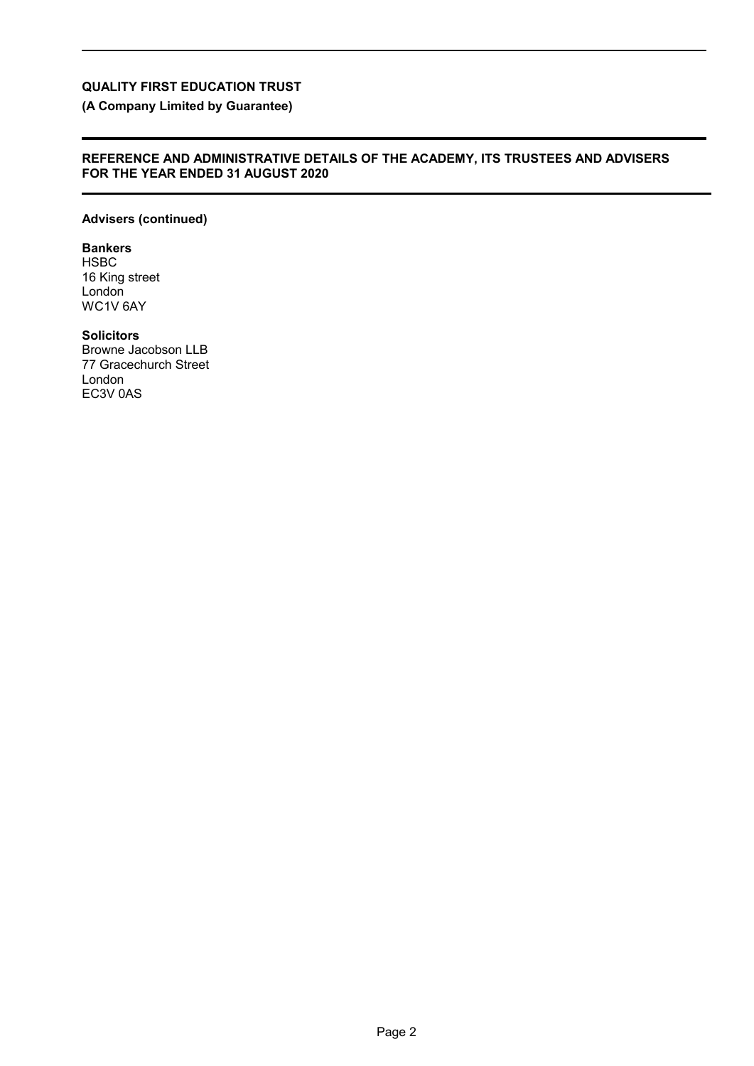**QUALITY FIRST EDUCATION TRUST**

**(A Company Limited by Guarantee)**

**REFERENCE AND ADMINISTRATIVE DETAILS OF THE ACADEMY, ITS TRUSTEES AND ADVISERS FOR THE YEAR ENDED 31 AUGUST 2020**

**Advisers (continued)**

**Bankers**
HSBC
16 King street
London
WC1V 6AY

**Solicitors**
Browne Jacobson LLB
77 Gracechurch Street
London
EC3V 0AS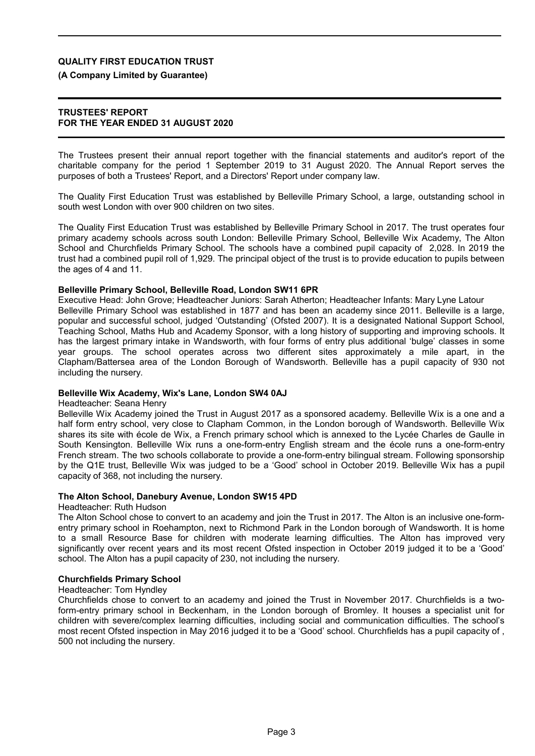**QUALITY FIRST EDUCATION TRUST**

**(A Company Limited by Guarantee)**

**TRUSTEES' REPORT**
**FOR THE YEAR ENDED 31 AUGUST 2020**

The Trustees present their annual report together with the financial statements and auditor's report of the charitable company for the period 1 September 2019 to 31 August 2020. The Annual Report serves the purposes of both a Trustees' Report, and a Directors' Report under company law.

The Quality First Education Trust was established by Belleville Primary School, a large, outstanding school in south west London with over 900 children on two sites.

The Quality First Education Trust was established by Belleville Primary School in 2017. The trust operates four primary academy schools across south London: Belleville Primary School, Belleville Wix Academy, The Alton School and Churchfields Primary School. The schools have a combined pupil capacity of 2,028. In 2019 the trust had a combined pupil roll of 1,929. The principal object of the trust is to provide education to pupils between the ages of 4 and 11.

**Belleville Primary School, Belleville Road, London SW11 6PR**

Executive Head: John Grove; Headteacher Juniors: Sarah Atherton; Headteacher Infants: Mary Lyne Latour
Belleville Primary School was established in 1877 and has been an academy since 2011. Belleville is a large, popular and successful school, judged 'Outstanding' (Ofsted 2007). It is a designated National Support School, Teaching School, Maths Hub and Academy Sponsor, with a long history of supporting and improving schools. It has the largest primary intake in Wandsworth, with four forms of entry plus additional 'bulge' classes in some year groups. The school operates across two different sites approximately a mile apart, in the Clapham/Battersea area of the London Borough of Wandsworth. Belleville has a pupil capacity of 930 not including the nursery.

**Belleville Wix Academy, Wix's Lane, London SW4 0AJ**

Headteacher: Seana Henry
Belleville Wix Academy joined the Trust in August 2017 as a sponsored academy. Belleville Wix is a one and a half form entry school, very close to Clapham Common, in the London borough of Wandsworth. Belleville Wix shares its site with école de Wix, a French primary school which is annexed to the Lycée Charles de Gaulle in South Kensington. Belleville Wix runs a one-form-entry English stream and the école runs a one-form-entry French stream. The two schools collaborate to provide a one-form-entry bilingual stream. Following sponsorship by the Q1E trust, Belleville Wix was judged to be a 'Good' school in October 2019. Belleville Wix has a pupil capacity of 368, not including the nursery.

**The Alton School, Danebury Avenue, London SW15 4PD**

Headteacher: Ruth Hudson
The Alton School chose to convert to an academy and join the Trust in 2017. The Alton is an inclusive one-form-entry primary school in Roehampton, next to Richmond Park in the London borough of Wandsworth. It is home to a small Resource Base for children with moderate learning difficulties. The Alton has improved very significantly over recent years and its most recent Ofsted inspection in October 2019 judged it to be a 'Good' school. The Alton has a pupil capacity of 230, not including the nursery.

**Churchfields Primary School**

Headteacher: Tom Hyndley
Churchfields chose to convert to an academy and joined the Trust in November 2017. Churchfields is a two-form-entry primary school in Beckenham, in the London borough of Bromley. It houses a specialist unit for children with severe/complex learning difficulties, including social and communication difficulties. The school's most recent Ofsted inspection in May 2016 judged it to be a 'Good' school. Churchfields has a pupil capacity of , 500 not including the nursery.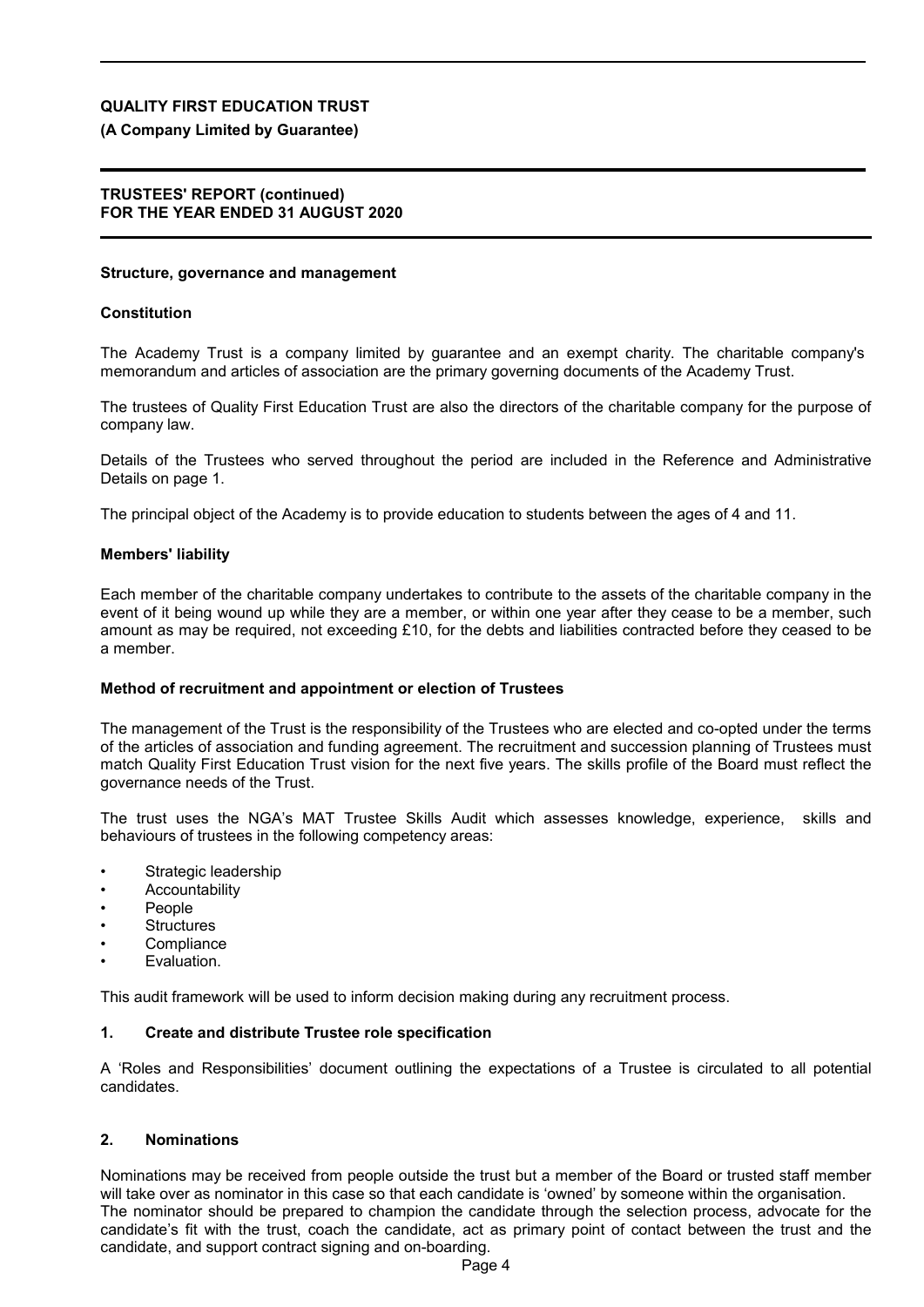## Structure, governance and management

### Constitution

The Academy Trust is a company limited by guarantee and an exempt charity. The charitable company's memorandum and articles of association are the primary governing documents of the Academy Trust.

The trustees of Quality First Education Trust are also the directors of the charitable company for the purpose of company law.

Details of the Trustees who served throughout the period are included in the Reference and Administrative Details on page 1.

The principal object of the Academy is to provide education to students between the ages of 4 and 11.

### Members' liability

Each member of the charitable company undertakes to contribute to the assets of the charitable company in the event of it being wound up while they are a member, or within one year after they cease to be a member, such amount as may be required, not exceeding £10, for the debts and liabilities contracted before they ceased to be a member.

### Method of recruitment and appointment or election of Trustees

The management of the Trust is the responsibility of the Trustees who are elected and co-opted under the terms of the articles of association and funding agreement. The recruitment and succession planning of Trustees must match Quality First Education Trust vision for the next five years. The skills profile of the Board must reflect the governance needs of the Trust.

The trust uses the NGA's MAT Trustee Skills Audit which assesses knowledge, experience, skills and behaviours of trustees in the following competency areas:

- Strategic leadership
- Accountability
- People
- Structures
- Compliance
- Evaluation.

This audit framework will be used to inform decision making during any recruitment process.

### 1. Create and distribute Trustee role specification

A 'Roles and Responsibilities' document outlining the expectations of a Trustee is circulated to all potential candidates.

### 2. Nominations

Nominations may be received from people outside the trust but a member of the Board or trusted staff member will take over as nominator in this case so that each candidate is 'owned' by someone within the organisation.
The nominator should be prepared to champion the candidate through the selection process, advocate for the candidate's fit with the trust, coach the candidate, act as primary point of contact between the trust and the candidate, and support contract signing and on-boarding.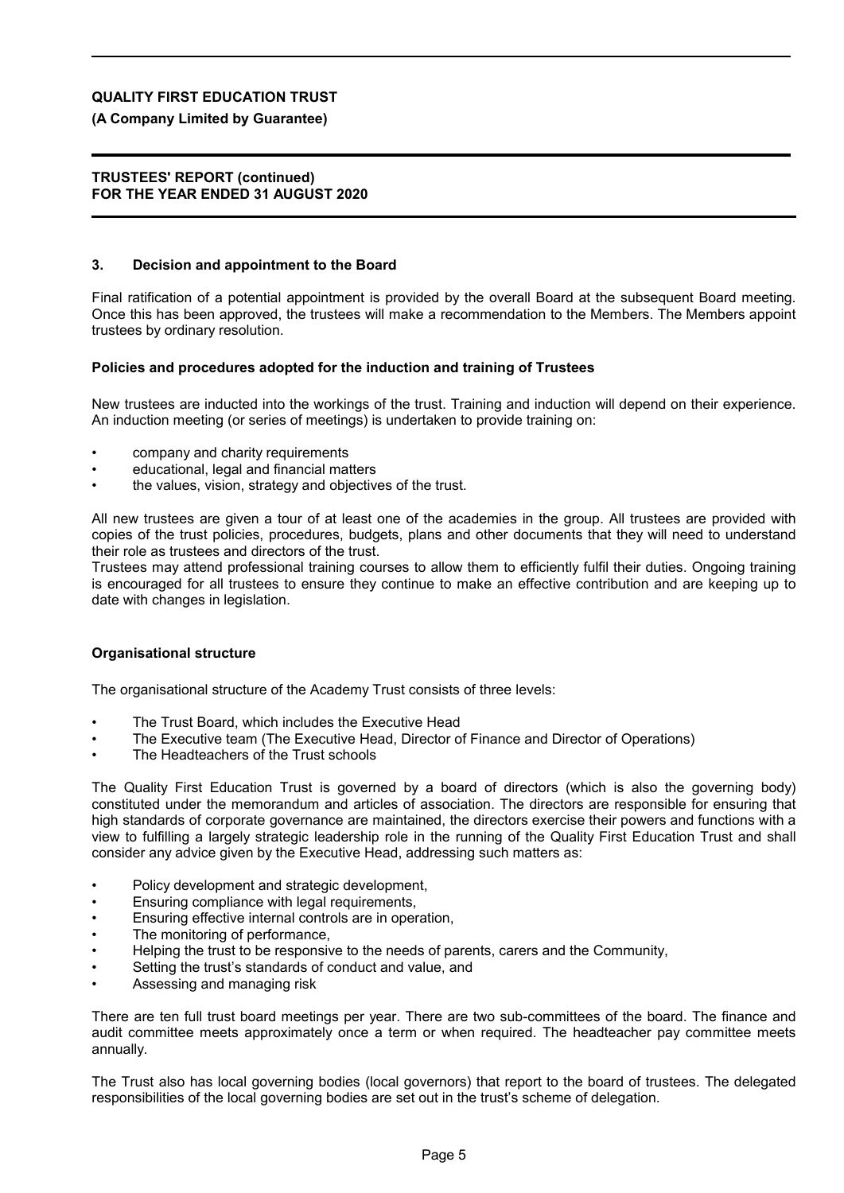### 3. Decision and appointment to the Board

Final ratification of a potential appointment is provided by the overall Board at the subsequent Board meeting. Once this has been approved, the trustees will make a recommendation to the Members. The Members appoint trustees by ordinary resolution.

### Policies and procedures adopted for the induction and training of Trustees

New trustees are inducted into the workings of the trust. Training and induction will depend on their experience. An induction meeting (or series of meetings) is undertaken to provide training on:

- company and charity requirements
- educational, legal and financial matters
- the values, vision, strategy and objectives of the trust.

All new trustees are given a tour of at least one of the academies in the group. All trustees are provided with copies of the trust policies, procedures, budgets, plans and other documents that they will need to understand their role as trustees and directors of the trust.

Trustees may attend professional training courses to allow them to efficiently fulfil their duties. Ongoing training is encouraged for all trustees to ensure they continue to make an effective contribution and are keeping up to date with changes in legislation.

### Organisational structure

The organisational structure of the Academy Trust consists of three levels:

- The Trust Board, which includes the Executive Head
- The Executive team (The Executive Head, Director of Finance and Director of Operations)
- The Headteachers of the Trust schools

The Quality First Education Trust is governed by a board of directors (which is also the governing body) constituted under the memorandum and articles of association. The directors are responsible for ensuring that high standards of corporate governance are maintained, the directors exercise their powers and functions with a view to fulfilling a largely strategic leadership role in the running of the Quality First Education Trust and shall consider any advice given by the Executive Head, addressing such matters as:

- Policy development and strategic development,
- Ensuring compliance with legal requirements,
- Ensuring effective internal controls are in operation,
- The monitoring of performance,
- Helping the trust to be responsive to the needs of parents, carers and the Community,
- Setting the trust's standards of conduct and value, and
- Assessing and managing risk

There are ten full trust board meetings per year. There are two sub-committees of the board. The finance and audit committee meets approximately once a term or when required. The headteacher pay committee meets annually.

The Trust also has local governing bodies (local governors) that report to the board of trustees. The delegated responsibilities of the local governing bodies are set out in the trust's scheme of delegation.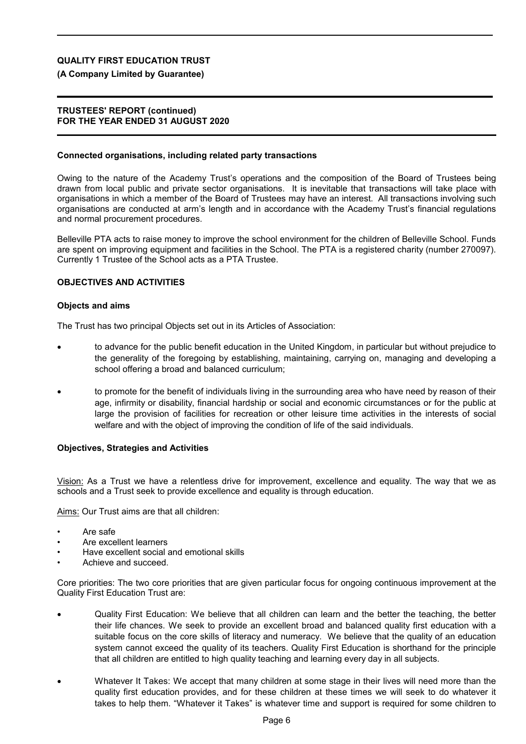### Connected organisations, including related party transactions

Owing to the nature of the Academy Trust's operations and the composition of the Board of Trustees being drawn from local public and private sector organisations. It is inevitable that transactions will take place with organisations in which a member of the Board of Trustees may have an interest. All transactions involving such organisations are conducted at arm's length and in accordance with the Academy Trust's financial regulations and normal procurement procedures.

Belleville PTA acts to raise money to improve the school environment for the children of Belleville School. Funds are spent on improving equipment and facilities in the School. The PTA is a registered charity (number 270097). Currently 1 Trustee of the School acts as a PTA Trustee.

## OBJECTIVES AND ACTIVITIES

### Objects and aims

The Trust has two principal Objects set out in its Articles of Association:

- to advance for the public benefit education in the United Kingdom, in particular but without prejudice to the generality of the foregoing by establishing, maintaining, carrying on, managing and developing a school offering a broad and balanced curriculum;
- to promote for the benefit of individuals living in the surrounding area who have need by reason of their age, infirmity or disability, financial hardship or social and economic circumstances or for the public at large the provision of facilities for recreation or other leisure time activities in the interests of social welfare and with the object of improving the condition of life of the said individuals.

### Objectives, Strategies and Activities

Vision: As a Trust we have a relentless drive for improvement, excellence and equality. The way that we as schools and a Trust seek to provide excellence and equality is through education.

Aims: Our Trust aims are that all children:

- Are safe
- Are excellent learners
- Have excellent social and emotional skills
- Achieve and succeed.

Core priorities: The two core priorities that are given particular focus for ongoing continuous improvement at the Quality First Education Trust are:

- Quality First Education: We believe that all children can learn and the better the teaching, the better their life chances. We seek to provide an excellent broad and balanced quality first education with a suitable focus on the core skills of literacy and numeracy. We believe that the quality of an education system cannot exceed the quality of its teachers. Quality First Education is shorthand for the principle that all children are entitled to high quality teaching and learning every day in all subjects.
- Whatever It Takes: We accept that many children at some stage in their lives will need more than the quality first education provides, and for these children at these times we will seek to do whatever it takes to help them. "Whatever it Takes" is whatever time and support is required for some children to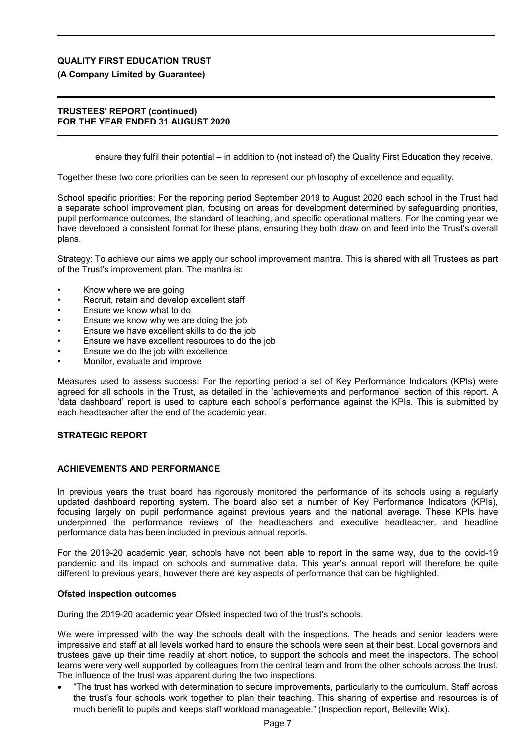ensure they fulfil their potential – in addition to (not instead of) the Quality First Education they receive.

Together these two core priorities can be seen to represent our philosophy of excellence and equality.

School specific priorities: For the reporting period September 2019 to August 2020 each school in the Trust had a separate school improvement plan, focusing on areas for development determined by safeguarding priorities, pupil performance outcomes, the standard of teaching, and specific operational matters. For the coming year we have developed a consistent format for these plans, ensuring they both draw on and feed into the Trust's overall plans.

Strategy: To achieve our aims we apply our school improvement mantra. This is shared with all Trustees as part of the Trust's improvement plan. The mantra is:

- Know where we are going
- Recruit, retain and develop excellent staff
- Ensure we know what to do
- Ensure we know why we are doing the job
- Ensure we have excellent skills to do the job
- Ensure we have excellent resources to do the job
- Ensure we do the job with excellence
- Monitor, evaluate and improve

Measures used to assess success: For the reporting period a set of Key Performance Indicators (KPIs) were agreed for all schools in the Trust, as detailed in the 'achievements and performance' section of this report. A 'data dashboard' report is used to capture each school's performance against the KPIs. This is submitted by each headteacher after the end of the academic year.

## STRATEGIC REPORT

### ACHIEVEMENTS AND PERFORMANCE

In previous years the trust board has rigorously monitored the performance of its schools using a regularly updated dashboard reporting system. The board also set a number of Key Performance Indicators (KPIs), focusing largely on pupil performance against previous years and the national average. These KPIs have underpinned the performance reviews of the headteachers and executive headteacher, and headline performance data has been included in previous annual reports.

For the 2019-20 academic year, schools have not been able to report in the same way, due to the covid-19 pandemic and its impact on schools and summative data. This year's annual report will therefore be quite different to previous years, however there are key aspects of performance that can be highlighted.

**Ofsted inspection outcomes**

During the 2019-20 academic year Ofsted inspected two of the trust's schools.

We were impressed with the way the schools dealt with the inspections. The heads and senior leaders were impressive and staff at all levels worked hard to ensure the schools were seen at their best. Local governors and trustees gave up their time readily at short notice, to support the schools and meet the inspectors. The school teams were very well supported by colleagues from the central team and from the other schools across the trust. The influence of the trust was apparent during the two inspections.

- "The trust has worked with determination to secure improvements, particularly to the curriculum. Staff across the trust's four schools work together to plan their teaching. This sharing of expertise and resources is of much benefit to pupils and keeps staff workload manageable." (Inspection report, Belleville Wix).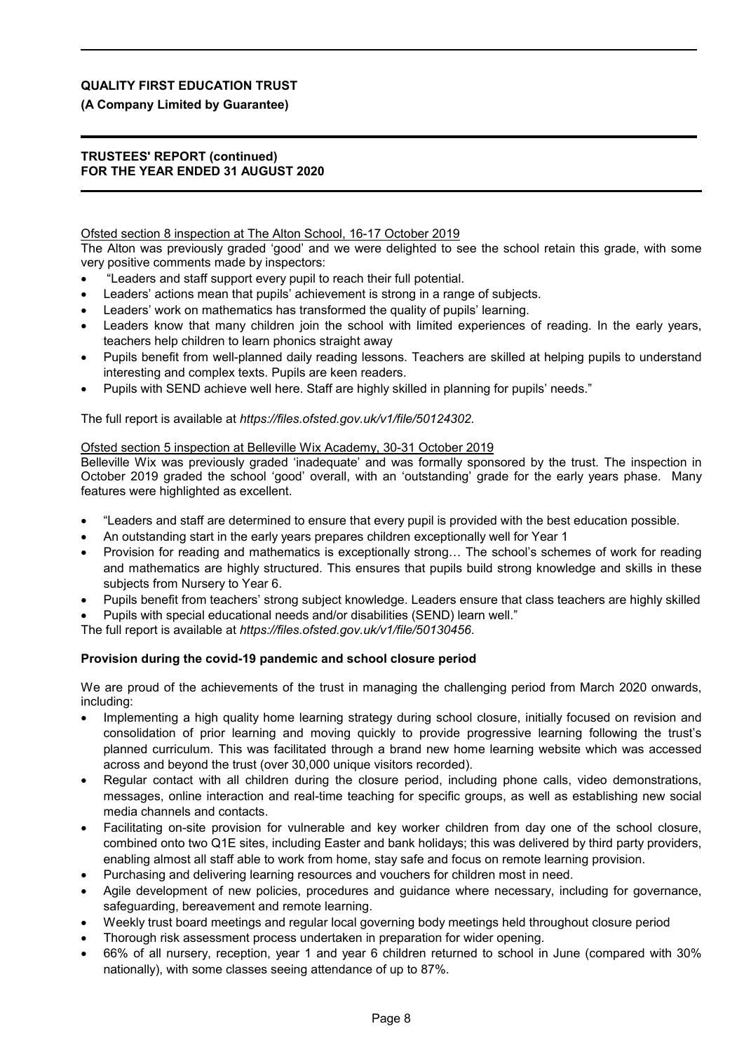Ofsted section 8 inspection at The Alton School, 16-17 October 2019

The Alton was previously graded 'good' and we were delighted to see the school retain this grade, with some very positive comments made by inspectors:

- "Leaders and staff support every pupil to reach their full potential.
- Leaders' actions mean that pupils' achievement is strong in a range of subjects.
- Leaders' work on mathematics has transformed the quality of pupils' learning.
- Leaders know that many children join the school with limited experiences of reading. In the early years, teachers help children to learn phonics straight away
- Pupils benefit from well-planned daily reading lessons. Teachers are skilled at helping pupils to understand interesting and complex texts. Pupils are keen readers.
- Pupils with SEND achieve well here. Staff are highly skilled in planning for pupils' needs."

The full report is available at *https://files.ofsted.gov.uk/v1/file/50124302.*

Ofsted section 5 inspection at Belleville Wix Academy, 30-31 October 2019

Belleville Wix was previously graded 'inadequate' and was formally sponsored by the trust. The inspection in October 2019 graded the school 'good' overall, with an 'outstanding' grade for the early years phase. Many features were highlighted as excellent.

- "Leaders and staff are determined to ensure that every pupil is provided with the best education possible.
- An outstanding start in the early years prepares children exceptionally well for Year 1
- Provision for reading and mathematics is exceptionally strong… The school's schemes of work for reading and mathematics are highly structured. This ensures that pupils build strong knowledge and skills in these subjects from Nursery to Year 6.
- Pupils benefit from teachers' strong subject knowledge. Leaders ensure that class teachers are highly skilled
- Pupils with special educational needs and/or disabilities (SEND) learn well."

The full report is available at *https://files.ofsted.gov.uk/v1/file/50130456*.

**Provision during the covid-19 pandemic and school closure period**

We are proud of the achievements of the trust in managing the challenging period from March 2020 onwards, including:

- Implementing a high quality home learning strategy during school closure, initially focused on revision and consolidation of prior learning and moving quickly to provide progressive learning following the trust's planned curriculum. This was facilitated through a brand new home learning website which was accessed across and beyond the trust (over 30,000 unique visitors recorded).
- Regular contact with all children during the closure period, including phone calls, video demonstrations, messages, online interaction and real-time teaching for specific groups, as well as establishing new social media channels and contacts.
- Facilitating on-site provision for vulnerable and key worker children from day one of the school closure, combined onto two Q1E sites, including Easter and bank holidays; this was delivered by third party providers, enabling almost all staff able to work from home, stay safe and focus on remote learning provision.
- Purchasing and delivering learning resources and vouchers for children most in need.
- Agile development of new policies, procedures and guidance where necessary, including for governance, safeguarding, bereavement and remote learning.
- Weekly trust board meetings and regular local governing body meetings held throughout closure period
- Thorough risk assessment process undertaken in preparation for wider opening.
- 66% of all nursery, reception, year 1 and year 6 children returned to school in June (compared with 30% nationally), with some classes seeing attendance of up to 87%.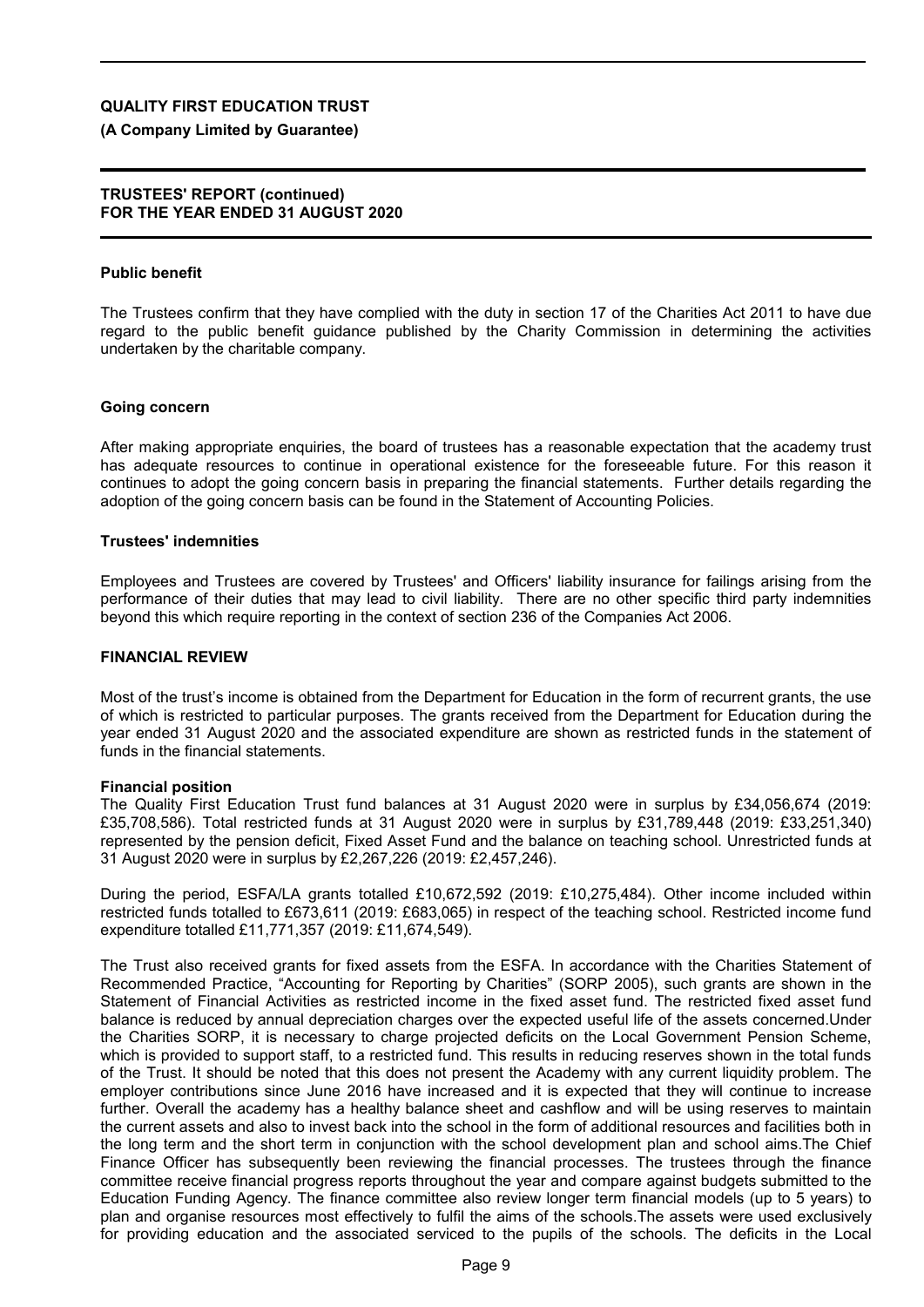## Public benefit

The Trustees confirm that they have complied with the duty in section 17 of the Charities Act 2011 to have due regard to the public benefit guidance published by the Charity Commission in determining the activities undertaken by the charitable company.

## Going concern

After making appropriate enquiries, the board of trustees has a reasonable expectation that the academy trust has adequate resources to continue in operational existence for the foreseeable future. For this reason it continues to adopt the going concern basis in preparing the financial statements. Further details regarding the adoption of the going concern basis can be found in the Statement of Accounting Policies.

## Trustees' indemnities

Employees and Trustees are covered by Trustees' and Officers' liability insurance for failings arising from the performance of their duties that may lead to civil liability. There are no other specific third party indemnities beyond this which require reporting in the context of section 236 of the Companies Act 2006.

## FINANCIAL REVIEW

Most of the trust's income is obtained from the Department for Education in the form of recurrent grants, the use of which is restricted to particular purposes. The grants received from the Department for Education during the year ended 31 August 2020 and the associated expenditure are shown as restricted funds in the statement of funds in the financial statements.

### Financial position

The Quality First Education Trust fund balances at 31 August 2020 were in surplus by £34,056,674 (2019: £35,708,586). Total restricted funds at 31 August 2020 were in surplus by £31,789,448 (2019: £33,251,340) represented by the pension deficit, Fixed Asset Fund and the balance on teaching school. Unrestricted funds at 31 August 2020 were in surplus by £2,267,226 (2019: £2,457,246).

During the period, ESFA/LA grants totalled £10,672,592 (2019: £10,275,484). Other income included within restricted funds totalled to £673,611 (2019: £683,065) in respect of the teaching school. Restricted income fund expenditure totalled £11,771,357 (2019: £11,674,549).

The Trust also received grants for fixed assets from the ESFA. In accordance with the Charities Statement of Recommended Practice, "Accounting for Reporting by Charities" (SORP 2005), such grants are shown in the Statement of Financial Activities as restricted income in the fixed asset fund. The restricted fixed asset fund balance is reduced by annual depreciation charges over the expected useful life of the assets concerned.Under the Charities SORP, it is necessary to charge projected deficits on the Local Government Pension Scheme, which is provided to support staff, to a restricted fund. This results in reducing reserves shown in the total funds of the Trust. It should be noted that this does not present the Academy with any current liquidity problem. The employer contributions since June 2016 have increased and it is expected that they will continue to increase further. Overall the academy has a healthy balance sheet and cashflow and will be using reserves to maintain the current assets and also to invest back into the school in the form of additional resources and facilities both in the long term and the short term in conjunction with the school development plan and school aims.The Chief Finance Officer has subsequently been reviewing the financial processes. The trustees through the finance committee receive financial progress reports throughout the year and compare against budgets submitted to the Education Funding Agency. The finance committee also review longer term financial models (up to 5 years) to plan and organise resources most effectively to fulfil the aims of the schools.The assets were used exclusively for providing education and the associated serviced to the pupils of the schools. The deficits in the Local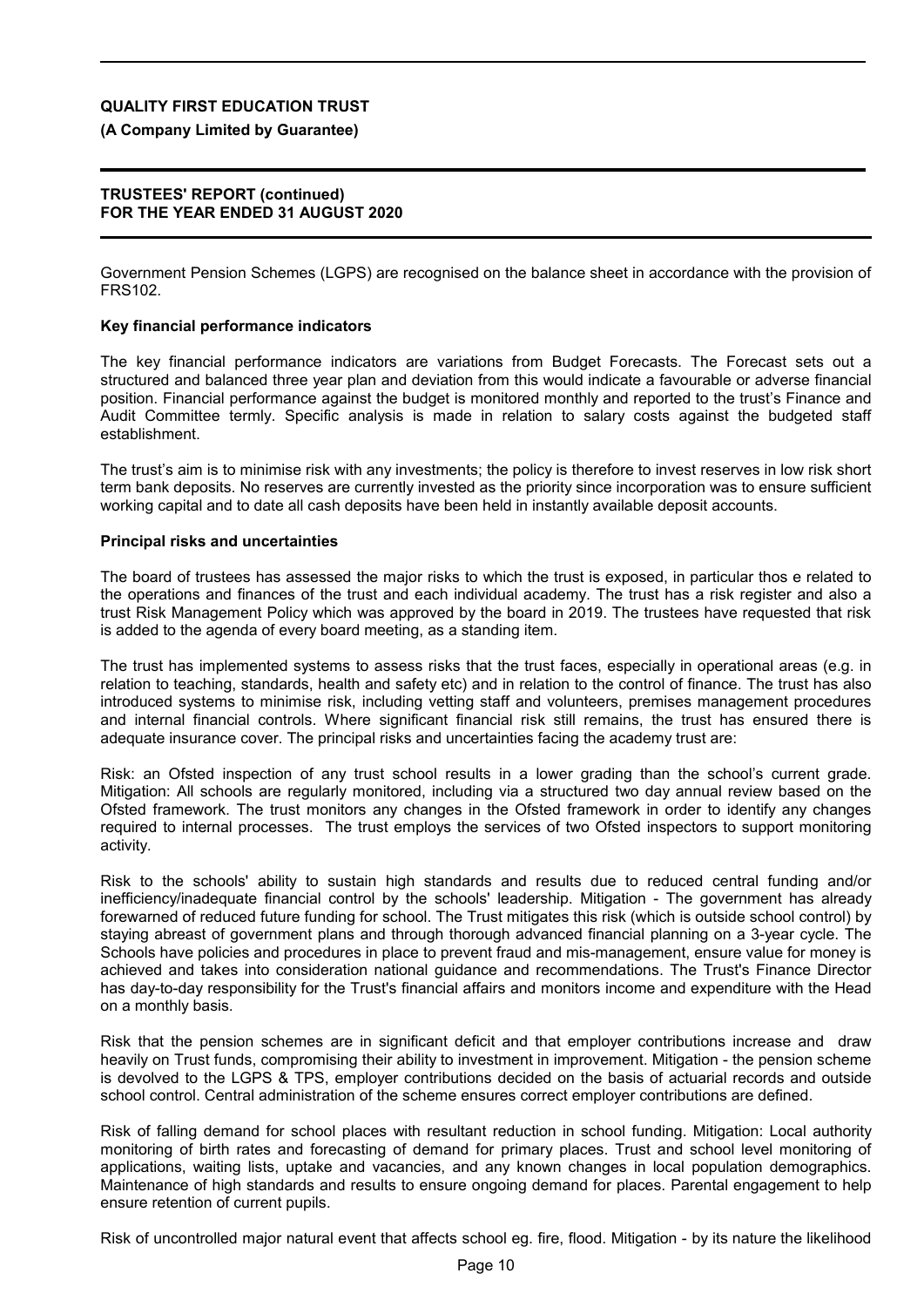Government Pension Schemes (LGPS) are recognised on the balance sheet in accordance with the provision of FRS102.

### Key financial performance indicators

The key financial performance indicators are variations from Budget Forecasts. The Forecast sets out a structured and balanced three year plan and deviation from this would indicate a favourable or adverse financial position. Financial performance against the budget is monitored monthly and reported to the trust's Finance and Audit Committee termly. Specific analysis is made in relation to salary costs against the budgeted staff establishment.

The trust's aim is to minimise risk with any investments; the policy is therefore to invest reserves in low risk short term bank deposits. No reserves are currently invested as the priority since incorporation was to ensure sufficient working capital and to date all cash deposits have been held in instantly available deposit accounts.

### Principal risks and uncertainties

The board of trustees has assessed the major risks to which the trust is exposed, in particular thos e related to the operations and finances of the trust and each individual academy. The trust has a risk register and also a trust Risk Management Policy which was approved by the board in 2019. The trustees have requested that risk is added to the agenda of every board meeting, as a standing item.

The trust has implemented systems to assess risks that the trust faces, especially in operational areas (e.g. in relation to teaching, standards, health and safety etc) and in relation to the control of finance. The trust has also introduced systems to minimise risk, including vetting staff and volunteers, premises management procedures and internal financial controls. Where significant financial risk still remains, the trust has ensured there is adequate insurance cover. The principal risks and uncertainties facing the academy trust are:

Risk: an Ofsted inspection of any trust school results in a lower grading than the school's current grade. Mitigation: All schools are regularly monitored, including via a structured two day annual review based on the Ofsted framework. The trust monitors any changes in the Ofsted framework in order to identify any changes required to internal processes. The trust employs the services of two Ofsted inspectors to support monitoring activity.

Risk to the schools' ability to sustain high standards and results due to reduced central funding and/or inefficiency/inadequate financial control by the schools' leadership. Mitigation - The government has already forewarned of reduced future funding for school. The Trust mitigates this risk (which is outside school control) by staying abreast of government plans and through thorough advanced financial planning on a 3-year cycle. The Schools have policies and procedures in place to prevent fraud and mis-management, ensure value for money is achieved and takes into consideration national guidance and recommendations. The Trust's Finance Director has day-to-day responsibility for the Trust's financial affairs and monitors income and expenditure with the Head on a monthly basis.

Risk that the pension schemes are in significant deficit and that employer contributions increase and draw heavily on Trust funds, compromising their ability to investment in improvement. Mitigation - the pension scheme is devolved to the LGPS & TPS, employer contributions decided on the basis of actuarial records and outside school control. Central administration of the scheme ensures correct employer contributions are defined.

Risk of falling demand for school places with resultant reduction in school funding. Mitigation: Local authority monitoring of birth rates and forecasting of demand for primary places. Trust and school level monitoring of applications, waiting lists, uptake and vacancies, and any known changes in local population demographics. Maintenance of high standards and results to ensure ongoing demand for places. Parental engagement to help ensure retention of current pupils.

Risk of uncontrolled major natural event that affects school eg. fire, flood. Mitigation - by its nature the likelihood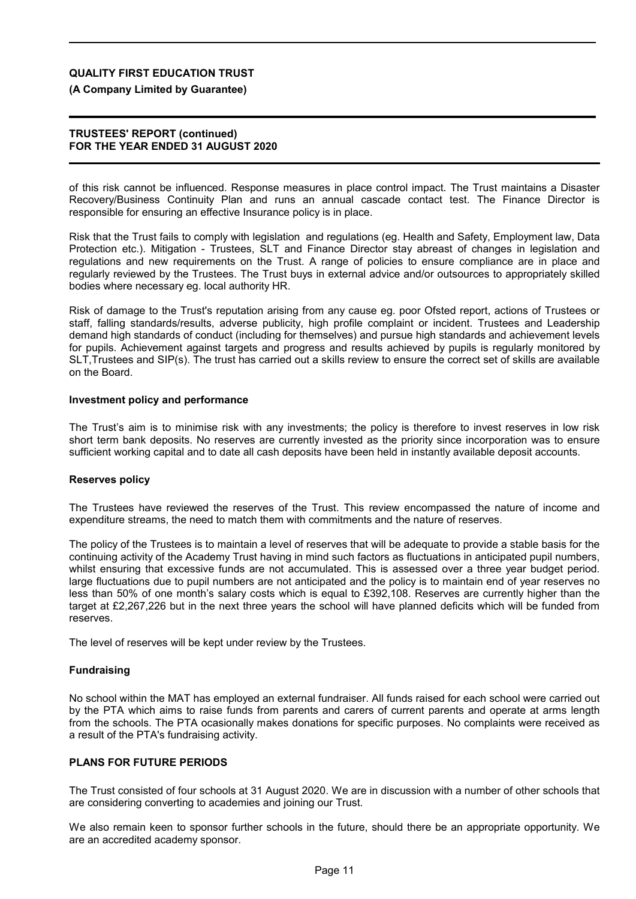of this risk cannot be influenced. Response measures in place control impact. The Trust maintains a Disaster Recovery/Business Continuity Plan and runs an annual cascade contact test. The Finance Director is responsible for ensuring an effective Insurance policy is in place.

Risk that the Trust fails to comply with legislation and regulations (eg. Health and Safety, Employment law, Data Protection etc.). Mitigation - Trustees, SLT and Finance Director stay abreast of changes in legislation and regulations and new requirements on the Trust. A range of policies to ensure compliance are in place and regularly reviewed by the Trustees. The Trust buys in external advice and/or outsources to appropriately skilled bodies where necessary eg. local authority HR.

Risk of damage to the Trust's reputation arising from any cause eg. poor Ofsted report, actions of Trustees or staff, falling standards/results, adverse publicity, high profile complaint or incident. Trustees and Leadership demand high standards of conduct (including for themselves) and pursue high standards and achievement levels for pupils. Achievement against targets and progress and results achieved by pupils is regularly monitored by SLT,Trustees and SIP(s). The trust has carried out a skills review to ensure the correct set of skills are available on the Board.

### Investment policy and performance

The Trust's aim is to minimise risk with any investments; the policy is therefore to invest reserves in low risk short term bank deposits. No reserves are currently invested as the priority since incorporation was to ensure sufficient working capital and to date all cash deposits have been held in instantly available deposit accounts.

### Reserves policy

The Trustees have reviewed the reserves of the Trust. This review encompassed the nature of income and expenditure streams, the need to match them with commitments and the nature of reserves.

The policy of the Trustees is to maintain a level of reserves that will be adequate to provide a stable basis for the continuing activity of the Academy Trust having in mind such factors as fluctuations in anticipated pupil numbers, whilst ensuring that excessive funds are not accumulated. This is assessed over a three year budget period. large fluctuations due to pupil numbers are not anticipated and the policy is to maintain end of year reserves no less than 50% of one month's salary costs which is equal to £392,108. Reserves are currently higher than the target at £2,267,226 but in the next three years the school will have planned deficits which will be funded from reserves.

The level of reserves will be kept under review by the Trustees.

### Fundraising

No school within the MAT has employed an external fundraiser. All funds raised for each school were carried out by the PTA which aims to raise funds from parents and carers of current parents and operate at arms length from the schools. The PTA ocasionally makes donations for specific purposes. No complaints were received as a result of the PTA's fundraising activity.

## PLANS FOR FUTURE PERIODS

The Trust consisted of four schools at 31 August 2020. We are in discussion with a number of other schools that are considering converting to academies and joining our Trust.

We also remain keen to sponsor further schools in the future, should there be an appropriate opportunity. We are an accredited academy sponsor.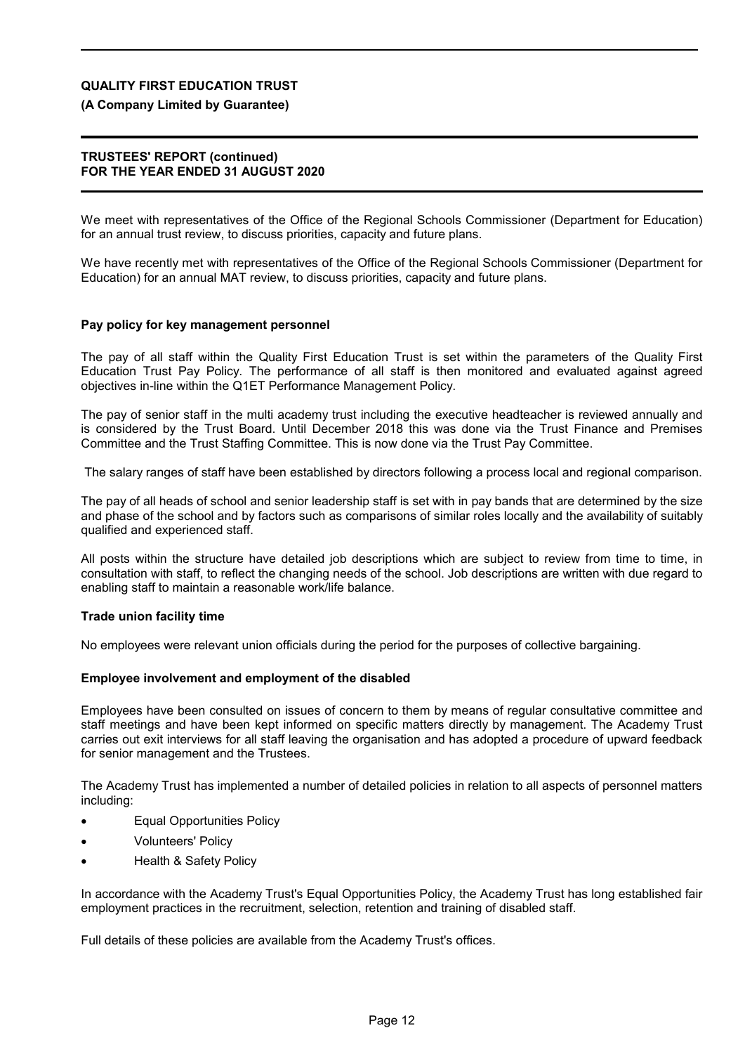We meet with representatives of the Office of the Regional Schools Commissioner (Department for Education) for an annual trust review, to discuss priorities, capacity and future plans.

We have recently met with representatives of the Office of the Regional Schools Commissioner (Department for Education) for an annual MAT review, to discuss priorities, capacity and future plans.

**Pay policy for key management personnel**

The pay of all staff within the Quality First Education Trust is set within the parameters of the Quality First Education Trust Pay Policy. The performance of all staff is then monitored and evaluated against agreed objectives in-line within the Q1ET Performance Management Policy.

The pay of senior staff in the multi academy trust including the executive headteacher is reviewed annually and is considered by the Trust Board. Until December 2018 this was done via the Trust Finance and Premises Committee and the Trust Staffing Committee. This is now done via the Trust Pay Committee.

The salary ranges of staff have been established by directors following a process local and regional comparison.

The pay of all heads of school and senior leadership staff is set with in pay bands that are determined by the size and phase of the school and by factors such as comparisons of similar roles locally and the availability of suitably qualified and experienced staff.

All posts within the structure have detailed job descriptions which are subject to review from time to time, in consultation with staff, to reflect the changing needs of the school. Job descriptions are written with due regard to enabling staff to maintain a reasonable work/life balance.

**Trade union facility time**

No employees were relevant union officials during the period for the purposes of collective bargaining.

**Employee involvement and employment of the disabled**

Employees have been consulted on issues of concern to them by means of regular consultative committee and staff meetings and have been kept informed on specific matters directly by management. The Academy Trust carries out exit interviews for all staff leaving the organisation and has adopted a procedure of upward feedback for senior management and the Trustees.

The Academy Trust has implemented a number of detailed policies in relation to all aspects of personnel matters including:

- Equal Opportunities Policy
- Volunteers' Policy
- Health & Safety Policy

In accordance with the Academy Trust's Equal Opportunities Policy, the Academy Trust has long established fair employment practices in the recruitment, selection, retention and training of disabled staff.

Full details of these policies are available from the Academy Trust's offices.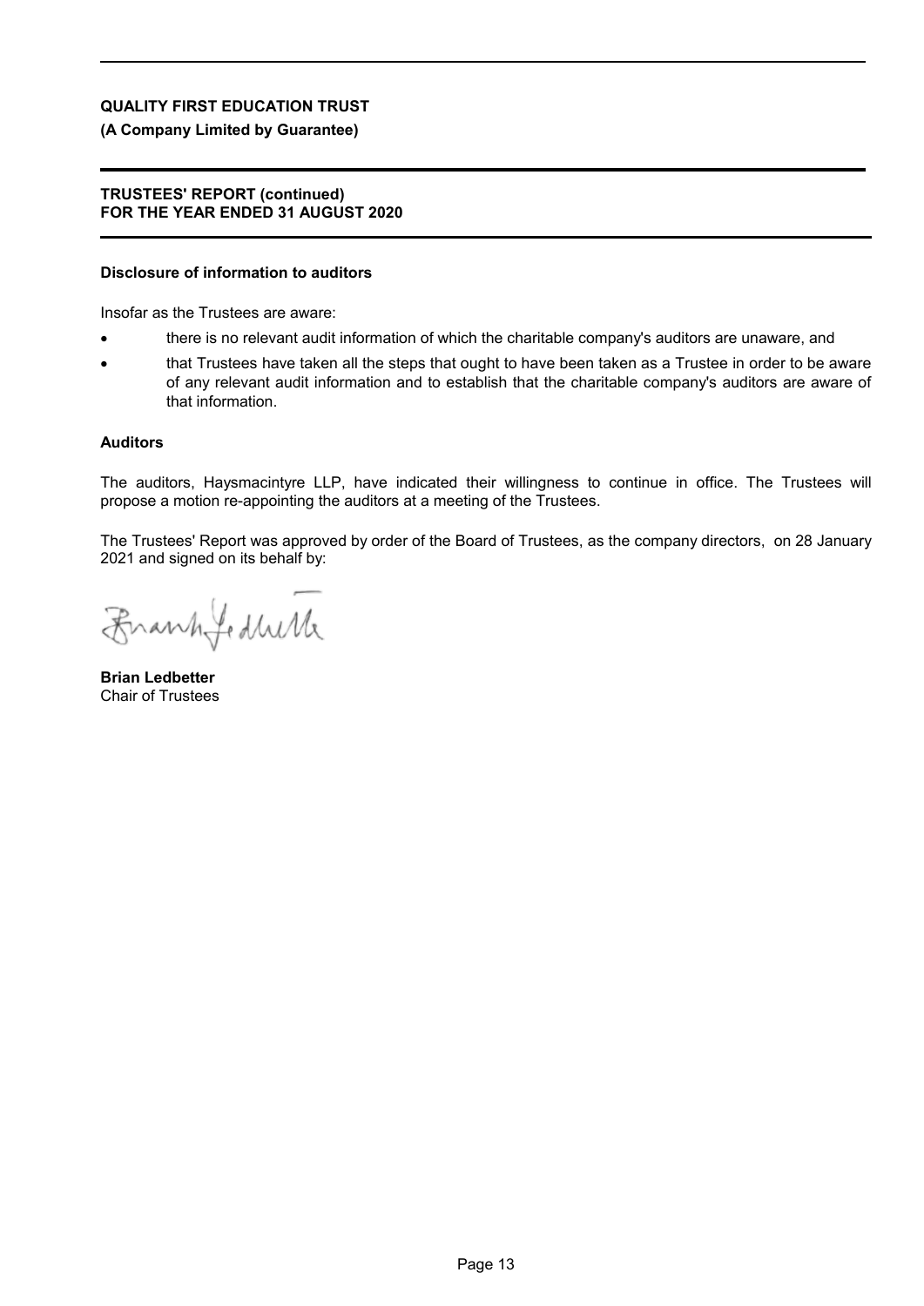**QUALITY FIRST EDUCATION TRUST**

**(A Company Limited by Guarantee)**

**TRUSTEES' REPORT (continued)**
**FOR THE YEAR ENDED 31 AUGUST 2020**

**Disclosure of information to auditors**

Insofar as the Trustees are aware:

- there is no relevant audit information of which the charitable company's auditors are unaware, and
- that Trustees have taken all the steps that ought to have been taken as a Trustee in order to be aware of any relevant audit information and to establish that the charitable company's auditors are aware of that information.

**Auditors**

The auditors, Haysmacintyre LLP, have indicated their willingness to continue in office. The Trustees will propose a motion re-appointing the auditors at a meeting of the Trustees.

The Trustees' Report was approved by order of the Board of Trustees, as the company directors, on 28 January 2021 and signed on its behalf by:

**Brian Ledbetter**
Chair of Trustees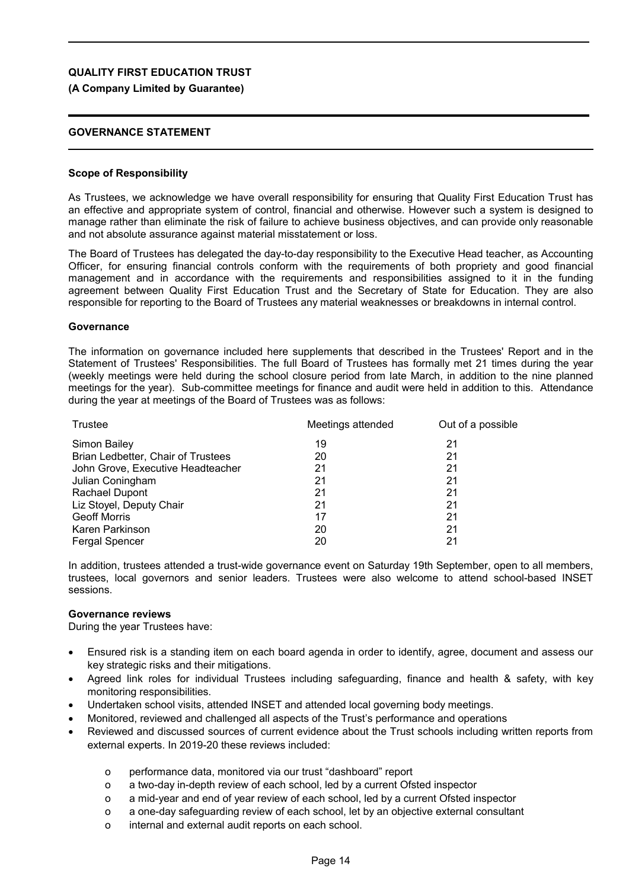**QUALITY FIRST EDUCATION TRUST**

**(A Company Limited by Guarantee)**

## GOVERNANCE STATEMENT

### Scope of Responsibility

As Trustees, we acknowledge we have overall responsibility for ensuring that Quality First Education Trust has an effective and appropriate system of control, financial and otherwise. However such a system is designed to manage rather than eliminate the risk of failure to achieve business objectives, and can provide only reasonable and not absolute assurance against material misstatement or loss.

The Board of Trustees has delegated the day-to-day responsibility to the Executive Head teacher, as Accounting Officer, for ensuring financial controls conform with the requirements of both propriety and good financial management and in accordance with the requirements and responsibilities assigned to it in the funding agreement between Quality First Education Trust and the Secretary of State for Education. They are also responsible for reporting to the Board of Trustees any material weaknesses or breakdowns in internal control.

### Governance

The information on governance included here supplements that described in the Trustees' Report and in the Statement of Trustees' Responsibilities. The full Board of Trustees has formally met 21 times during the year (weekly meetings were held during the school closure period from late March, in addition to the nine planned meetings for the year). Sub-committee meetings for finance and audit were held in addition to this. Attendance during the year at meetings of the Board of Trustees was as follows:

| Trustee | Meetings attended | Out of a possible |
|---|---|---|
| Simon Bailey | 19 | 21 |
| Brian Ledbetter, Chair of Trustees | 20 | 21 |
| John Grove, Executive Headteacher | 21 | 21 |
| Julian Coningham | 21 | 21 |
| Rachael Dupont | 21 | 21 |
| Liz Stoyel, Deputy Chair | 21 | 21 |
| Geoff Morris | 17 | 21 |
| Karen Parkinson | 20 | 21 |
| Fergal Spencer | 20 | 21 |

In addition, trustees attended a trust-wide governance event on Saturday 19th September, open to all members, trustees, local governors and senior leaders. Trustees were also welcome to attend school-based INSET sessions.

### Governance reviews

During the year Trustees have:

- Ensured risk is a standing item on each board agenda in order to identify, agree, document and assess our key strategic risks and their mitigations.
- Agreed link roles for individual Trustees including safeguarding, finance and health & safety, with key monitoring responsibilities.
- Undertaken school visits, attended INSET and attended local governing body meetings.
- Monitored, reviewed and challenged all aspects of the Trust's performance and operations
- Reviewed and discussed sources of current evidence about the Trust schools including written reports from external experts. In 2019-20 these reviews included:
    - performance data, monitored via our trust "dashboard" report
    - a two-day in-depth review of each school, led by a current Ofsted inspector
    - a mid-year and end of year review of each school, led by a current Ofsted inspector
    - a one-day safeguarding review of each school, let by an objective external consultant
    - internal and external audit reports on each school.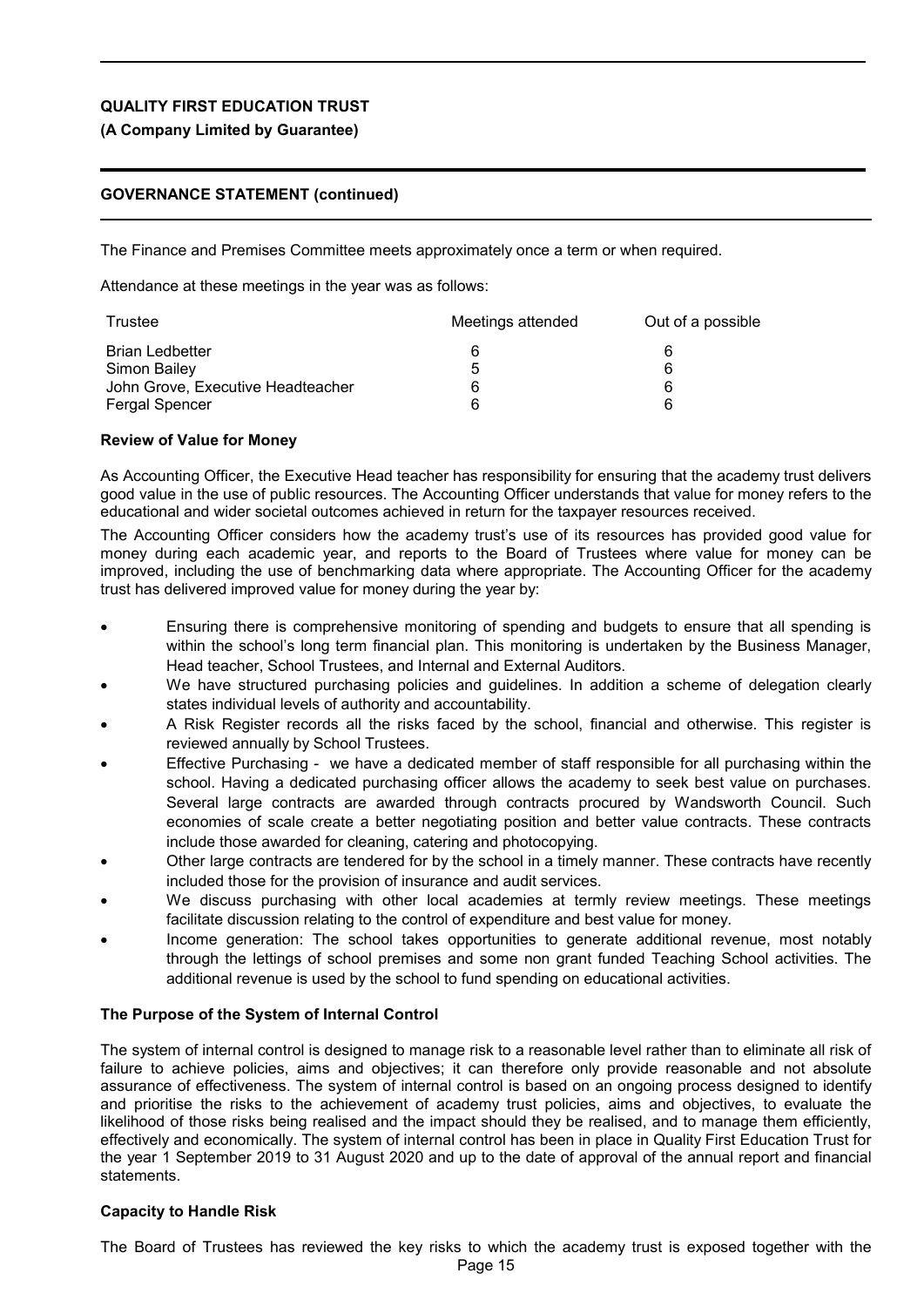**GOVERNANCE STATEMENT (continued)**

The Finance and Premises Committee meets approximately once a term or when required.

Attendance at these meetings in the year was as follows:

| Trustee | Meetings attended | Out of a possible |
|---|---|---|
| Brian Ledbetter | 6 | 6 |
| Simon Bailey | 5 | 6 |
| John Grove, Executive Headteacher | 6 | 6 |
| Fergal Spencer | 6 | 6 |

**Review of Value for Money**

As Accounting Officer, the Executive Head teacher has responsibility for ensuring that the academy trust delivers good value in the use of public resources. The Accounting Officer understands that value for money refers to the educational and wider societal outcomes achieved in return for the taxpayer resources received.

The Accounting Officer considers how the academy trust's use of its resources has provided good value for money during each academic year, and reports to the Board of Trustees where value for money can be improved, including the use of benchmarking data where appropriate. The Accounting Officer for the academy trust has delivered improved value for money during the year by:

- Ensuring there is comprehensive monitoring of spending and budgets to ensure that all spending is within the school's long term financial plan. This monitoring is undertaken by the Business Manager, Head teacher, School Trustees, and Internal and External Auditors.
- We have structured purchasing policies and guidelines. In addition a scheme of delegation clearly states individual levels of authority and accountability.
- A Risk Register records all the risks faced by the school, financial and otherwise. This register is reviewed annually by School Trustees.
- Effective Purchasing - we have a dedicated member of staff responsible for all purchasing within the school. Having a dedicated purchasing officer allows the academy to seek best value on purchases. Several large contracts are awarded through contracts procured by Wandsworth Council. Such economies of scale create a better negotiating position and better value contracts. These contracts include those awarded for cleaning, catering and photocopying.
- Other large contracts are tendered for by the school in a timely manner. These contracts have recently included those for the provision of insurance and audit services.
- We discuss purchasing with other local academies at termly review meetings. These meetings facilitate discussion relating to the control of expenditure and best value for money.
- Income generation: The school takes opportunities to generate additional revenue, most notably through the lettings of school premises and some non grant funded Teaching School activities. The additional revenue is used by the school to fund spending on educational activities.

**The Purpose of the System of Internal Control**

The system of internal control is designed to manage risk to a reasonable level rather than to eliminate all risk of failure to achieve policies, aims and objectives; it can therefore only provide reasonable and not absolute assurance of effectiveness. The system of internal control is based on an ongoing process designed to identify and prioritise the risks to the achievement of academy trust policies, aims and objectives, to evaluate the likelihood of those risks being realised and the impact should they be realised, and to manage them efficiently, effectively and economically. The system of internal control has been in place in Quality First Education Trust for the year 1 September 2019 to 31 August 2020 and up to the date of approval of the annual report and financial statements.

**Capacity to Handle Risk**

The Board of Trustees has reviewed the key risks to which the academy trust is exposed together with the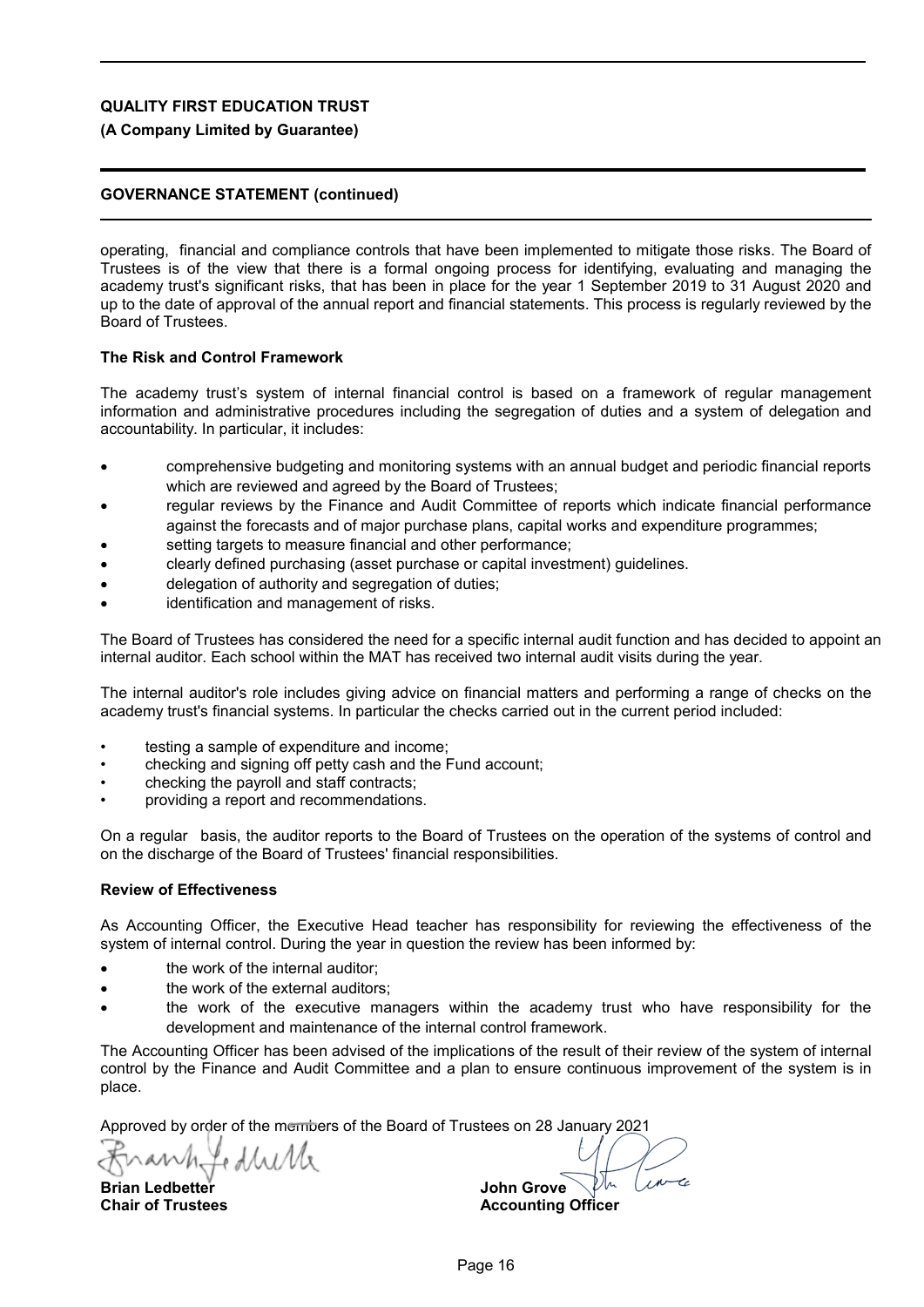**QUALITY FIRST EDUCATION TRUST**

**(A Company Limited by Guarantee)**

**GOVERNANCE STATEMENT (continued)**

operating, financial and compliance controls that have been implemented to mitigate those risks. The Board of Trustees is of the view that there is a formal ongoing process for identifying, evaluating and managing the academy trust's significant risks, that has been in place for the year 1 September 2019 to 31 August 2020 and up to the date of approval of the annual report and financial statements. This process is regularly reviewed by the Board of Trustees.

**The Risk and Control Framework**

The academy trust's system of internal financial control is based on a framework of regular management information and administrative procedures including the segregation of duties and a system of delegation and accountability. In particular, it includes:

- comprehensive budgeting and monitoring systems with an annual budget and periodic financial reports which are reviewed and agreed by the Board of Trustees;
- regular reviews by the Finance and Audit Committee of reports which indicate financial performance against the forecasts and of major purchase plans, capital works and expenditure programmes;
- setting targets to measure financial and other performance;
- clearly defined purchasing (asset purchase or capital investment) guidelines.
- delegation of authority and segregation of duties;
- identification and management of risks.

The Board of Trustees has considered the need for a specific internal audit function and has decided to appoint an internal auditor. Each school within the MAT has received two internal audit visits during the year.

The internal auditor's role includes giving advice on financial matters and performing a range of checks on the academy trust's financial systems. In particular the checks carried out in the current period included:

- testing a sample of expenditure and income;
- checking and signing off petty cash and the Fund account;
- checking the payroll and staff contracts;
- providing a report and recommendations.

On a regular basis, the auditor reports to the Board of Trustees on the operation of the systems of control and on the discharge of the Board of Trustees' financial responsibilities.

**Review of Effectiveness**

As Accounting Officer, the Executive Head teacher has responsibility for reviewing the effectiveness of the system of internal control. During the year in question the review has been informed by:

- the work of the internal auditor;
- the work of the external auditors;
- the work of the executive managers within the academy trust who have responsibility for the development and maintenance of the internal control framework.

The Accounting Officer has been advised of the implications of the result of their review of the system of internal control by the Finance and Audit Committee and a plan to ensure continuous improvement of the system is in place.

Approved by order of the members of the Board of Trustees on 28 January 2021

| | |
|---|---|
| **Brian Ledbetter** | **John Grove** |
| **Chair of Trustees** | **Accounting Officer** |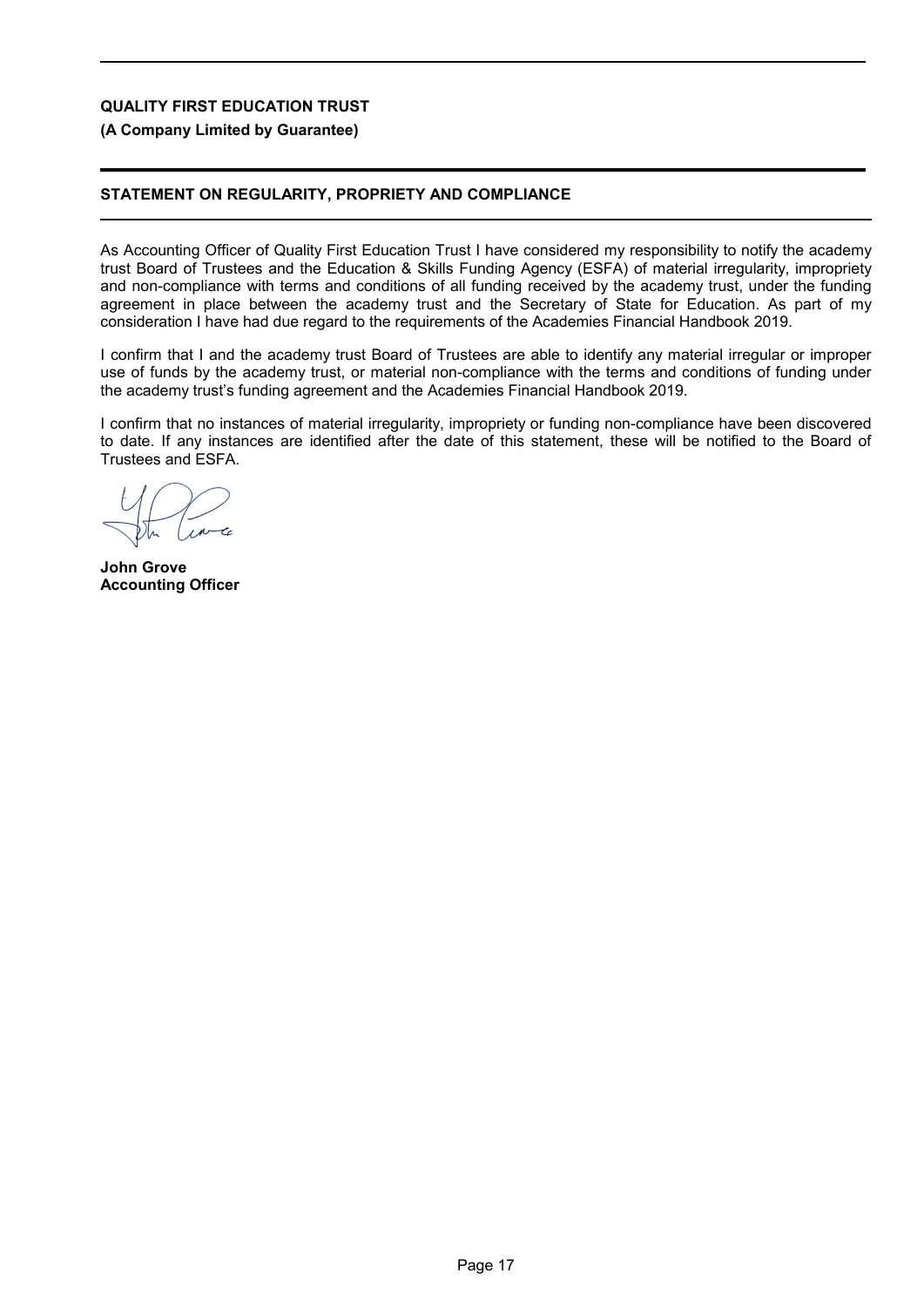**QUALITY FIRST EDUCATION TRUST**

**(A Company Limited by Guarantee)**

## STATEMENT ON REGULARITY, PROPRIETY AND COMPLIANCE

As Accounting Officer of Quality First Education Trust I have considered my responsibility to notify the academy trust Board of Trustees and the Education & Skills Funding Agency (ESFA) of material irregularity, impropriety and non-compliance with terms and conditions of all funding received by the academy trust, under the funding agreement in place between the academy trust and the Secretary of State for Education. As part of my consideration I have had due regard to the requirements of the Academies Financial Handbook 2019.

I confirm that I and the academy trust Board of Trustees are able to identify any material irregular or improper use of funds by the academy trust, or material non-compliance with the terms and conditions of funding under the academy trust's funding agreement and the Academies Financial Handbook 2019.

I confirm that no instances of material irregularity, impropriety or funding non-compliance have been discovered to date. If any instances are identified after the date of this statement, these will be notified to the Board of Trustees and ESFA.

**John Grove**
**Accounting Officer**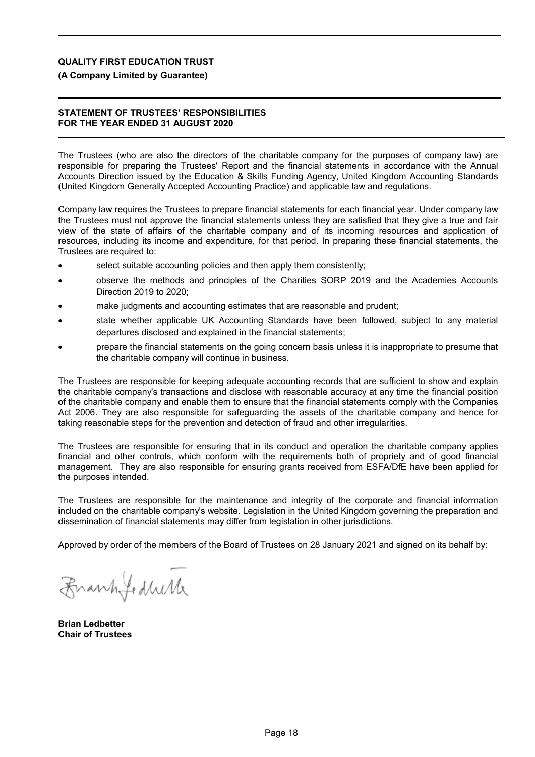**QUALITY FIRST EDUCATION TRUST**

**(A Company Limited by Guarantee)**

## STATEMENT OF TRUSTEES' RESPONSIBILITIES FOR THE YEAR ENDED 31 AUGUST 2020

The Trustees (who are also the directors of the charitable company for the purposes of company law) are responsible for preparing the Trustees' Report and the financial statements in accordance with the Annual Accounts Direction issued by the Education & Skills Funding Agency, United Kingdom Accounting Standards (United Kingdom Generally Accepted Accounting Practice) and applicable law and regulations.

Company law requires the Trustees to prepare financial statements for each financial year. Under company law the Trustees must not approve the financial statements unless they are satisfied that they give a true and fair view of the state of affairs of the charitable company and of its incoming resources and application of resources, including its income and expenditure, for that period. In preparing these financial statements, the Trustees are required to:

- select suitable accounting policies and then apply them consistently;
- observe the methods and principles of the Charities SORP 2019 and the Academies Accounts Direction 2019 to 2020;
- make judgments and accounting estimates that are reasonable and prudent;
- state whether applicable UK Accounting Standards have been followed, subject to any material departures disclosed and explained in the financial statements;
- prepare the financial statements on the going concern basis unless it is inappropriate to presume that the charitable company will continue in business.

The Trustees are responsible for keeping adequate accounting records that are sufficient to show and explain the charitable company's transactions and disclose with reasonable accuracy at any time the financial position of the charitable company and enable them to ensure that the financial statements comply with the Companies Act 2006. They are also responsible for safeguarding the assets of the charitable company and hence for taking reasonable steps for the prevention and detection of fraud and other irregularities.

The Trustees are responsible for ensuring that in its conduct and operation the charitable company applies financial and other controls, which conform with the requirements both of propriety and of good financial management. They are also responsible for ensuring grants received from ESFA/DfE have been applied for the purposes intended.

The Trustees are responsible for the maintenance and integrity of the corporate and financial information included on the charitable company's website. Legislation in the United Kingdom governing the preparation and dissemination of financial statements may differ from legislation in other jurisdictions.

Approved by order of the members of the Board of Trustees on 28 January 2021 and signed on its behalf by:

**Brian Ledbetter**
**Chair of Trustees**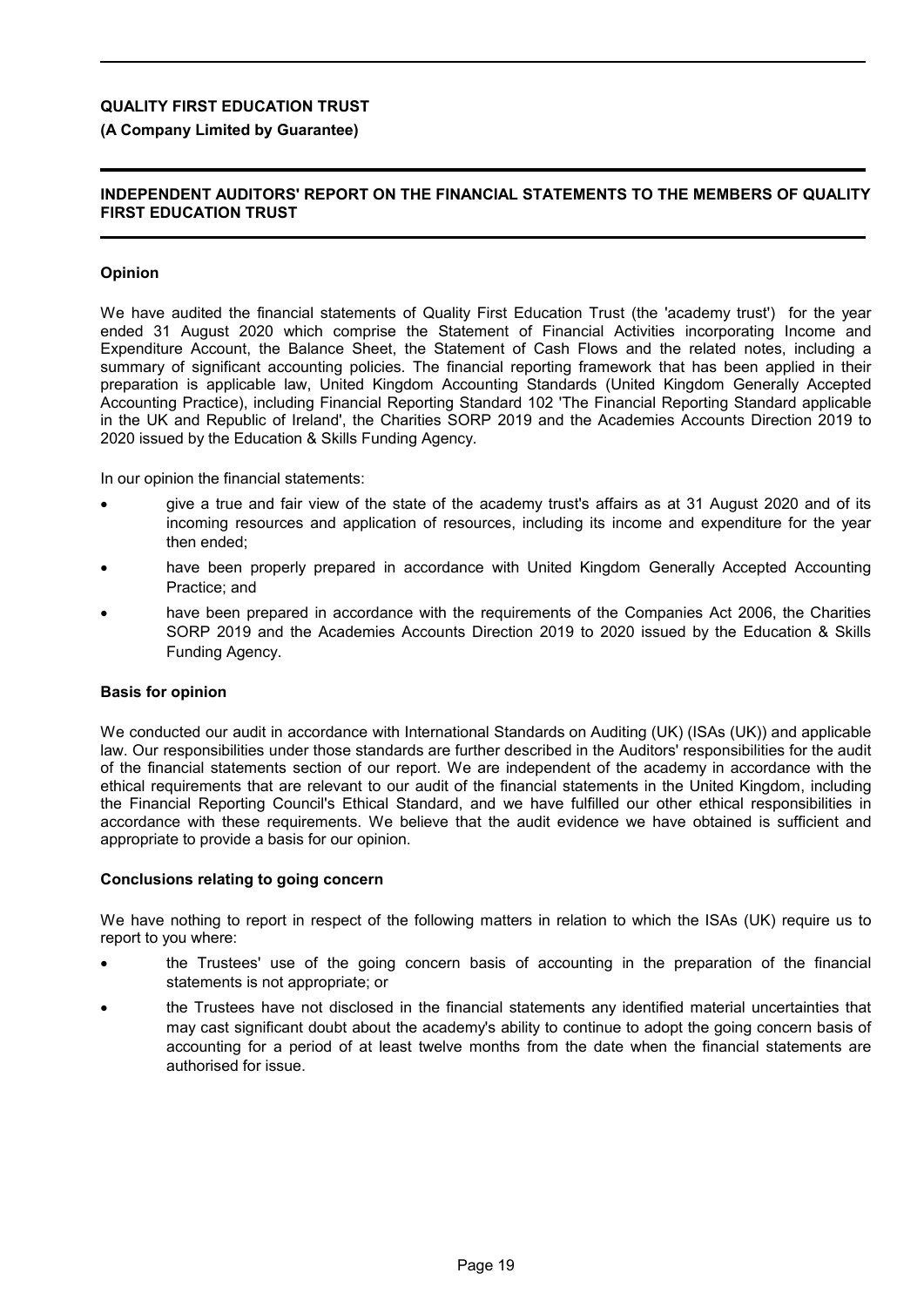**QUALITY FIRST EDUCATION TRUST**

**(A Company Limited by Guarantee)**

## INDEPENDENT AUDITORS' REPORT ON THE FINANCIAL STATEMENTS TO THE MEMBERS OF QUALITY FIRST EDUCATION TRUST

### Opinion

We have audited the financial statements of Quality First Education Trust (the 'academy trust') for the year ended 31 August 2020 which comprise the Statement of Financial Activities incorporating Income and Expenditure Account, the Balance Sheet, the Statement of Cash Flows and the related notes, including a summary of significant accounting policies. The financial reporting framework that has been applied in their preparation is applicable law, United Kingdom Accounting Standards (United Kingdom Generally Accepted Accounting Practice), including Financial Reporting Standard 102 'The Financial Reporting Standard applicable in the UK and Republic of Ireland', the Charities SORP 2019 and the Academies Accounts Direction 2019 to 2020 issued by the Education & Skills Funding Agency.

In our opinion the financial statements:

- give a true and fair view of the state of the academy trust's affairs as at 31 August 2020 and of its incoming resources and application of resources, including its income and expenditure for the year then ended;
- have been properly prepared in accordance with United Kingdom Generally Accepted Accounting Practice; and
- have been prepared in accordance with the requirements of the Companies Act 2006, the Charities SORP 2019 and the Academies Accounts Direction 2019 to 2020 issued by the Education & Skills Funding Agency.

### Basis for opinion

We conducted our audit in accordance with International Standards on Auditing (UK) (ISAs (UK)) and applicable law. Our responsibilities under those standards are further described in the Auditors' responsibilities for the audit of the financial statements section of our report. We are independent of the academy in accordance with the ethical requirements that are relevant to our audit of the financial statements in the United Kingdom, including the Financial Reporting Council's Ethical Standard, and we have fulfilled our other ethical responsibilities in accordance with these requirements. We believe that the audit evidence we have obtained is sufficient and appropriate to provide a basis for our opinion.

### Conclusions relating to going concern

We have nothing to report in respect of the following matters in relation to which the ISAs (UK) require us to report to you where:

- the Trustees' use of the going concern basis of accounting in the preparation of the financial statements is not appropriate; or
- the Trustees have not disclosed in the financial statements any identified material uncertainties that may cast significant doubt about the academy's ability to continue to adopt the going concern basis of accounting for a period of at least twelve months from the date when the financial statements are authorised for issue.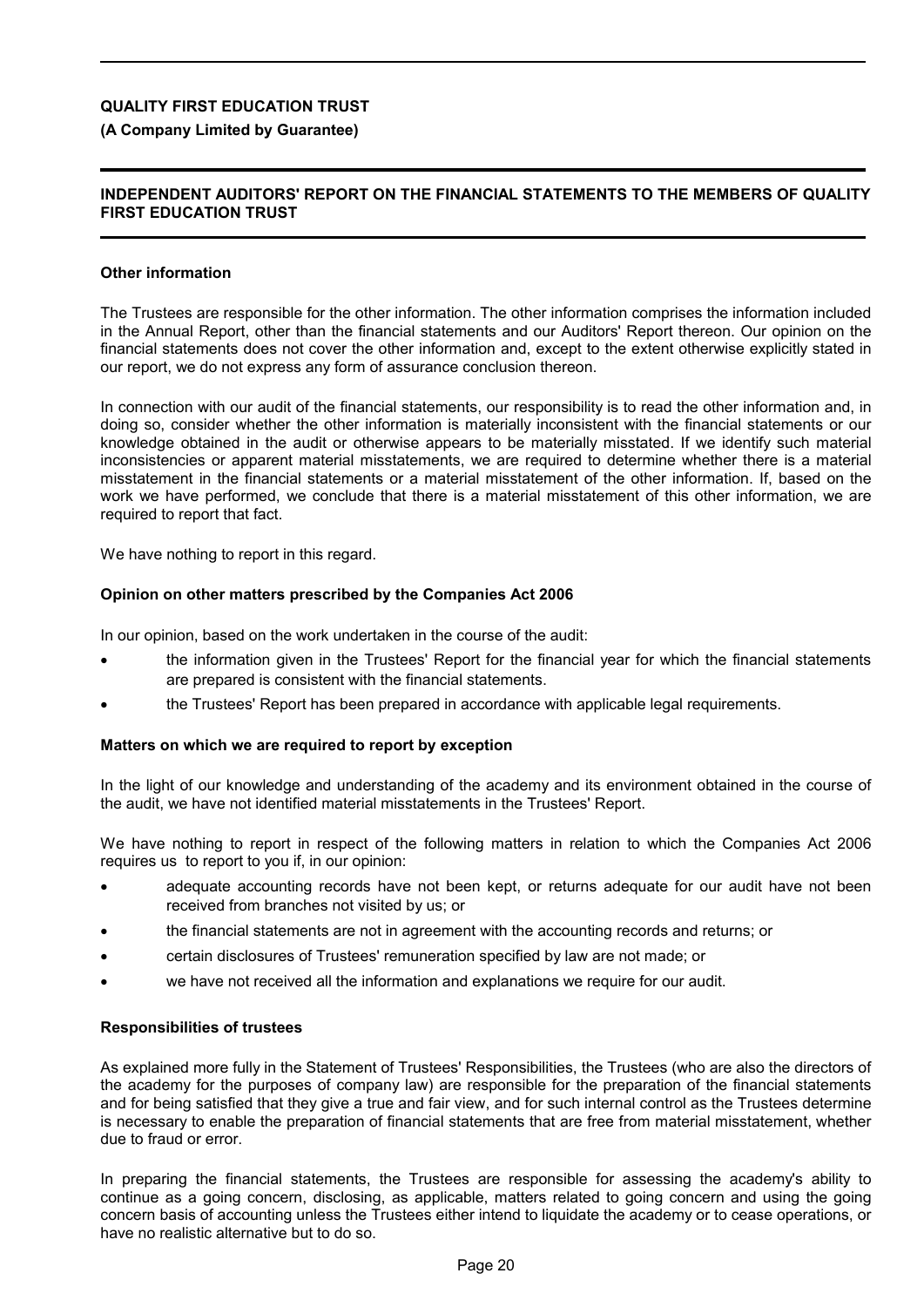## Other information

The Trustees are responsible for the other information. The other information comprises the information included in the Annual Report, other than the financial statements and our Auditors' Report thereon. Our opinion on the financial statements does not cover the other information and, except to the extent otherwise explicitly stated in our report, we do not express any form of assurance conclusion thereon.

In connection with our audit of the financial statements, our responsibility is to read the other information and, in doing so, consider whether the other information is materially inconsistent with the financial statements or our knowledge obtained in the audit or otherwise appears to be materially misstated. If we identify such material inconsistencies or apparent material misstatements, we are required to determine whether there is a material misstatement in the financial statements or a material misstatement of the other information. If, based on the work we have performed, we conclude that there is a material misstatement of this other information, we are required to report that fact.

We have nothing to report in this regard.

## Opinion on other matters prescribed by the Companies Act 2006

In our opinion, based on the work undertaken in the course of the audit:

- the information given in the Trustees' Report for the financial year for which the financial statements are prepared is consistent with the financial statements.
- the Trustees' Report has been prepared in accordance with applicable legal requirements.

## Matters on which we are required to report by exception

In the light of our knowledge and understanding of the academy and its environment obtained in the course of the audit, we have not identified material misstatements in the Trustees' Report.

We have nothing to report in respect of the following matters in relation to which the Companies Act 2006 requires us to report to you if, in our opinion:

- adequate accounting records have not been kept, or returns adequate for our audit have not been received from branches not visited by us; or
- the financial statements are not in agreement with the accounting records and returns; or
- certain disclosures of Trustees' remuneration specified by law are not made; or
- we have not received all the information and explanations we require for our audit.

## Responsibilities of trustees

As explained more fully in the Statement of Trustees' Responsibilities, the Trustees (who are also the directors of the academy for the purposes of company law) are responsible for the preparation of the financial statements and for being satisfied that they give a true and fair view, and for such internal control as the Trustees determine is necessary to enable the preparation of financial statements that are free from material misstatement, whether due to fraud or error.

In preparing the financial statements, the Trustees are responsible for assessing the academy's ability to continue as a going concern, disclosing, as applicable, matters related to going concern and using the going concern basis of accounting unless the Trustees either intend to liquidate the academy or to cease operations, or have no realistic alternative but to do so.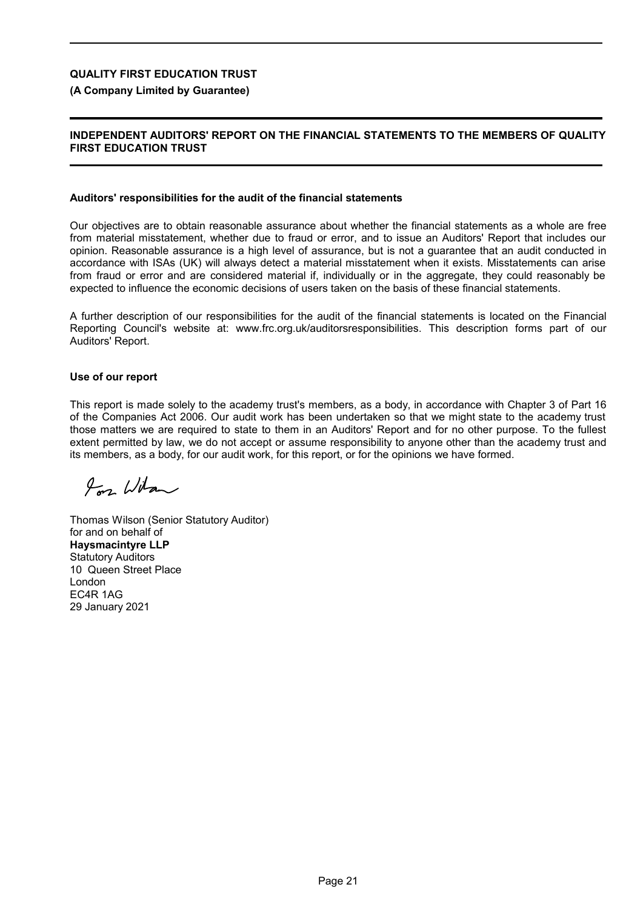**QUALITY FIRST EDUCATION TRUST**

**(A Company Limited by Guarantee)**

## INDEPENDENT AUDITORS' REPORT ON THE FINANCIAL STATEMENTS TO THE MEMBERS OF QUALITY FIRST EDUCATION TRUST

### Auditors' responsibilities for the audit of the financial statements

Our objectives are to obtain reasonable assurance about whether the financial statements as a whole are free from material misstatement, whether due to fraud or error, and to issue an Auditors' Report that includes our opinion. Reasonable assurance is a high level of assurance, but is not a guarantee that an audit conducted in accordance with ISAs (UK) will always detect a material misstatement when it exists. Misstatements can arise from fraud or error and are considered material if, individually or in the aggregate, they could reasonably be expected to influence the economic decisions of users taken on the basis of these financial statements.

A further description of our responsibilities for the audit of the financial statements is located on the Financial Reporting Council's website at: www.frc.org.uk/auditorsresponsibilities. This description forms part of our Auditors' Report.

### Use of our report

This report is made solely to the academy trust's members, as a body, in accordance with Chapter 3 of Part 16 of the Companies Act 2006. Our audit work has been undertaken so that we might state to the academy trust those matters we are required to state to them in an Auditors' Report and for no other purpose. To the fullest extent permitted by law, we do not accept or assume responsibility to anyone other than the academy trust and its members, as a body, for our audit work, for this report, or for the opinions we have formed.

Thomas Wilson (Senior Statutory Auditor)
for and on behalf of
**Haysmacintyre LLP**
Statutory Auditors
10 Queen Street Place
London
EC4R 1AG
29 January 2021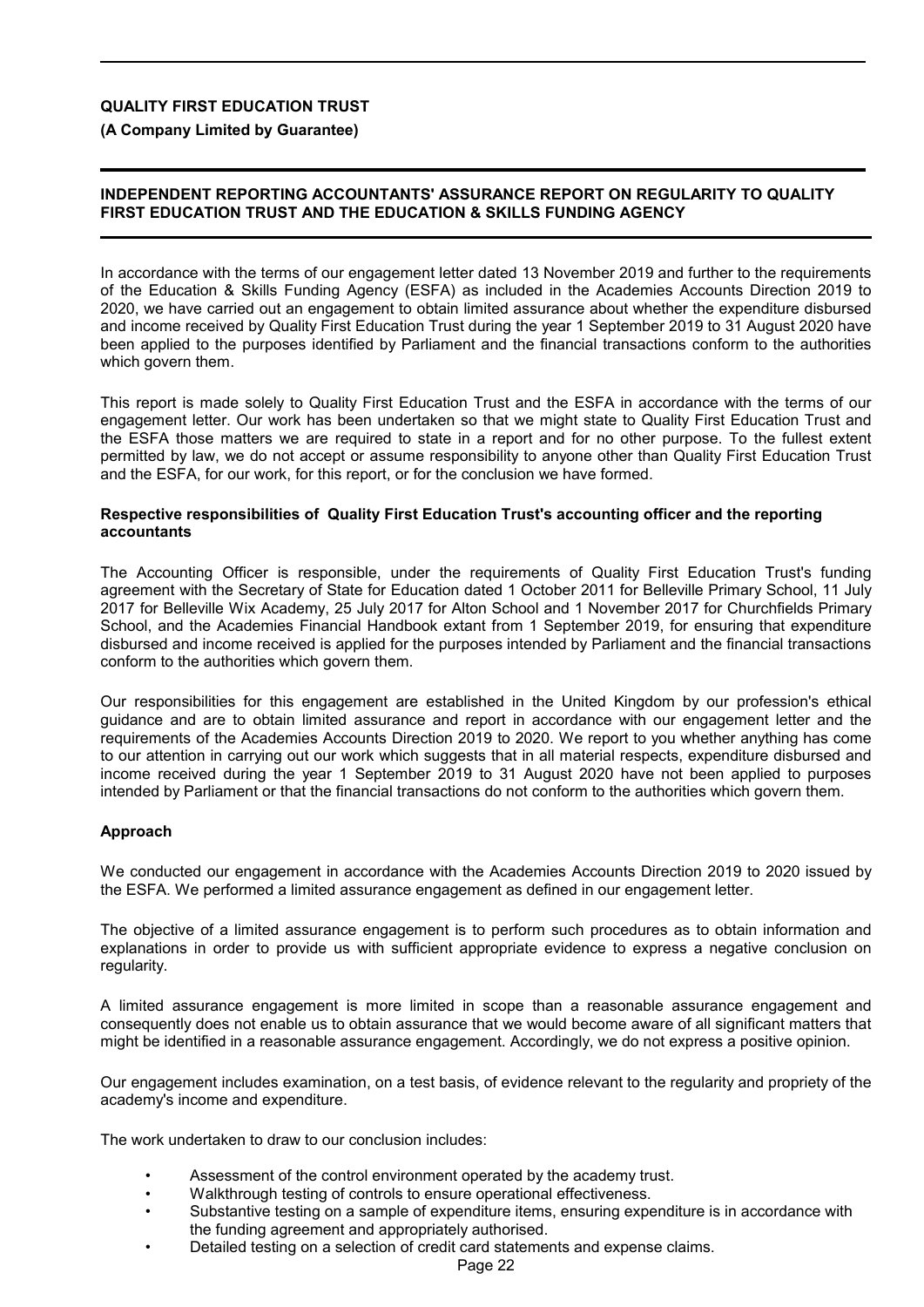**QUALITY FIRST EDUCATION TRUST**

**(A Company Limited by Guarantee)**

## INDEPENDENT REPORTING ACCOUNTANTS' ASSURANCE REPORT ON REGULARITY TO QUALITY FIRST EDUCATION TRUST AND THE EDUCATION & SKILLS FUNDING AGENCY

In accordance with the terms of our engagement letter dated 13 November 2019 and further to the requirements of the Education & Skills Funding Agency (ESFA) as included in the Academies Accounts Direction 2019 to 2020, we have carried out an engagement to obtain limited assurance about whether the expenditure disbursed and income received by Quality First Education Trust during the year 1 September 2019 to 31 August 2020 have been applied to the purposes identified by Parliament and the financial transactions conform to the authorities which govern them.

This report is made solely to Quality First Education Trust and the ESFA in accordance with the terms of our engagement letter. Our work has been undertaken so that we might state to Quality First Education Trust and the ESFA those matters we are required to state in a report and for no other purpose. To the fullest extent permitted by law, we do not accept or assume responsibility to anyone other than Quality First Education Trust and the ESFA, for our work, for this report, or for the conclusion we have formed.

### Respective responsibilities of Quality First Education Trust's accounting officer and the reporting accountants

The Accounting Officer is responsible, under the requirements of Quality First Education Trust's funding agreement with the Secretary of State for Education dated 1 October 2011 for Belleville Primary School, 11 July 2017 for Belleville Wix Academy, 25 July 2017 for Alton School and 1 November 2017 for Churchfields Primary School, and the Academies Financial Handbook extant from 1 September 2019, for ensuring that expenditure disbursed and income received is applied for the purposes intended by Parliament and the financial transactions conform to the authorities which govern them.

Our responsibilities for this engagement are established in the United Kingdom by our profession's ethical guidance and are to obtain limited assurance and report in accordance with our engagement letter and the requirements of the Academies Accounts Direction 2019 to 2020. We report to you whether anything has come to our attention in carrying out our work which suggests that in all material respects, expenditure disbursed and income received during the year 1 September 2019 to 31 August 2020 have not been applied to purposes intended by Parliament or that the financial transactions do not conform to the authorities which govern them.

### Approach

We conducted our engagement in accordance with the Academies Accounts Direction 2019 to 2020 issued by the ESFA. We performed a limited assurance engagement as defined in our engagement letter.

The objective of a limited assurance engagement is to perform such procedures as to obtain information and explanations in order to provide us with sufficient appropriate evidence to express a negative conclusion on regularity.

A limited assurance engagement is more limited in scope than a reasonable assurance engagement and consequently does not enable us to obtain assurance that we would become aware of all significant matters that might be identified in a reasonable assurance engagement. Accordingly, we do not express a positive opinion.

Our engagement includes examination, on a test basis, of evidence relevant to the regularity and propriety of the academy's income and expenditure.

The work undertaken to draw to our conclusion includes:

- Assessment of the control environment operated by the academy trust.
- Walkthrough testing of controls to ensure operational effectiveness.
- Substantive testing on a sample of expenditure items, ensuring expenditure is in accordance with the funding agreement and appropriately authorised.
- Detailed testing on a selection of credit card statements and expense claims.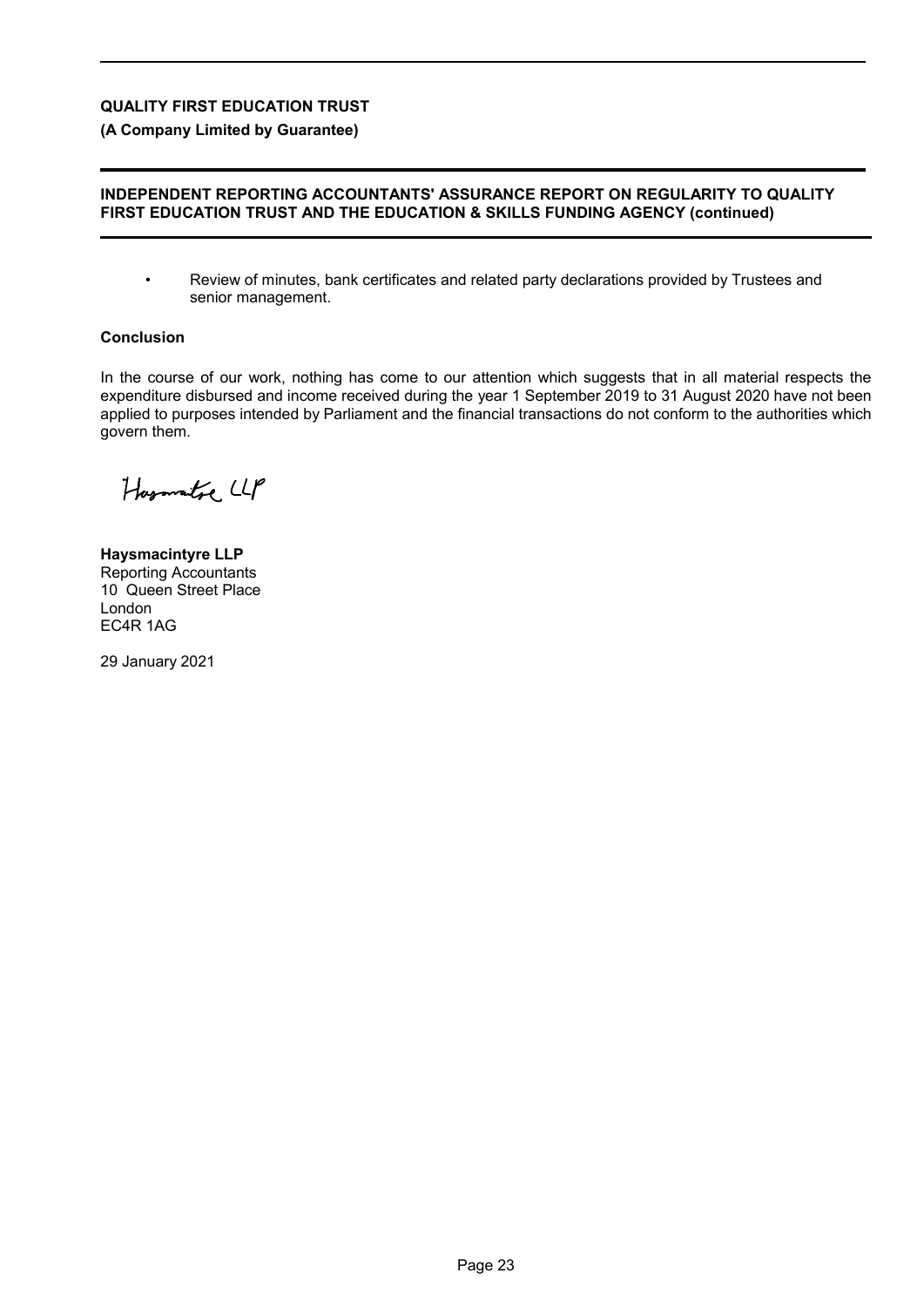- Review of minutes, bank certificates and related party declarations provided by Trustees and senior management.

**Conclusion**

In the course of our work, nothing has come to our attention which suggests that in all material respects the expenditure disbursed and income received during the year 1 September 2019 to 31 August 2020 have not been applied to purposes intended by Parliament and the financial transactions do not conform to the authorities which govern them.

Haysmacintyre LLP

**Haysmacintyre LLP**
Reporting Accountants
10 Queen Street Place
London
EC4R 1AG

29 January 2021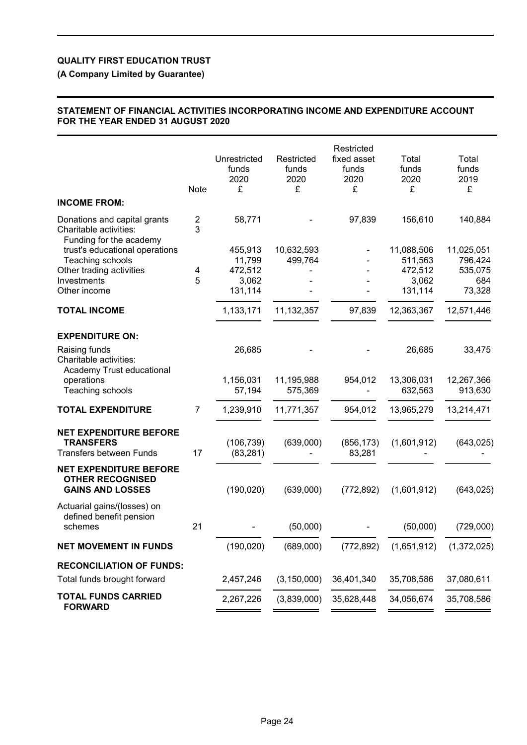**QUALITY FIRST EDUCATION TRUST**

**(A Company Limited by Guarantee)**

**STATEMENT OF FINANCIAL ACTIVITIES INCORPORATING INCOME AND EXPENDITURE ACCOUNT FOR THE YEAR ENDED 31 AUGUST 2020**

| | Note | Unrestricted funds 2020 £ | Restricted funds 2020 £ | Restricted fixed asset funds 2020 £ | Total funds 2020 £ | Total funds 2019 £ |
|---|---|---|---|---|---|---|
| **INCOME FROM:** | | | | | | |
| Donations and capital grants | 2 | 58,771 | - | 97,839 | 156,610 | 140,884 |
| Charitable activities: | 3 | | | | | |
| Funding for the academy trust's educational operations | | 455,913 | 10,632,593 | - | 11,088,506 | 11,025,051 |
| Teaching schools | | 11,799 | 499,764 | - | 511,563 | 796,424 |
| Other trading activities | 4 | 472,512 | - | - | 472,512 | 535,075 |
| Investments | 5 | 3,062 | - | - | 3,062 | 684 |
| Other income | | 131,114 | - | - | 131,114 | 73,328 |
| **TOTAL INCOME** | | 1,133,171 | 11,132,357 | 97,839 | 12,363,367 | 12,571,446 |
| **EXPENDITURE ON:** | | | | | | |
| Raising funds | | 26,685 | - | - | 26,685 | 33,475 |
| Charitable activities: | | | | | | |
| Academy Trust educational operations | | 1,156,031 | 11,195,988 | 954,012 | 13,306,031 | 12,267,366 |
| Teaching schools | | 57,194 | 575,369 | - | 632,563 | 913,630 |
| **TOTAL EXPENDITURE** | 7 | 1,239,910 | 11,771,357 | 954,012 | 13,965,279 | 13,214,471 |
| **NET EXPENDITURE BEFORE TRANSFERS** | | (106,739) | (639,000) | (856,173) | (1,601,912) | (643,025) |
| Transfers between Funds | 17 | (83,281) | - | 83,281 | - | - |
| **NET EXPENDITURE BEFORE OTHER RECOGNISED GAINS AND LOSSES** | | (190,020) | (639,000) | (772,892) | (1,601,912) | (643,025) |
| Actuarial gains/(losses) on defined benefit pension schemes | 21 | - | (50,000) | - | (50,000) | (729,000) |
| **NET MOVEMENT IN FUNDS** | | (190,020) | (689,000) | (772,892) | (1,651,912) | (1,372,025) |
| **RECONCILIATION OF FUNDS:** | | | | | | |
| Total funds brought forward | | 2,457,246 | (3,150,000) | 36,401,340 | 35,708,586 | 37,080,611 |
| **TOTAL FUNDS CARRIED FORWARD** | | 2,267,226 | (3,839,000) | 35,628,448 | 34,056,674 | 35,708,586 |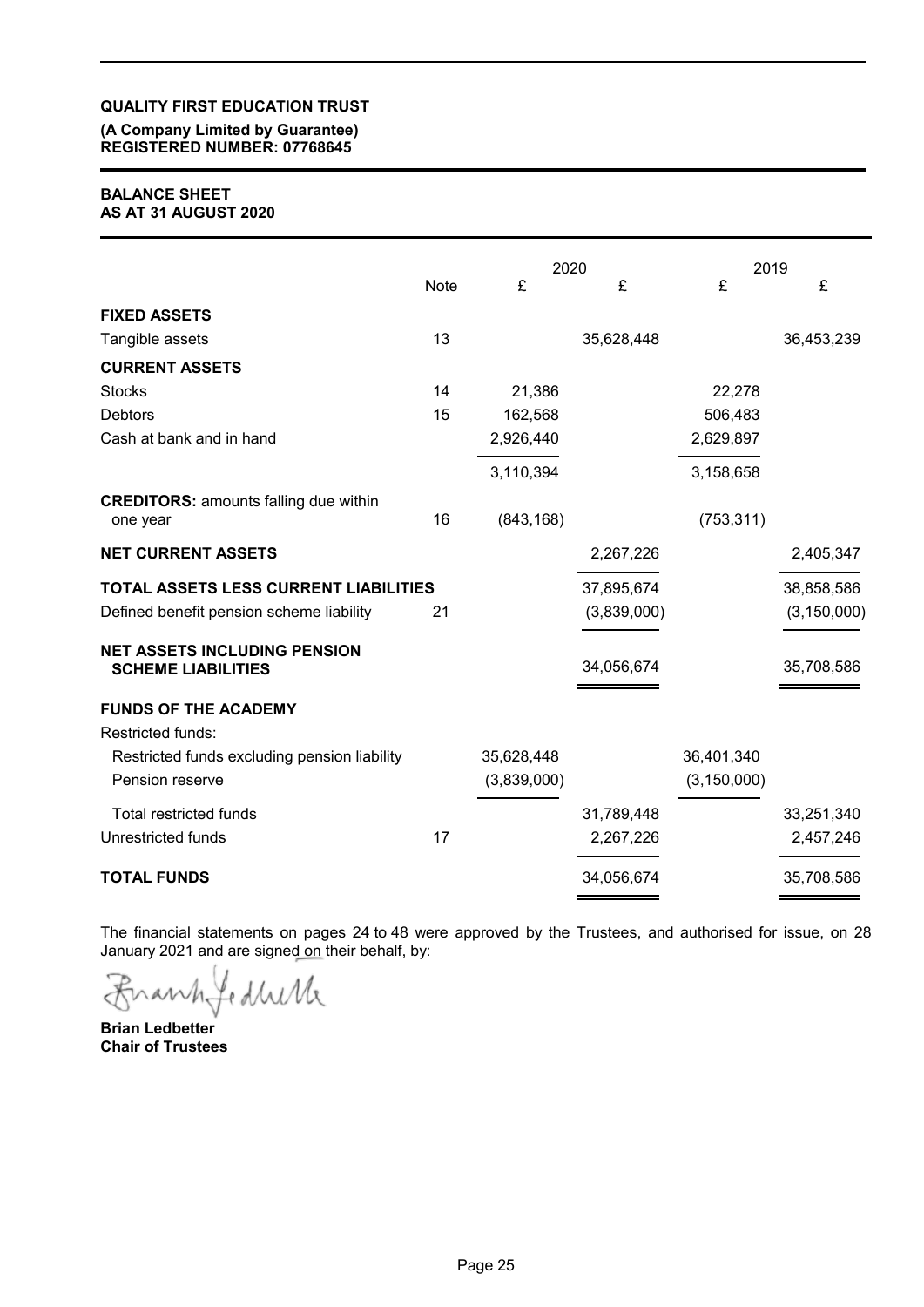**QUALITY FIRST EDUCATION TRUST**

**(A Company Limited by Guarantee)**
**REGISTERED NUMBER: 07768645**

**BALANCE SHEET**
**AS AT 31 AUGUST 2020**

| | Note | 2020 £ | 2020 £ | 2019 £ | 2019 £ |
|---|---|---|---|---|---|
| **FIXED ASSETS** | | | | | |
| Tangible assets | 13 | | 35,628,448 | | 36,453,239 |
| **CURRENT ASSETS** | | | | | |
| Stocks | 14 | 21,386 | | 22,278 | |
| Debtors | 15 | 162,568 | | 506,483 | |
| Cash at bank and in hand | | 2,926,440 | | 2,629,897 | |
| | | 3,110,394 | | 3,158,658 | |
| **CREDITORS:** amounts falling due within one year | 16 | (843,168) | | (753,311) | |
| **NET CURRENT ASSETS** | | | 2,267,226 | | 2,405,347 |
| **TOTAL ASSETS LESS CURRENT LIABILITIES** | | | 37,895,674 | | 38,858,586 |
| Defined benefit pension scheme liability | 21 | | (3,839,000) | | (3,150,000) |
| **NET ASSETS INCLUDING PENSION SCHEME LIABILITIES** | | | 34,056,674 | | 35,708,586 |
| **FUNDS OF THE ACADEMY** | | | | | |
| Restricted funds: | | | | | |
| Restricted funds excluding pension liability | | 35,628,448 | | 36,401,340 | |
| Pension reserve | | (3,839,000) | | (3,150,000) | |
| Total restricted funds | | | 31,789,448 | | 33,251,340 |
| Unrestricted funds | 17 | | 2,267,226 | | 2,457,246 |
| **TOTAL FUNDS** | | | 34,056,674 | | 35,708,586 |

The financial statements on pages 24 to 48 were approved by the Trustees, and authorised for issue, on 28 January 2021 and are signed on their behalf, by:

**Brian Ledbetter**
**Chair of Trustees**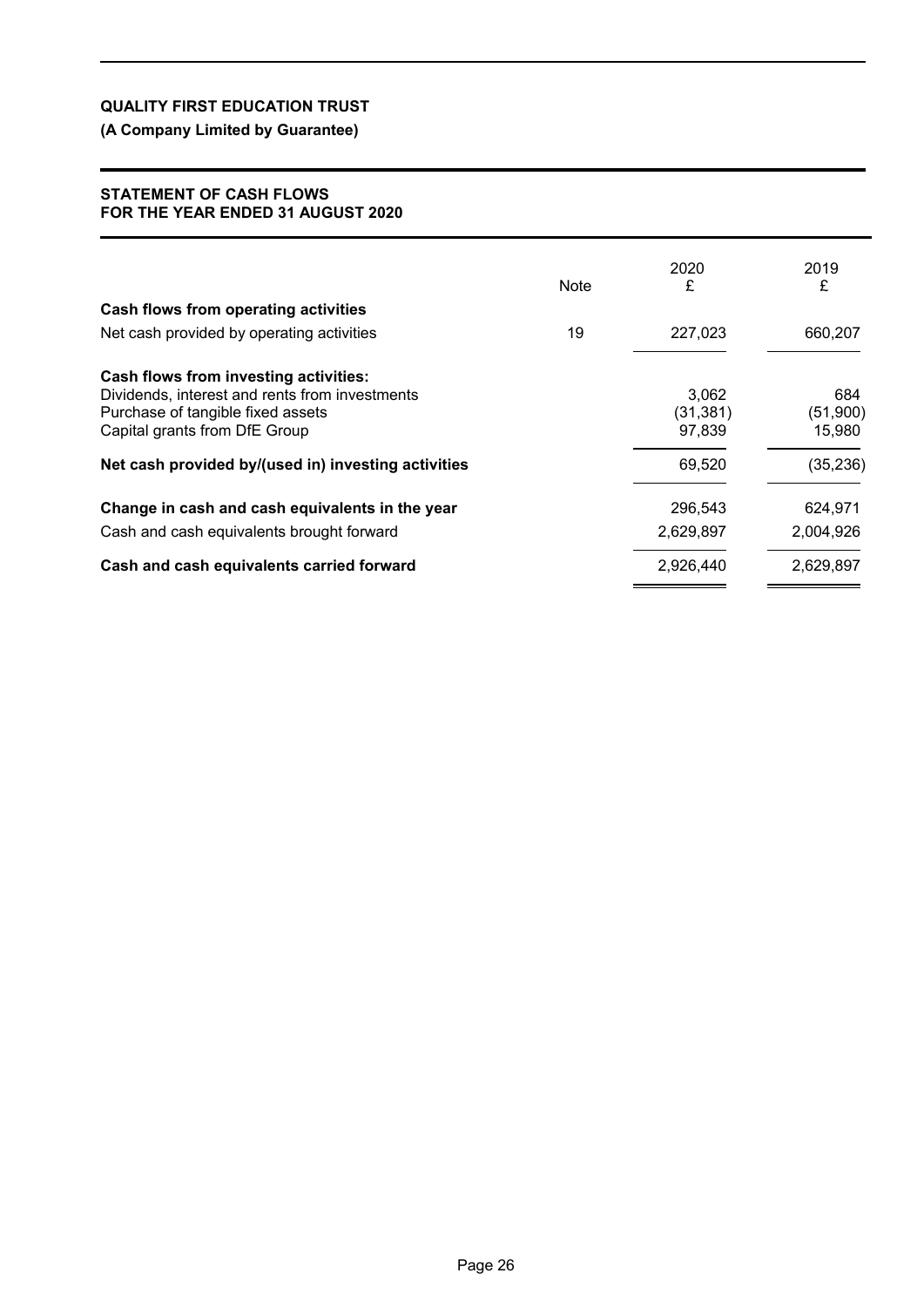**QUALITY FIRST EDUCATION TRUST**

**(A Company Limited by Guarantee)**

**STATEMENT OF CASH FLOWS**
**FOR THE YEAR ENDED 31 AUGUST 2020**

| | Note | 2020<br>£ | 2019<br>£ |
|---|---|---|---|
| **Cash flows from operating activities** | | | |
| Net cash provided by operating activities | 19 | 227,023 | 660,207 |
| **Cash flows from investing activities:** | | | |
| Dividends, interest and rents from investments | | 3,062 | 684 |
| Purchase of tangible fixed assets | | (31,381) | (51,900) |
| Capital grants from DfE Group | | 97,839 | 15,980 |
| **Net cash provided by/(used in) investing activities** | | 69,520 | (35,236) |
| **Change in cash and cash equivalents in the year** | | 296,543 | 624,971 |
| Cash and cash equivalents brought forward | | 2,629,897 | 2,004,926 |
| **Cash and cash equivalents carried forward** | | 2,926,440 | 2,629,897 |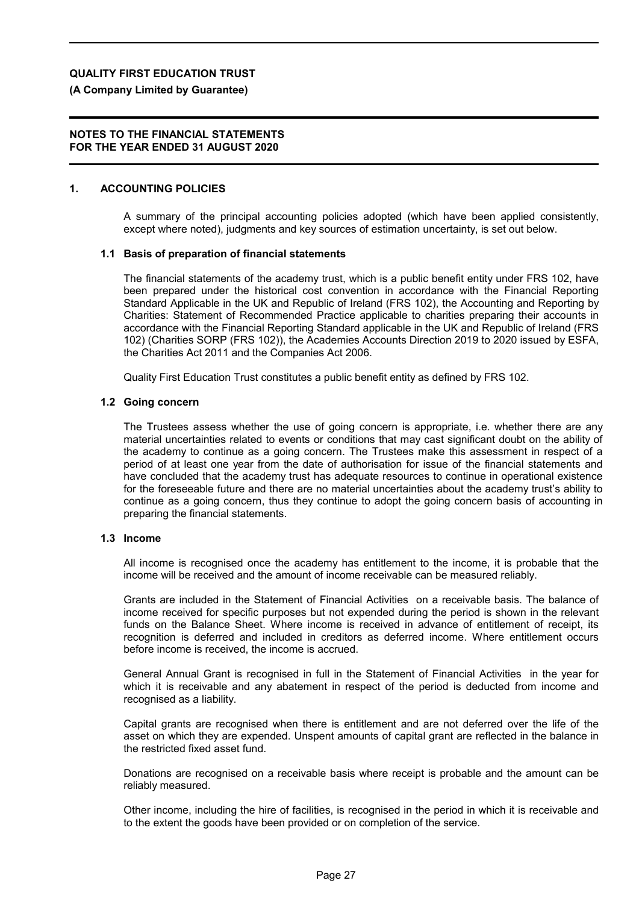**QUALITY FIRST EDUCATION TRUST**

**(A Company Limited by Guarantee)**

**NOTES TO THE FINANCIAL STATEMENTS**
**FOR THE YEAR ENDED 31 AUGUST 2020**

## 1. ACCOUNTING POLICIES

A summary of the principal accounting policies adopted (which have been applied consistently, except where noted), judgments and key sources of estimation uncertainty, is set out below.

### 1.1 Basis of preparation of financial statements

The financial statements of the academy trust, which is a public benefit entity under FRS 102, have been prepared under the historical cost convention in accordance with the Financial Reporting Standard Applicable in the UK and Republic of Ireland (FRS 102), the Accounting and Reporting by Charities: Statement of Recommended Practice applicable to charities preparing their accounts in accordance with the Financial Reporting Standard applicable in the UK and Republic of Ireland (FRS 102) (Charities SORP (FRS 102)), the Academies Accounts Direction 2019 to 2020 issued by ESFA, the Charities Act 2011 and the Companies Act 2006.

Quality First Education Trust constitutes a public benefit entity as defined by FRS 102.

### 1.2 Going concern

The Trustees assess whether the use of going concern is appropriate, i.e. whether there are any material uncertainties related to events or conditions that may cast significant doubt on the ability of the academy to continue as a going concern. The Trustees make this assessment in respect of a period of at least one year from the date of authorisation for issue of the financial statements and have concluded that the academy trust has adequate resources to continue in operational existence for the foreseeable future and there are no material uncertainties about the academy trust's ability to continue as a going concern, thus they continue to adopt the going concern basis of accounting in preparing the financial statements.

### 1.3 Income

All income is recognised once the academy has entitlement to the income, it is probable that the income will be received and the amount of income receivable can be measured reliably.

Grants are included in the Statement of Financial Activities on a receivable basis. The balance of income received for specific purposes but not expended during the period is shown in the relevant funds on the Balance Sheet. Where income is received in advance of entitlement of receipt, its recognition is deferred and included in creditors as deferred income. Where entitlement occurs before income is received, the income is accrued.

General Annual Grant is recognised in full in the Statement of Financial Activities in the year for which it is receivable and any abatement in respect of the period is deducted from income and recognised as a liability.

Capital grants are recognised when there is entitlement and are not deferred over the life of the asset on which they are expended. Unspent amounts of capital grant are reflected in the balance in the restricted fixed asset fund.

Donations are recognised on a receivable basis where receipt is probable and the amount can be reliably measured.

Other income, including the hire of facilities, is recognised in the period in which it is receivable and to the extent the goods have been provided or on completion of the service.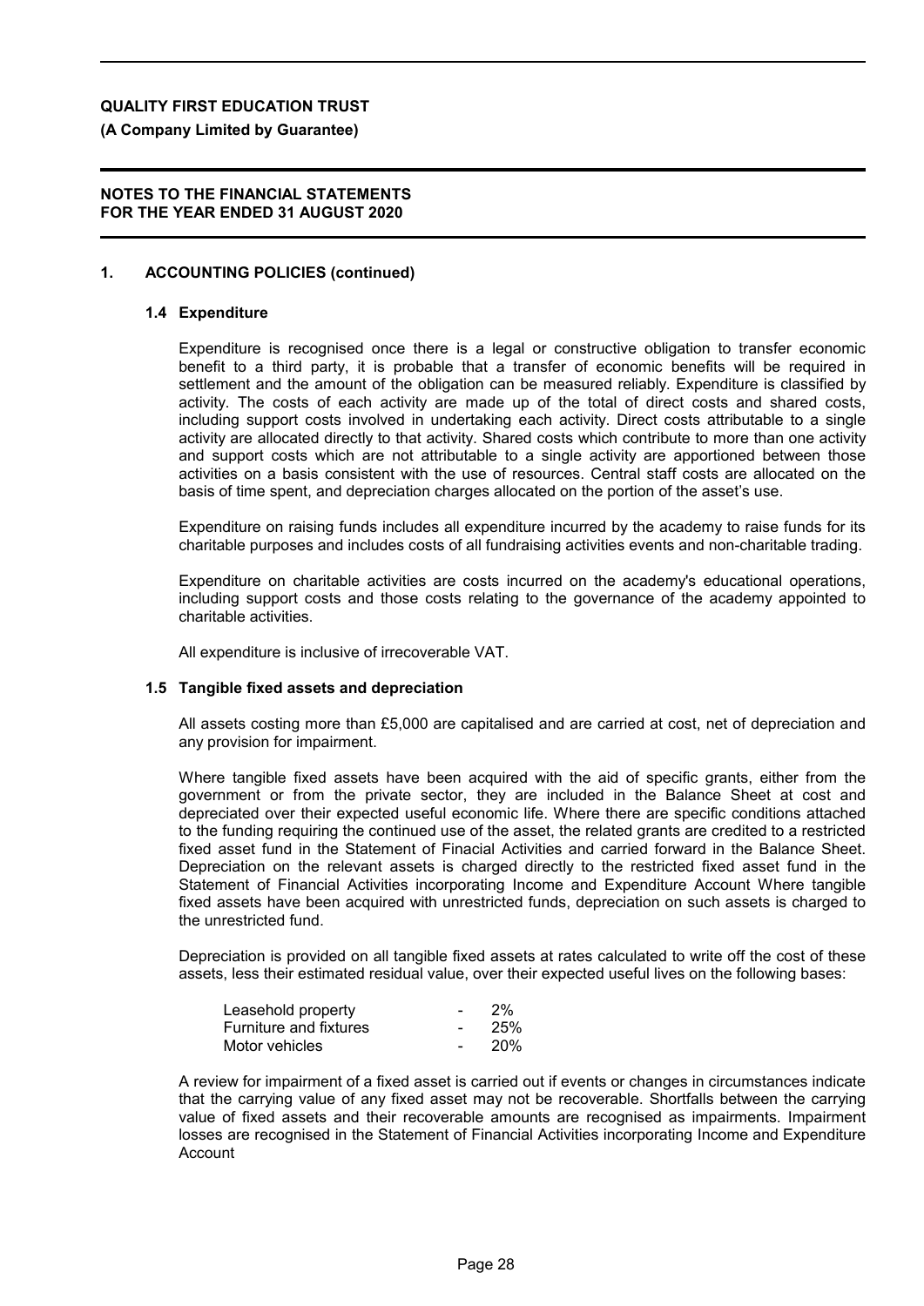**QUALITY FIRST EDUCATION TRUST**

**(A Company Limited by Guarantee)**

**NOTES TO THE FINANCIAL STATEMENTS FOR THE YEAR ENDED 31 AUGUST 2020**

## 1. ACCOUNTING POLICIES (continued)

### 1.4 Expenditure

Expenditure is recognised once there is a legal or constructive obligation to transfer economic benefit to a third party, it is probable that a transfer of economic benefits will be required in settlement and the amount of the obligation can be measured reliably. Expenditure is classified by activity. The costs of each activity are made up of the total of direct costs and shared costs, including support costs involved in undertaking each activity. Direct costs attributable to a single activity are allocated directly to that activity. Shared costs which contribute to more than one activity and support costs which are not attributable to a single activity are apportioned between those activities on a basis consistent with the use of resources. Central staff costs are allocated on the basis of time spent, and depreciation charges allocated on the portion of the asset's use.

Expenditure on raising funds includes all expenditure incurred by the academy to raise funds for its charitable purposes and includes costs of all fundraising activities events and non-charitable trading.

Expenditure on charitable activities are costs incurred on the academy's educational operations, including support costs and those costs relating to the governance of the academy appointed to charitable activities.

All expenditure is inclusive of irrecoverable VAT.

### 1.5 Tangible fixed assets and depreciation

All assets costing more than £5,000 are capitalised and are carried at cost, net of depreciation and any provision for impairment.

Where tangible fixed assets have been acquired with the aid of specific grants, either from the government or from the private sector, they are included in the Balance Sheet at cost and depreciated over their expected useful economic life. Where there are specific conditions attached to the funding requiring the continued use of the asset, the related grants are credited to a restricted fixed asset fund in the Statement of Finacial Activities and carried forward in the Balance Sheet. Depreciation on the relevant assets is charged directly to the restricted fixed asset fund in the Statement of Financial Activities incorporating Income and Expenditure Account Where tangible fixed assets have been acquired with unrestricted funds, depreciation on such assets is charged to the unrestricted fund.

Depreciation is provided on all tangible fixed assets at rates calculated to write off the cost of these assets, less their estimated residual value, over their expected useful lives on the following bases:

| | | |
|---|---|---|
| Leasehold property | - | 2% |
| Furniture and fixtures | - | 25% |
| Motor vehicles | - | 20% |

A review for impairment of a fixed asset is carried out if events or changes in circumstances indicate that the carrying value of any fixed asset may not be recoverable. Shortfalls between the carrying value of fixed assets and their recoverable amounts are recognised as impairments. Impairment losses are recognised in the Statement of Financial Activities incorporating Income and Expenditure Account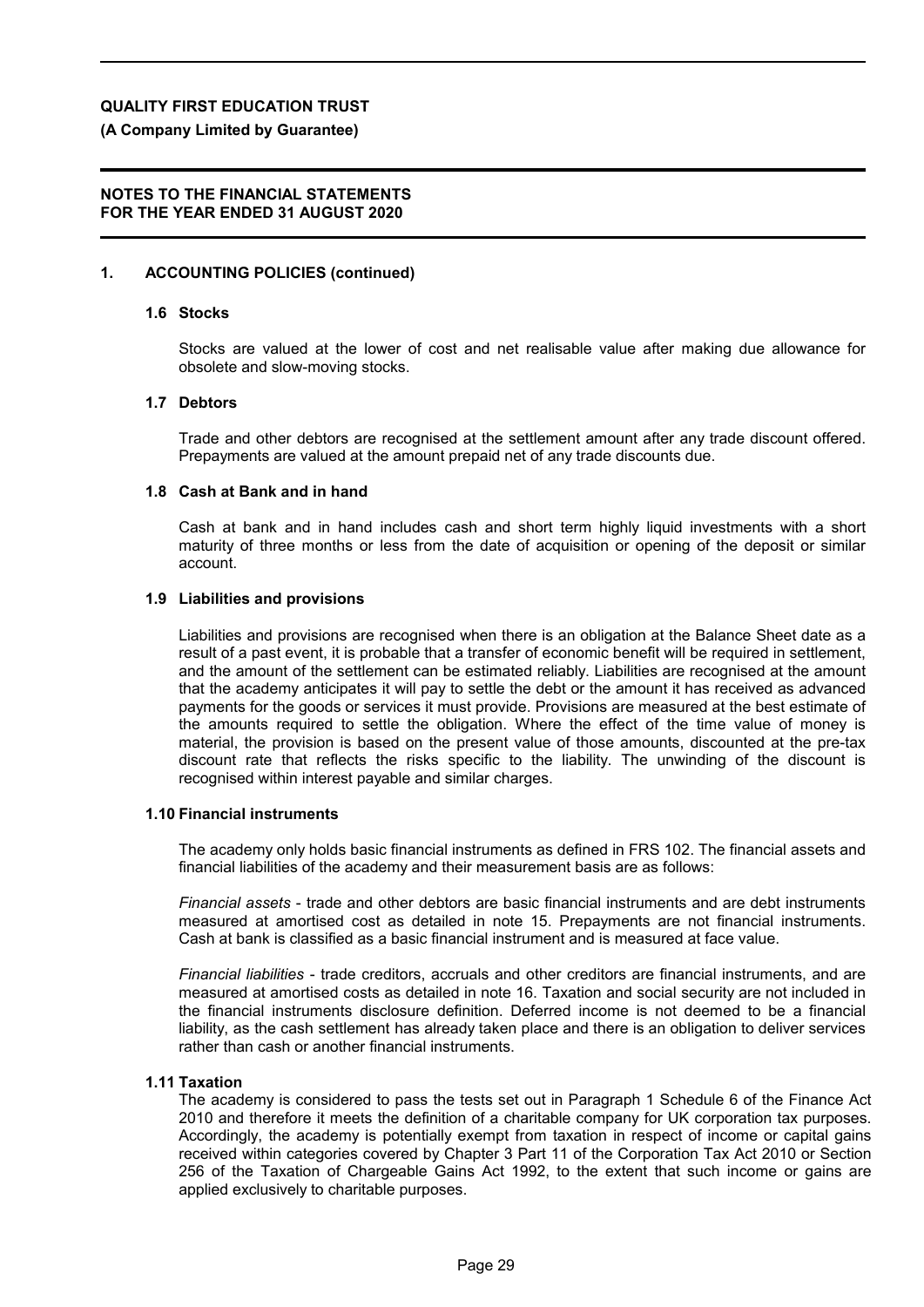## 1. ACCOUNTING POLICIES (continued)

### 1.6 Stocks

Stocks are valued at the lower of cost and net realisable value after making due allowance for obsolete and slow-moving stocks.

### 1.7 Debtors

Trade and other debtors are recognised at the settlement amount after any trade discount offered. Prepayments are valued at the amount prepaid net of any trade discounts due.

### 1.8 Cash at Bank and in hand

Cash at bank and in hand includes cash and short term highly liquid investments with a short maturity of three months or less from the date of acquisition or opening of the deposit or similar account.

### 1.9 Liabilities and provisions

Liabilities and provisions are recognised when there is an obligation at the Balance Sheet date as a result of a past event, it is probable that a transfer of economic benefit will be required in settlement, and the amount of the settlement can be estimated reliably. Liabilities are recognised at the amount that the academy anticipates it will pay to settle the debt or the amount it has received as advanced payments for the goods or services it must provide. Provisions are measured at the best estimate of the amounts required to settle the obligation. Where the effect of the time value of money is material, the provision is based on the present value of those amounts, discounted at the pre-tax discount rate that reflects the risks specific to the liability. The unwinding of the discount is recognised within interest payable and similar charges.

### 1.10 Financial instruments

The academy only holds basic financial instruments as defined in FRS 102. The financial assets and financial liabilities of the academy and their measurement basis are as follows:

*Financial assets* - trade and other debtors are basic financial instruments and are debt instruments measured at amortised cost as detailed in note 15. Prepayments are not financial instruments. Cash at bank is classified as a basic financial instrument and is measured at face value.

*Financial liabilities* - trade creditors, accruals and other creditors are financial instruments, and are measured at amortised costs as detailed in note 16. Taxation and social security are not included in the financial instruments disclosure definition. Deferred income is not deemed to be a financial liability, as the cash settlement has already taken place and there is an obligation to deliver services rather than cash or another financial instruments.

### 1.11 Taxation

The academy is considered to pass the tests set out in Paragraph 1 Schedule 6 of the Finance Act 2010 and therefore it meets the definition of a charitable company for UK corporation tax purposes. Accordingly, the academy is potentially exempt from taxation in respect of income or capital gains received within categories covered by Chapter 3 Part 11 of the Corporation Tax Act 2010 or Section 256 of the Taxation of Chargeable Gains Act 1992, to the extent that such income or gains are applied exclusively to charitable purposes.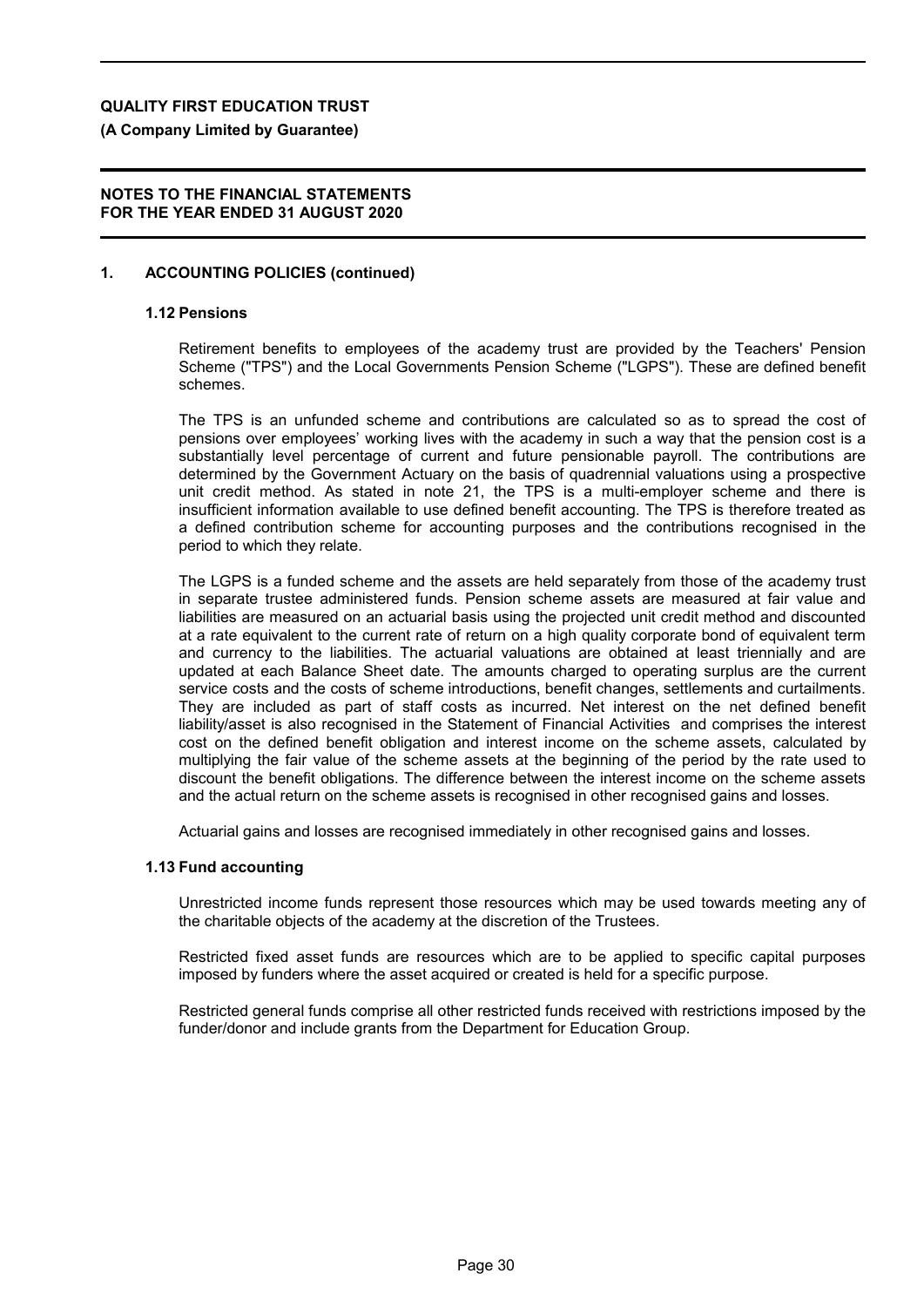**QUALITY FIRST EDUCATION TRUST**

**(A Company Limited by Guarantee)**

**NOTES TO THE FINANCIAL STATEMENTS FOR THE YEAR ENDED 31 AUGUST 2020**

## 1. ACCOUNTING POLICIES (continued)

### 1.12 Pensions

Retirement benefits to employees of the academy trust are provided by the Teachers' Pension Scheme ("TPS") and the Local Governments Pension Scheme ("LGPS"). These are defined benefit schemes.

The TPS is an unfunded scheme and contributions are calculated so as to spread the cost of pensions over employees' working lives with the academy in such a way that the pension cost is a substantially level percentage of current and future pensionable payroll. The contributions are determined by the Government Actuary on the basis of quadrennial valuations using a prospective unit credit method. As stated in note 21, the TPS is a multi-employer scheme and there is insufficient information available to use defined benefit accounting. The TPS is therefore treated as a defined contribution scheme for accounting purposes and the contributions recognised in the period to which they relate.

The LGPS is a funded scheme and the assets are held separately from those of the academy trust in separate trustee administered funds. Pension scheme assets are measured at fair value and liabilities are measured on an actuarial basis using the projected unit credit method and discounted at a rate equivalent to the current rate of return on a high quality corporate bond of equivalent term and currency to the liabilities. The actuarial valuations are obtained at least triennially and are updated at each Balance Sheet date. The amounts charged to operating surplus are the current service costs and the costs of scheme introductions, benefit changes, settlements and curtailments. They are included as part of staff costs as incurred. Net interest on the net defined benefit liability/asset is also recognised in the Statement of Financial Activities and comprises the interest cost on the defined benefit obligation and interest income on the scheme assets, calculated by multiplying the fair value of the scheme assets at the beginning of the period by the rate used to discount the benefit obligations. The difference between the interest income on the scheme assets and the actual return on the scheme assets is recognised in other recognised gains and losses.

Actuarial gains and losses are recognised immediately in other recognised gains and losses.

### 1.13 Fund accounting

Unrestricted income funds represent those resources which may be used towards meeting any of the charitable objects of the academy at the discretion of the Trustees.

Restricted fixed asset funds are resources which are to be applied to specific capital purposes imposed by funders where the asset acquired or created is held for a specific purpose.

Restricted general funds comprise all other restricted funds received with restrictions imposed by the funder/donor and include grants from the Department for Education Group.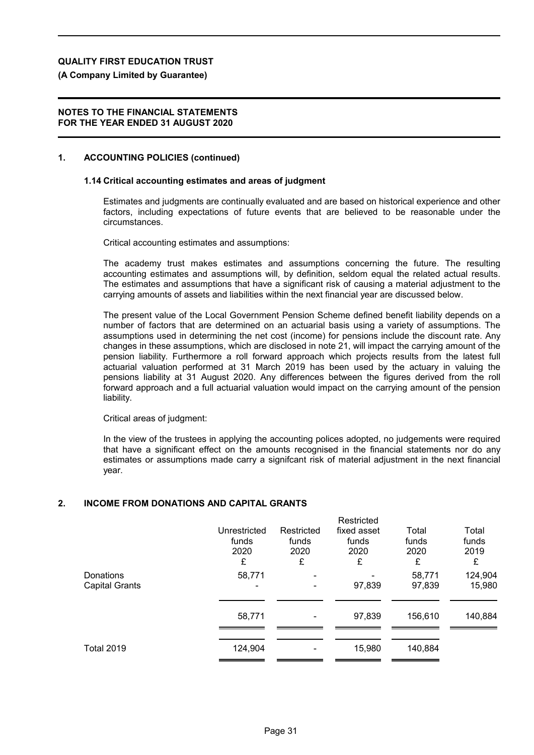**QUALITY FIRST EDUCATION TRUST**

**(A Company Limited by Guarantee)**

**NOTES TO THE FINANCIAL STATEMENTS FOR THE YEAR ENDED 31 AUGUST 2020**

## 1. ACCOUNTING POLICIES (continued)

### 1.14 Critical accounting estimates and areas of judgment

Estimates and judgments are continually evaluated and are based on historical experience and other factors, including expectations of future events that are believed to be reasonable under the circumstances.

Critical accounting estimates and assumptions:

The academy trust makes estimates and assumptions concerning the future. The resulting accounting estimates and assumptions will, by definition, seldom equal the related actual results. The estimates and assumptions that have a significant risk of causing a material adjustment to the carrying amounts of assets and liabilities within the next financial year are discussed below.

The present value of the Local Government Pension Scheme defined benefit liability depends on a number of factors that are determined on an actuarial basis using a variety of assumptions. The assumptions used in determining the net cost (income) for pensions include the discount rate. Any changes in these assumptions, which are disclosed in note 21, will impact the carrying amount of the pension liability. Furthermore a roll forward approach which projects results from the latest full actuarial valuation performed at 31 March 2019 has been used by the actuary in valuing the pensions liability at 31 August 2020. Any differences between the figures derived from the roll forward approach and a full actuarial valuation would impact on the carrying amount of the pension liability.

Critical areas of judgment:

In the view of the trustees in applying the accounting polices adopted, no judgements were required that have a significant effect on the amounts recognised in the financial statements nor do any estimates or assumptions made carry a signifcant risk of material adjustment in the next financial year.

## 2. INCOME FROM DONATIONS AND CAPITAL GRANTS

| | Unrestricted funds 2020 £ | Restricted funds 2020 £ | Restricted fixed asset funds 2020 £ | Total funds 2020 £ | Total funds 2019 £ |
|---|---|---|---|---|---|
| Donations | 58,771 | - | - | 58,771 | 124,904 |
| Capital Grants | - | - | 97,839 | 97,839 | 15,980 |
| | 58,771 | - | 97,839 | 156,610 | 140,884 |
| Total 2019 | 124,904 | - | 15,980 | 140,884 | |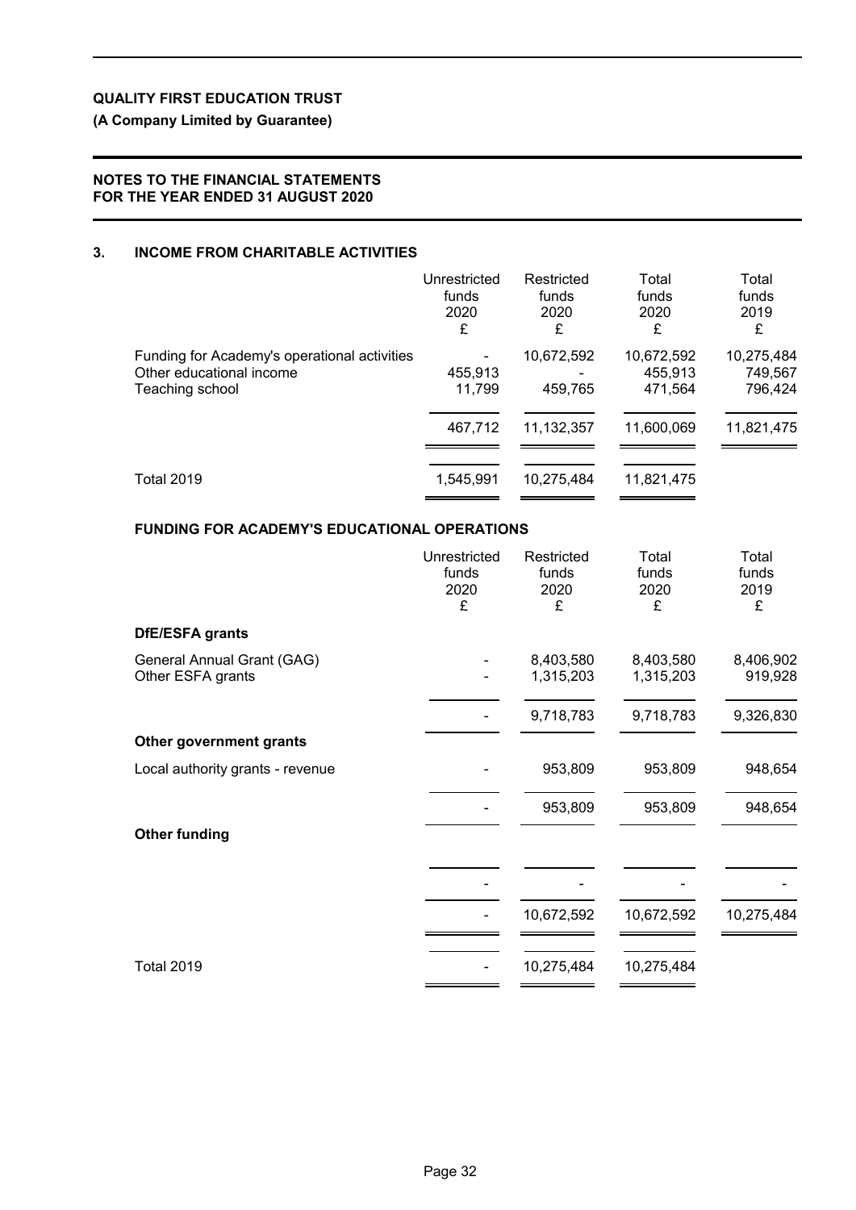# QUALITY FIRST EDUCATION TRUST

**(A Company Limited by Guarantee)**

**NOTES TO THE FINANCIAL STATEMENTS FOR THE YEAR ENDED 31 AUGUST 2020**

## 3. INCOME FROM CHARITABLE ACTIVITIES

| | Unrestricted funds 2020 £ | Restricted funds 2020 £ | Total funds 2020 £ | Total funds 2019 £ |
|---|---|---|---|---|
| Funding for Academy's operational activities | - | 10,672,592 | 10,672,592 | 10,275,484 |
| Other educational income | 455,913 | - | 455,913 | 749,567 |
| Teaching school | 11,799 | 459,765 | 471,564 | 796,424 |
| | 467,712 | 11,132,357 | 11,600,069 | 11,821,475 |
| Total 2019 | 1,545,991 | 10,275,484 | 11,821,475 | |

### FUNDING FOR ACADEMY'S EDUCATIONAL OPERATIONS

| | Unrestricted funds 2020 £ | Restricted funds 2020 £ | Total funds 2020 £ | Total funds 2019 £ |
|---|---|---|---|---|
| **DfE/ESFA grants** | | | | |
| General Annual Grant (GAG) | - | 8,403,580 | 8,403,580 | 8,406,902 |
| Other ESFA grants | - | 1,315,203 | 1,315,203 | 919,928 |
| | - | 9,718,783 | 9,718,783 | 9,326,830 |
| **Other government grants** | | | | |
| Local authority grants - revenue | - | 953,809 | 953,809 | 948,654 |
| | - | 953,809 | 953,809 | 948,654 |
| **Other funding** | | | | |
| | - | - | - | - |
| | - | 10,672,592 | 10,672,592 | 10,275,484 |
| Total 2019 | - | 10,275,484 | 10,275,484 | |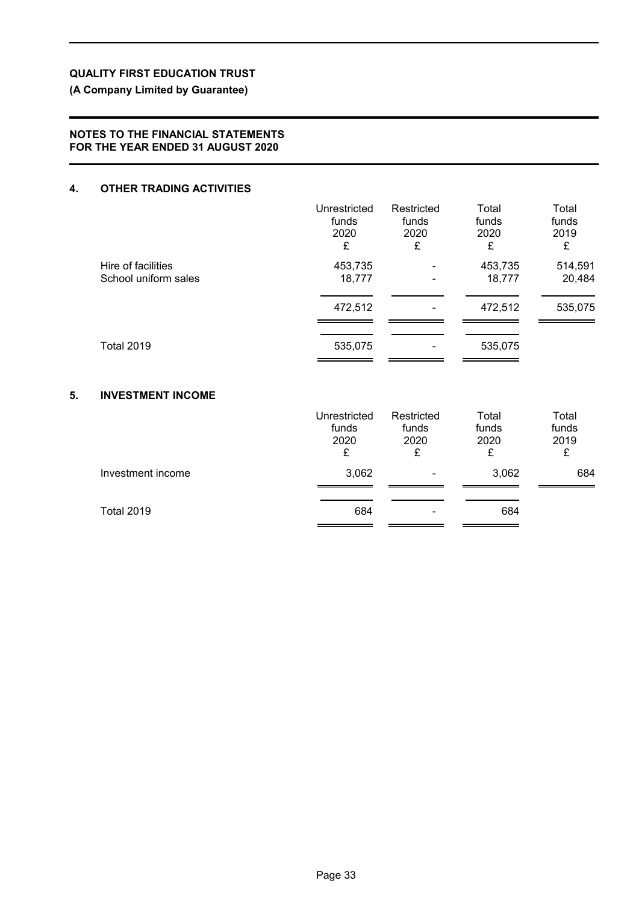**QUALITY FIRST EDUCATION TRUST**

**(A Company Limited by Guarantee)**

**NOTES TO THE FINANCIAL STATEMENTS FOR THE YEAR ENDED 31 AUGUST 2020**

## 4. OTHER TRADING ACTIVITIES

| | Unrestricted funds 2020 £ | Restricted funds 2020 £ | Total funds 2020 £ | Total funds 2019 £ |
|---|---|---|---|---|
| Hire of facilities | 453,735 | - | 453,735 | 514,591 |
| School uniform sales | 18,777 | - | 18,777 | 20,484 |
| | 472,512 | - | 472,512 | 535,075 |
| Total 2019 | 535,075 | - | 535,075 | |

## 5. INVESTMENT INCOME

| | Unrestricted funds 2020 £ | Restricted funds 2020 £ | Total funds 2020 £ | Total funds 2019 £ |
|---|---|---|---|---|
| Investment income | 3,062 | - | 3,062 | 684 |
| Total 2019 | 684 | - | 684 | |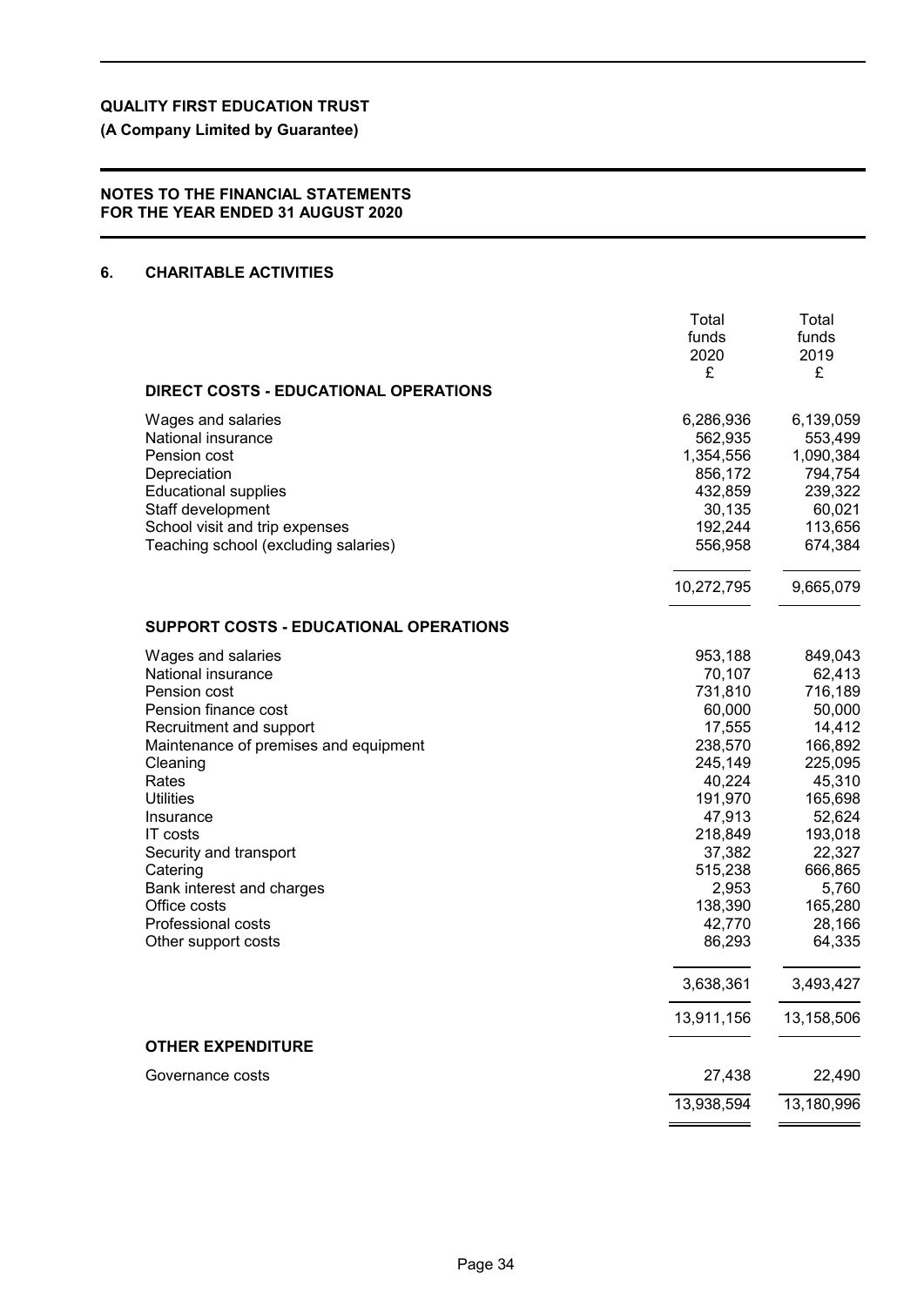**QUALITY FIRST EDUCATION TRUST**

**(A Company Limited by Guarantee)**

**NOTES TO THE FINANCIAL STATEMENTS**
**FOR THE YEAR ENDED 31 AUGUST 2020**

## 6. CHARITABLE ACTIVITIES

| | Total funds 2020 £ | Total funds 2019 £ |
|---|---|---|
| **DIRECT COSTS - EDUCATIONAL OPERATIONS** | | |
| Wages and salaries | 6,286,936 | 6,139,059 |
| National insurance | 562,935 | 553,499 |
| Pension cost | 1,354,556 | 1,090,384 |
| Depreciation | 856,172 | 794,754 |
| Educational supplies | 432,859 | 239,322 |
| Staff development | 30,135 | 60,021 |
| School visit and trip expenses | 192,244 | 113,656 |
| Teaching school (excluding salaries) | 556,958 | 674,384 |
| | 10,272,795 | 9,665,079 |
| **SUPPORT COSTS - EDUCATIONAL OPERATIONS** | | |
| Wages and salaries | 953,188 | 849,043 |
| National insurance | 70,107 | 62,413 |
| Pension cost | 731,810 | 716,189 |
| Pension finance cost | 60,000 | 50,000 |
| Recruitment and support | 17,555 | 14,412 |
| Maintenance of premises and equipment | 238,570 | 166,892 |
| Cleaning | 245,149 | 225,095 |
| Rates | 40,224 | 45,310 |
| Utilities | 191,970 | 165,698 |
| Insurance | 47,913 | 52,624 |
| IT costs | 218,849 | 193,018 |
| Security and transport | 37,382 | 22,327 |
| Catering | 515,238 | 666,865 |
| Bank interest and charges | 2,953 | 5,760 |
| Office costs | 138,390 | 165,280 |
| Professional costs | 42,770 | 28,166 |
| Other support costs | 86,293 | 64,335 |
| | 3,638,361 | 3,493,427 |
| | 13,911,156 | 13,158,506 |
| **OTHER EXPENDITURE** | | |
| Governance costs | 27,438 | 22,490 |
| | 13,938,594 | 13,180,996 |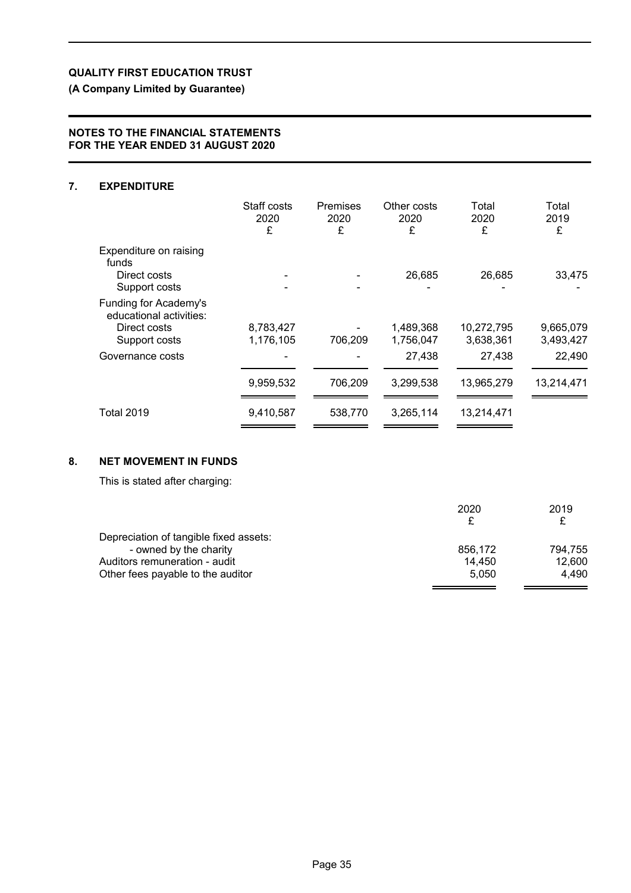**QUALITY FIRST EDUCATION TRUST**

**(A Company Limited by Guarantee)**

**NOTES TO THE FINANCIAL STATEMENTS**
**FOR THE YEAR ENDED 31 AUGUST 2020**

## 7. EXPENDITURE

| | Staff costs 2020 £ | Premises 2020 £ | Other costs 2020 £ | Total 2020 £ | Total 2019 £ |
|---|---|---|---|---|---|
| Expenditure on raising funds | | | | | |
| Direct costs | - | - | 26,685 | 26,685 | 33,475 |
| Support costs | - | - | - | - | - |
| Funding for Academy's educational activities: | | | | | |
| Direct costs | 8,783,427 | - | 1,489,368 | 10,272,795 | 9,665,079 |
| Support costs | 1,176,105 | 706,209 | 1,756,047 | 3,638,361 | 3,493,427 |
| Governance costs | - | - | 27,438 | 27,438 | 22,490 |
| | 9,959,532 | 706,209 | 3,299,538 | 13,965,279 | 13,214,471 |
| Total 2019 | 9,410,587 | 538,770 | 3,265,114 | 13,214,471 | |

## 8. NET MOVEMENT IN FUNDS

This is stated after charging:

| | 2020 £ | 2019 £ |
|---|---|---|
| Depreciation of tangible fixed assets: | | |
| - owned by the charity | 856,172 | 794,755 |
| Auditors remuneration - audit | 14,450 | 12,600 |
| Other fees payable to the auditor | 5,050 | 4,490 |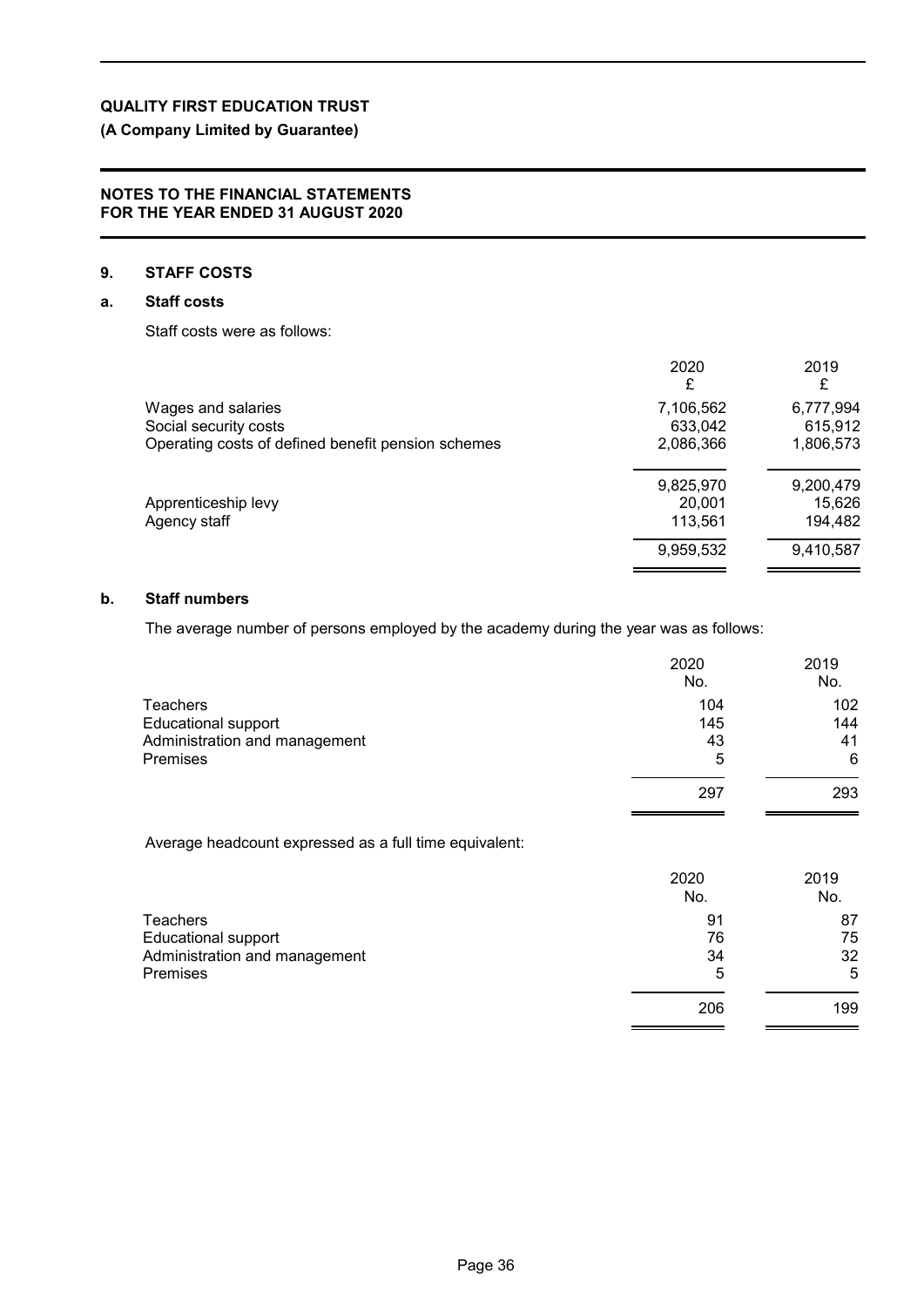**QUALITY FIRST EDUCATION TRUST**

**(A Company Limited by Guarantee)**

**NOTES TO THE FINANCIAL STATEMENTS**
**FOR THE YEAR ENDED 31 AUGUST 2020**

## 9. STAFF COSTS

### a. Staff costs

Staff costs were as follows:

| | 2020<br>£ | 2019<br>£ |
|---|---|---|
| Wages and salaries | 7,106,562 | 6,777,994 |
| Social security costs | 633,042 | 615,912 |
| Operating costs of defined benefit pension schemes | 2,086,366 | 1,806,573 |
| | 9,825,970 | 9,200,479 |
| Apprenticeship levy | 20,001 | 15,626 |
| Agency staff | 113,561 | 194,482 |
| | 9,959,532 | 9,410,587 |

### b. Staff numbers

The average number of persons employed by the academy during the year was as follows:

| | 2020<br>No. | 2019<br>No. |
|---|---|---|
| Teachers | 104 | 102 |
| Educational support | 145 | 144 |
| Administration and management | 43 | 41 |
| Premises | 5 | 6 |
| | 297 | 293 |

Average headcount expressed as a full time equivalent:

| | 2020<br>No. | 2019<br>No. |
|---|---|---|
| Teachers | 91 | 87 |
| Educational support | 76 | 75 |
| Administration and management | 34 | 32 |
| Premises | 5 | 5 |
| | 206 | 199 |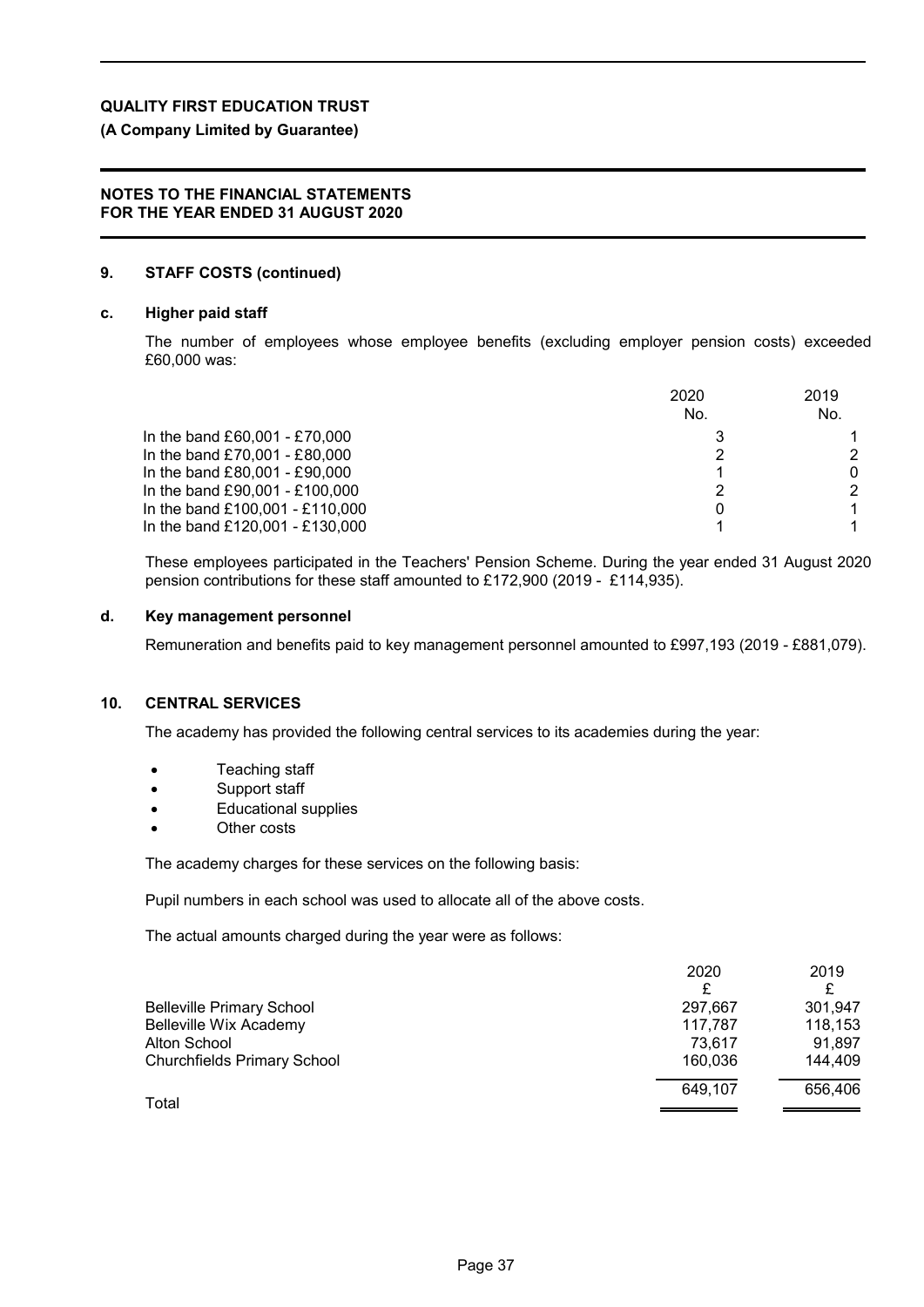## 9. STAFF COSTS (continued)

### c. Higher paid staff

The number of employees whose employee benefits (excluding employer pension costs) exceeded £60,000 was:

| | 2020 No. | 2019 No. |
|---|---|---|
| In the band £60,001 - £70,000 | 3 | 1 |
| In the band £70,001 - £80,000 | 2 | 2 |
| In the band £80,001 - £90,000 | 1 | 0 |
| In the band £90,001 - £100,000 | 2 | 2 |
| In the band £100,001 - £110,000 | 0 | 1 |
| In the band £120,001 - £130,000 | 1 | 1 |

These employees participated in the Teachers' Pension Scheme. During the year ended 31 August 2020 pension contributions for these staff amounted to £172,900 (2019 - £114,935).

### d. Key management personnel

Remuneration and benefits paid to key management personnel amounted to £997,193 (2019 - £881,079).

## 10. CENTRAL SERVICES

The academy has provided the following central services to its academies during the year:

- Teaching staff
- Support staff
- Educational supplies
- Other costs

The academy charges for these services on the following basis:

Pupil numbers in each school was used to allocate all of the above costs.

The actual amounts charged during the year were as follows:

| | 2020 £ | 2019 £ |
|---|---|---|
| Belleville Primary School | 297,667 | 301,947 |
| Belleville Wix Academy | 117,787 | 118,153 |
| Alton School | 73,617 | 91,897 |
| Churchfields Primary School | 160,036 | 144,409 |
| Total | 649,107 | 656,406 |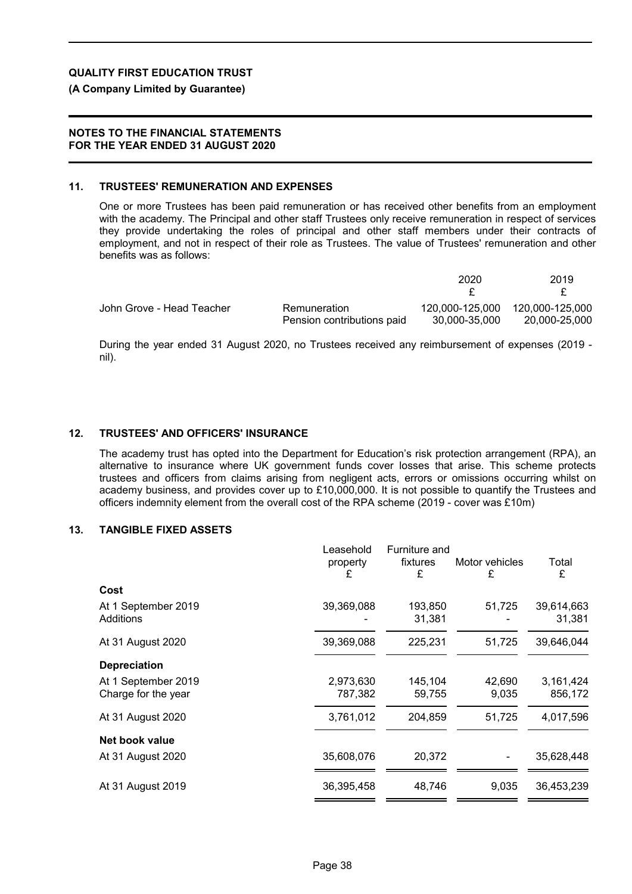**QUALITY FIRST EDUCATION TRUST**

**(A Company Limited by Guarantee)**

**NOTES TO THE FINANCIAL STATEMENTS FOR THE YEAR ENDED 31 AUGUST 2020**

## 11. TRUSTEES' REMUNERATION AND EXPENSES

One or more Trustees has been paid remuneration or has received other benefits from an employment with the academy. The Principal and other staff Trustees only receive remuneration in respect of services they provide undertaking the roles of principal and other staff members under their contracts of employment, and not in respect of their role as Trustees. The value of Trustees' remuneration and other benefits was as follows:

| | | 2020 £ | 2019 £ |
|---|---|---|---|
| John Grove - Head Teacher | Remuneration | 120,000-125,000 | 120,000-125,000 |
| | Pension contributions paid | 30,000-35,000 | 20,000-25,000 |

During the year ended 31 August 2020, no Trustees received any reimbursement of expenses (2019 - nil).

## 12. TRUSTEES' AND OFFICERS' INSURANCE

The academy trust has opted into the Department for Education's risk protection arrangement (RPA), an alternative to insurance where UK government funds cover losses that arise. This scheme protects trustees and officers from claims arising from negligent acts, errors or omissions occurring whilst on academy business, and provides cover up to £10,000,000. It is not possible to quantify the Trustees and officers indemnity element from the overall cost of the RPA scheme (2019 - cover was £10m)

## 13. TANGIBLE FIXED ASSETS

| | Leasehold property £ | Furniture and fixtures £ | Motor vehicles £ | Total £ |
|---|---|---|---|---|
| **Cost** | | | | |
| At 1 September 2019 | 39,369,088 | 193,850 | 51,725 | 39,614,663 |
| Additions | - | 31,381 | - | 31,381 |
| At 31 August 2020 | 39,369,088 | 225,231 | 51,725 | 39,646,044 |
| **Depreciation** | | | | |
| At 1 September 2019 | 2,973,630 | 145,104 | 42,690 | 3,161,424 |
| Charge for the year | 787,382 | 59,755 | 9,035 | 856,172 |
| At 31 August 2020 | 3,761,012 | 204,859 | 51,725 | 4,017,596 |
| **Net book value** | | | | |
| At 31 August 2020 | 35,608,076 | 20,372 | - | 35,628,448 |
| At 31 August 2019 | 36,395,458 | 48,746 | 9,035 | 36,453,239 |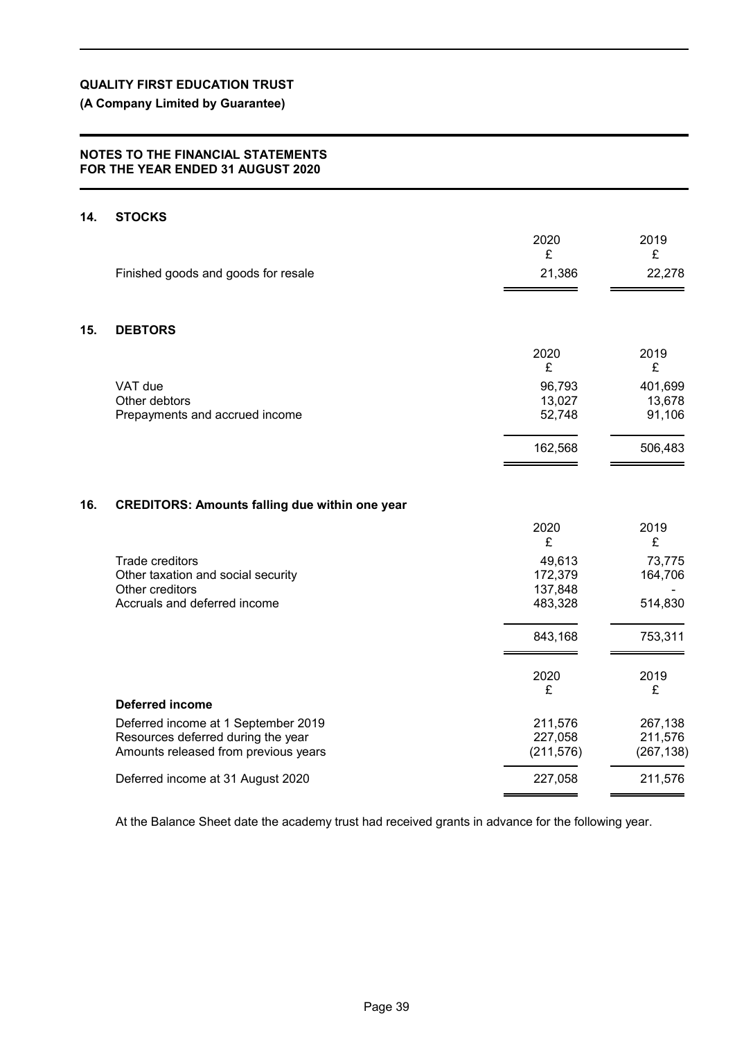**QUALITY FIRST EDUCATION TRUST**

**(A Company Limited by Guarantee)**

**NOTES TO THE FINANCIAL STATEMENTS FOR THE YEAR ENDED 31 AUGUST 2020**

## 14. STOCKS

| | 2020 £ | 2019 £ |
|---|---|---|
| Finished goods and goods for resale | 21,386 | 22,278 |

## 15. DEBTORS

| | 2020 £ | 2019 £ |
|---|---|---|
| VAT due | 96,793 | 401,699 |
| Other debtors | 13,027 | 13,678 |
| Prepayments and accrued income | 52,748 | 91,106 |
| | 162,568 | 506,483 |

## 16. CREDITORS: Amounts falling due within one year

| | 2020 £ | 2019 £ |
|---|---|---|
| Trade creditors | 49,613 | 73,775 |
| Other taxation and social security | 172,379 | 164,706 |
| Other creditors | 137,848 | - |
| Accruals and deferred income | 483,328 | 514,830 |
| | 843,168 | 753,311 |

| | 2020 £ | 2019 £ |
|---|---|---|
| **Deferred income** | | |
| Deferred income at 1 September 2019 | 211,576 | 267,138 |
| Resources deferred during the year | 227,058 | 211,576 |
| Amounts released from previous years | (211,576) | (267,138) |
| Deferred income at 31 August 2020 | 227,058 | 211,576 |

At the Balance Sheet date the academy trust had received grants in advance for the following year.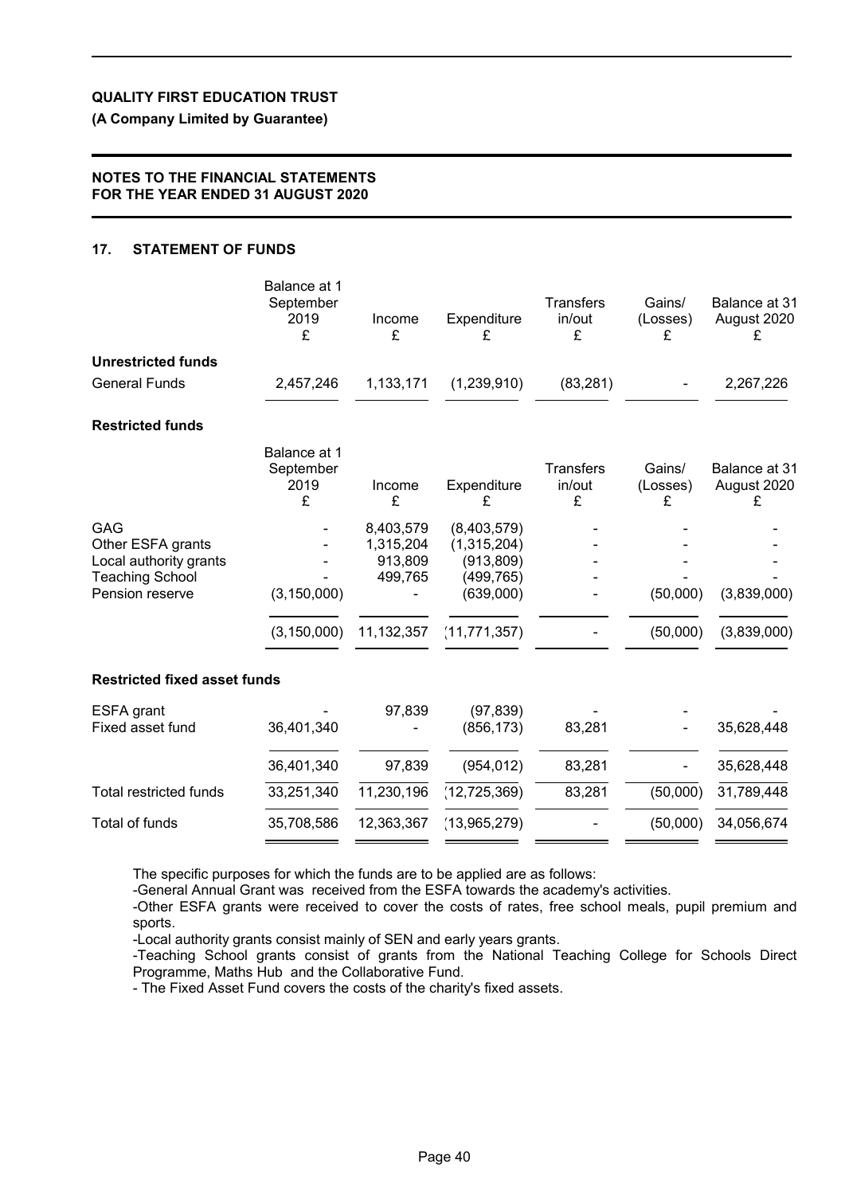**QUALITY FIRST EDUCATION TRUST**

**(A Company Limited by Guarantee)**

**NOTES TO THE FINANCIAL STATEMENTS FOR THE YEAR ENDED 31 AUGUST 2020**

## 17. STATEMENT OF FUNDS

| | Balance at 1 September 2019 £ | Income £ | Expenditure £ | Transfers in/out £ | Gains/ (Losses) £ | Balance at 31 August 2020 £ |
|---|---|---|---|---|---|---|
| **Unrestricted funds** | | | | | | |
| General Funds | 2,457,246 | 1,133,171 | (1,239,910) | (83,281) | - | 2,267,226 |

**Restricted funds**

| | Balance at 1 September 2019 £ | Income £ | Expenditure £ | Transfers in/out £ | Gains/ (Losses) £ | Balance at 31 August 2020 £ |
|---|---|---|---|---|---|---|
| GAG | - | 8,403,579 | (8,403,579) | - | - | - |
| Other ESFA grants | - | 1,315,204 | (1,315,204) | - | - | - |
| Local authority grants | - | 913,809 | (913,809) | - | - | - |
| Teaching School | - | 499,765 | (499,765) | - | - | - |
| Pension reserve | (3,150,000) | - | (639,000) | - | (50,000) | (3,839,000) |
| | (3,150,000) | 11,132,357 | (11,771,357) | - | (50,000) | (3,839,000) |
| **Restricted fixed asset funds** | | | | | | |
| ESFA grant | - | 97,839 | (97,839) | - | - | - |
| Fixed asset fund | 36,401,340 | - | (856,173) | 83,281 | - | 35,628,448 |
| | 36,401,340 | 97,839 | (954,012) | 83,281 | - | 35,628,448 |
| Total restricted funds | 33,251,340 | 11,230,196 | (12,725,369) | 83,281 | (50,000) | 31,789,448 |
| Total of funds | 35,708,586 | 12,363,367 | (13,965,279) | - | (50,000) | 34,056,674 |

The specific purposes for which the funds are to be applied are as follows:

-General Annual Grant was received from the ESFA towards the academy's activities.

-Other ESFA grants were received to cover the costs of rates, free school meals, pupil premium and sports.

-Local authority grants consist mainly of SEN and early years grants.

-Teaching School grants consist of grants from the National Teaching College for Schools Direct Programme, Maths Hub and the Collaborative Fund.

- The Fixed Asset Fund covers the costs of the charity's fixed assets.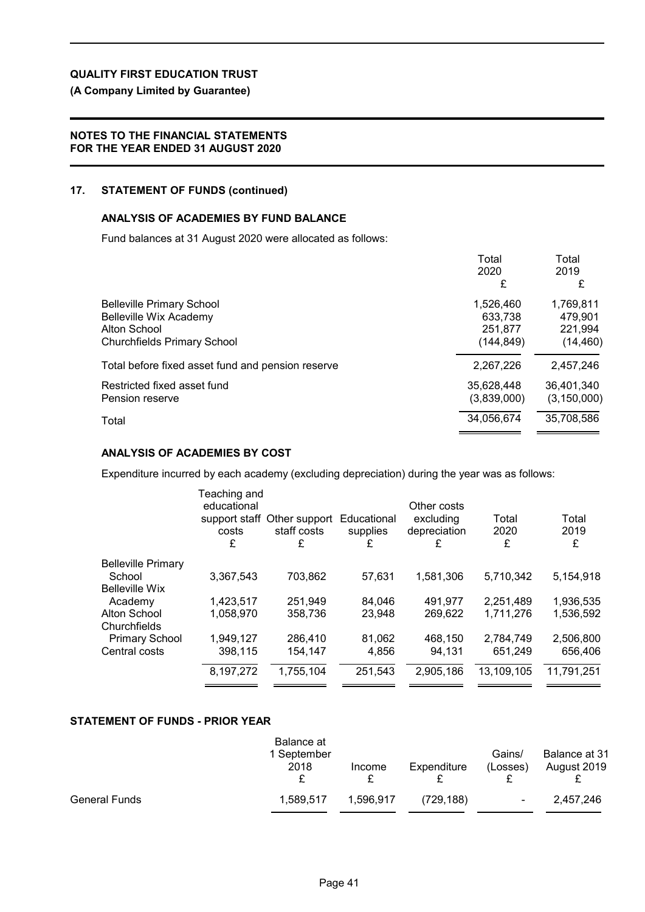**QUALITY FIRST EDUCATION TRUST**

**(A Company Limited by Guarantee)**

**NOTES TO THE FINANCIAL STATEMENTS FOR THE YEAR ENDED 31 AUGUST 2020**

## 17. STATEMENT OF FUNDS (continued)

### ANALYSIS OF ACADEMIES BY FUND BALANCE

Fund balances at 31 August 2020 were allocated as follows:

| | Total 2020 £ | Total 2019 £ |
|---|---|---|
| Belleville Primary School | 1,526,460 | 1,769,811 |
| Belleville Wix Academy | 633,738 | 479,901 |
| Alton School | 251,877 | 221,994 |
| Churchfields Primary School | (144,849) | (14,460) |
| Total before fixed asset fund and pension reserve | 2,267,226 | 2,457,246 |
| Restricted fixed asset fund | 35,628,448 | 36,401,340 |
| Pension reserve | (3,839,000) | (3,150,000) |
| Total | 34,056,674 | 35,708,586 |

### ANALYSIS OF ACADEMIES BY COST

Expenditure incurred by each academy (excluding depreciation) during the year was as follows:

| | Teaching and educational support staff costs £ | Other support staff costs £ | Educational supplies £ | Other costs excluding depreciation £ | Total 2020 £ | Total 2019 £ |
|---|---|---|---|---|---|---|
| Belleville Primary School | 3,367,543 | 703,862 | 57,631 | 1,581,306 | 5,710,342 | 5,154,918 |
| Belleville Wix Academy | 1,423,517 | 251,949 | 84,046 | 491,977 | 2,251,489 | 1,936,535 |
| Alton School | 1,058,970 | 358,736 | 23,948 | 269,622 | 1,711,276 | 1,536,592 |
| Churchfields Primary School | 1,949,127 | 286,410 | 81,062 | 468,150 | 2,784,749 | 2,506,800 |
| Central costs | 398,115 | 154,147 | 4,856 | 94,131 | 651,249 | 656,406 |
| | 8,197,272 | 1,755,104 | 251,543 | 2,905,186 | 13,109,105 | 11,791,251 |

### STATEMENT OF FUNDS - PRIOR YEAR

| | Balance at 1 September 2018 £ | Income £ | Expenditure £ | Gains/ (Losses) £ | Balance at 31 August 2019 £ |
|---|---|---|---|---|---|
| General Funds | 1,589,517 | 1,596,917 | (729,188) | - | 2,457,246 |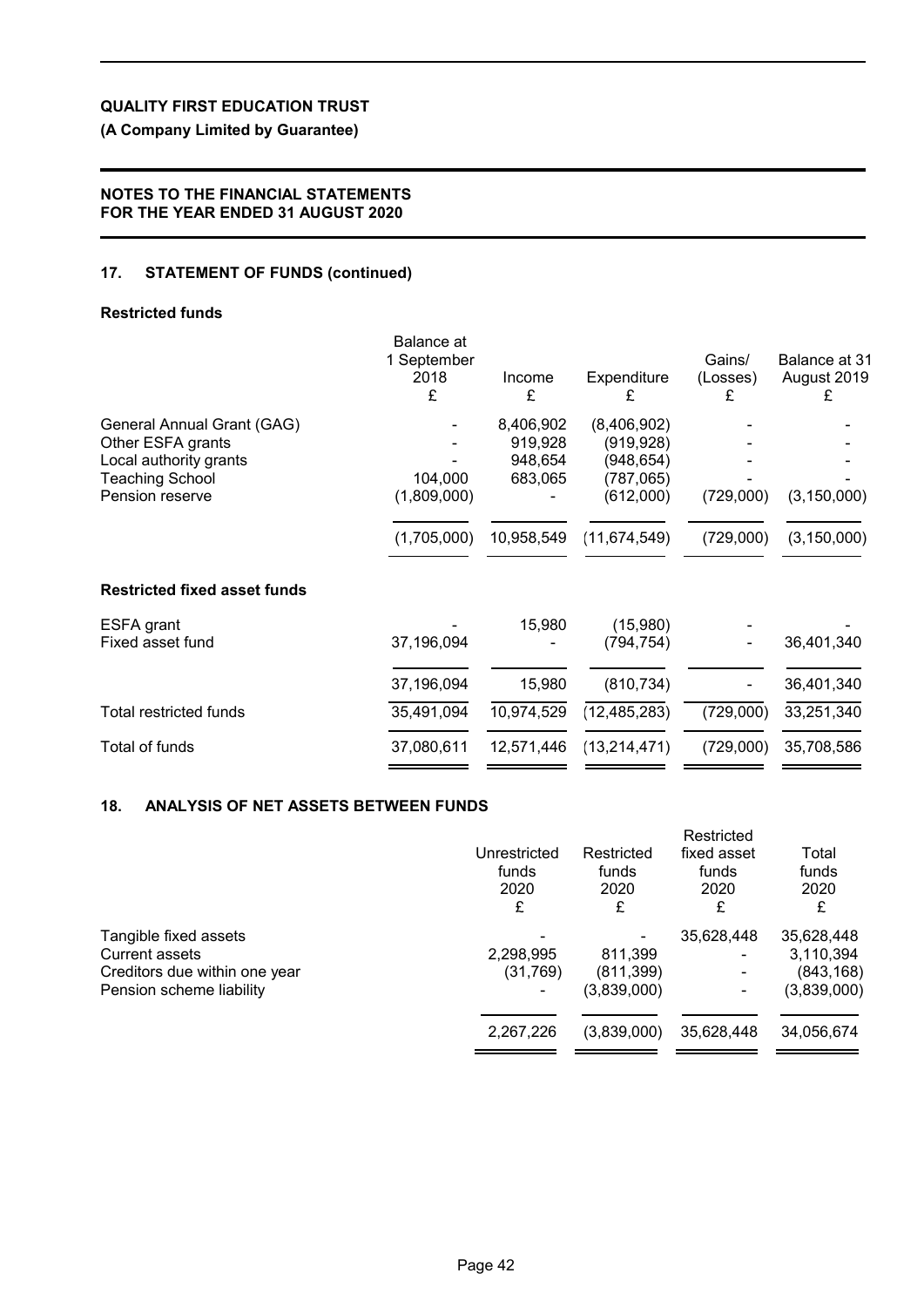## 17. STATEMENT OF FUNDS (continued)

### Restricted funds

| | Balance at 1 September 2018 £ | Income £ | Expenditure £ | Gains/ (Losses) £ | Balance at 31 August 2019 £ |
|---|---|---|---|---|---|
| General Annual Grant (GAG) | - | 8,406,902 | (8,406,902) | - | - |
| Other ESFA grants | - | 919,928 | (919,928) | - | - |
| Local authority grants | - | 948,654 | (948,654) | - | - |
| Teaching School | 104,000 | 683,065 | (787,065) | - | - |
| Pension reserve | (1,809,000) | - | (612,000) | (729,000) | (3,150,000) |
| | (1,705,000) | 10,958,549 | (11,674,549) | (729,000) | (3,150,000) |

### Restricted fixed asset funds

| | Balance at 1 September 2018 £ | Income £ | Expenditure £ | Gains/ (Losses) £ | Balance at 31 August 2019 £ |
|---|---|---|---|---|---|
| ESFA grant | - | 15,980 | (15,980) | - | - |
| Fixed asset fund | 37,196,094 | - | (794,754) | - | 36,401,340 |
| | 37,196,094 | 15,980 | (810,734) | - | 36,401,340 |
| Total restricted funds | 35,491,094 | 10,974,529 | (12,485,283) | (729,000) | 33,251,340 |
| Total of funds | 37,080,611 | 12,571,446 | (13,214,471) | (729,000) | 35,708,586 |

## 18. ANALYSIS OF NET ASSETS BETWEEN FUNDS

| | Unrestricted funds 2020 £ | Restricted funds 2020 £ | Restricted fixed asset funds 2020 £ | Total funds 2020 £ |
|---|---|---|---|---|
| Tangible fixed assets | - | - | 35,628,448 | 35,628,448 |
| Current assets | 2,298,995 | 811,399 | - | 3,110,394 |
| Creditors due within one year | (31,769) | (811,399) | - | (843,168) |
| Pension scheme liability | - | (3,839,000) | - | (3,839,000) |
| | 2,267,226 | (3,839,000) | 35,628,448 | 34,056,674 |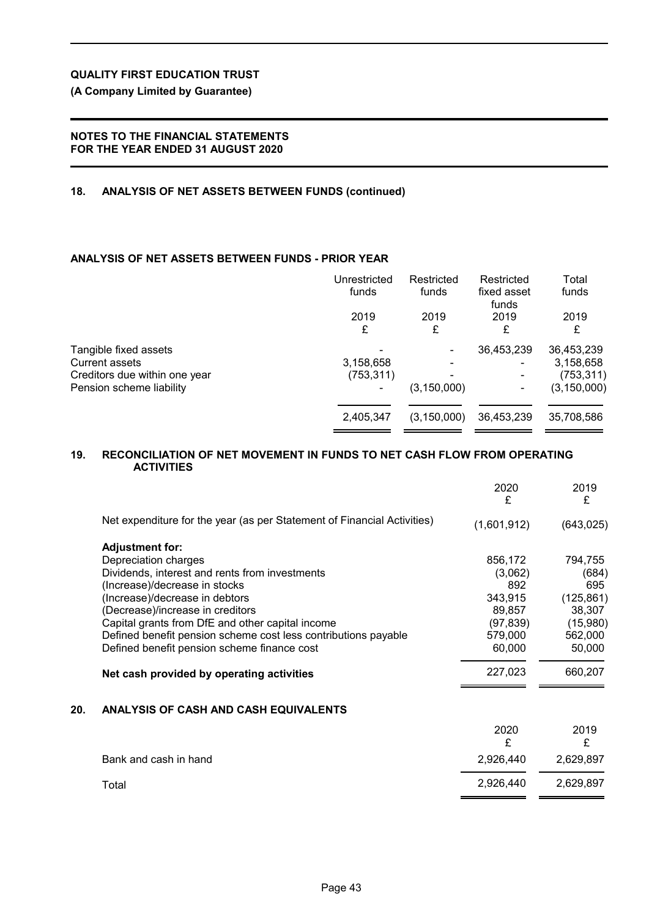**QUALITY FIRST EDUCATION TRUST**

**(A Company Limited by Guarantee)**

**NOTES TO THE FINANCIAL STATEMENTS FOR THE YEAR ENDED 31 AUGUST 2020**

## 18. ANALYSIS OF NET ASSETS BETWEEN FUNDS (continued)

### ANALYSIS OF NET ASSETS BETWEEN FUNDS - PRIOR YEAR

| | Unrestricted funds 2019 £ | Restricted funds 2019 £ | Restricted fixed asset funds 2019 £ | Total funds 2019 £ |
|---|---|---|---|---|
| Tangible fixed assets | - | - | 36,453,239 | 36,453,239 |
| Current assets | 3,158,658 | - | - | 3,158,658 |
| Creditors due within one year | (753,311) | - | - | (753,311) |
| Pension scheme liability | - | (3,150,000) | - | (3,150,000) |
| | 2,405,347 | (3,150,000) | 36,453,239 | 35,708,586 |

## 19. RECONCILIATION OF NET MOVEMENT IN FUNDS TO NET CASH FLOW FROM OPERATING ACTIVITIES

| | 2020 £ | 2019 £ |
|---|---|---|
| Net expenditure for the year (as per Statement of Financial Activities) | (1,601,912) | (643,025) |
| **Adjustment for:** | | |
| Depreciation charges | 856,172 | 794,755 |
| Dividends, interest and rents from investments | (3,062) | (684) |
| (Increase)/decrease in stocks | 892 | 695 |
| (Increase)/decrease in debtors | 343,915 | (125,861) |
| (Decrease)/increase in creditors | 89,857 | 38,307 |
| Capital grants from DfE and other capital income | (97,839) | (15,980) |
| Defined benefit pension scheme cost less contributions payable | 579,000 | 562,000 |
| Defined benefit pension scheme finance cost | 60,000 | 50,000 |
| **Net cash provided by operating activities** | 227,023 | 660,207 |

## 20. ANALYSIS OF CASH AND CASH EQUIVALENTS

| | 2020 £ | 2019 £ |
|---|---|---|
| Bank and cash in hand | 2,926,440 | 2,629,897 |
| Total | 2,926,440 | 2,629,897 |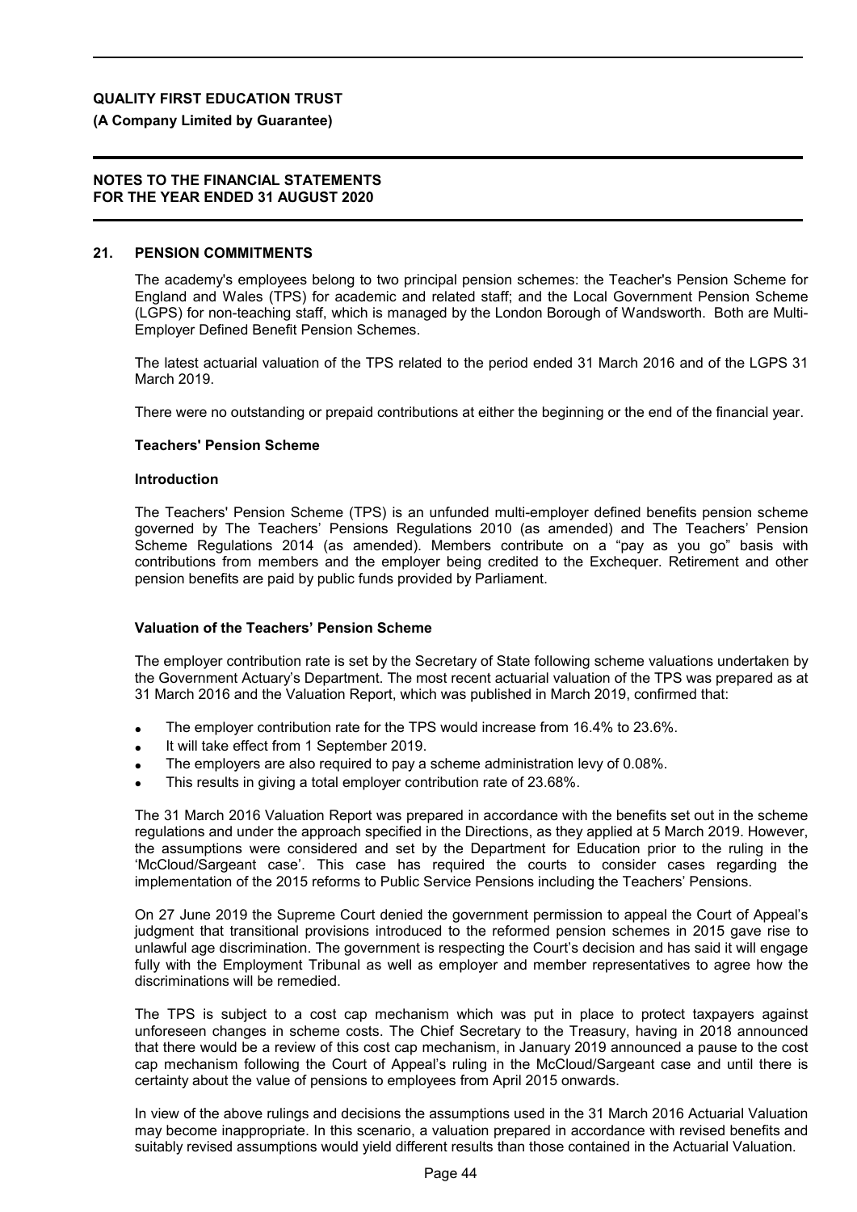## 21. PENSION COMMITMENTS

The academy's employees belong to two principal pension schemes: the Teacher's Pension Scheme for England and Wales (TPS) for academic and related staff; and the Local Government Pension Scheme (LGPS) for non-teaching staff, which is managed by the London Borough of Wandsworth. Both are Multi-Employer Defined Benefit Pension Schemes.

The latest actuarial valuation of the TPS related to the period ended 31 March 2016 and of the LGPS 31 March 2019.

There were no outstanding or prepaid contributions at either the beginning or the end of the financial year.

### Teachers' Pension Scheme

#### Introduction

The Teachers' Pension Scheme (TPS) is an unfunded multi-employer defined benefits pension scheme governed by The Teachers' Pensions Regulations 2010 (as amended) and The Teachers' Pension Scheme Regulations 2014 (as amended). Members contribute on a "pay as you go" basis with contributions from members and the employer being credited to the Exchequer. Retirement and other pension benefits are paid by public funds provided by Parliament.

#### Valuation of the Teachers' Pension Scheme

The employer contribution rate is set by the Secretary of State following scheme valuations undertaken by the Government Actuary's Department. The most recent actuarial valuation of the TPS was prepared as at 31 March 2016 and the Valuation Report, which was published in March 2019, confirmed that:

- The employer contribution rate for the TPS would increase from 16.4% to 23.6%.
- It will take effect from 1 September 2019.
- The employers are also required to pay a scheme administration levy of 0.08%.
- This results in giving a total employer contribution rate of 23.68%.

The 31 March 2016 Valuation Report was prepared in accordance with the benefits set out in the scheme regulations and under the approach specified in the Directions, as they applied at 5 March 2019. However, the assumptions were considered and set by the Department for Education prior to the ruling in the 'McCloud/Sargeant case'. This case has required the courts to consider cases regarding the implementation of the 2015 reforms to Public Service Pensions including the Teachers' Pensions.

On 27 June 2019 the Supreme Court denied the government permission to appeal the Court of Appeal's judgment that transitional provisions introduced to the reformed pension schemes in 2015 gave rise to unlawful age discrimination. The government is respecting the Court's decision and has said it will engage fully with the Employment Tribunal as well as employer and member representatives to agree how the discriminations will be remedied.

The TPS is subject to a cost cap mechanism which was put in place to protect taxpayers against unforeseen changes in scheme costs. The Chief Secretary to the Treasury, having in 2018 announced that there would be a review of this cost cap mechanism, in January 2019 announced a pause to the cost cap mechanism following the Court of Appeal's ruling in the McCloud/Sargeant case and until there is certainty about the value of pensions to employees from April 2015 onwards.

In view of the above rulings and decisions the assumptions used in the 31 March 2016 Actuarial Valuation may become inappropriate. In this scenario, a valuation prepared in accordance with revised benefits and suitably revised assumptions would yield different results than those contained in the Actuarial Valuation.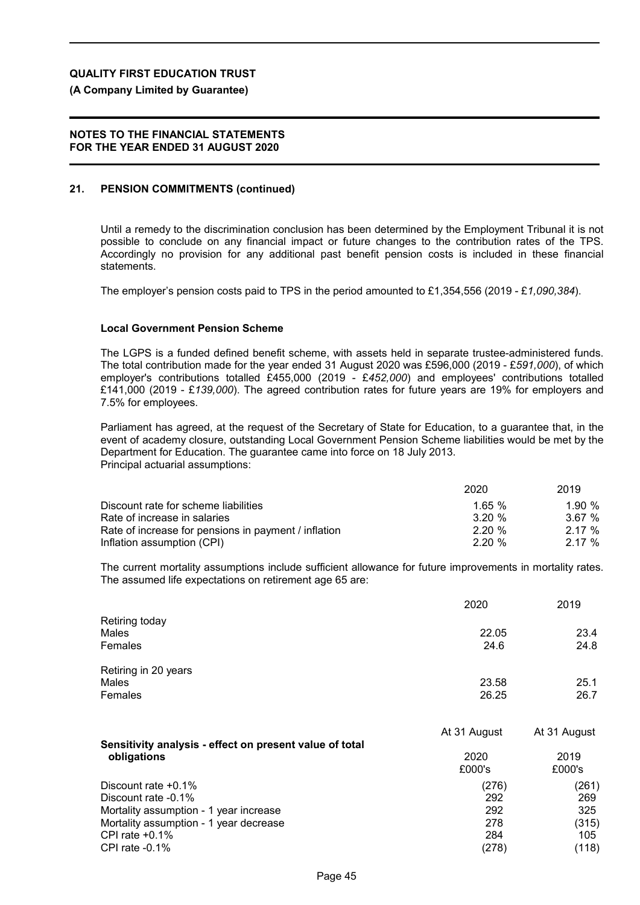**QUALITY FIRST EDUCATION TRUST**

**(A Company Limited by Guarantee)**

**NOTES TO THE FINANCIAL STATEMENTS FOR THE YEAR ENDED 31 AUGUST 2020**

## 21. PENSION COMMITMENTS (continued)

Until a remedy to the discrimination conclusion has been determined by the Employment Tribunal it is not possible to conclude on any financial impact or future changes to the contribution rates of the TPS. Accordingly no provision for any additional past benefit pension costs is included in these financial statements.

The employer's pension costs paid to TPS in the period amounted to £1,354,556 (2019 - £*1,090,384*).

### Local Government Pension Scheme

The LGPS is a funded defined benefit scheme, with assets held in separate trustee-administered funds. The total contribution made for the year ended 31 August 2020 was £596,000 (2019 - £*591,000*), of which employer's contributions totalled £455,000 (2019 - £*452,000*) and employees' contributions totalled £141,000 (2019 - £*139,000*). The agreed contribution rates for future years are 19% for employers and 7.5% for employees.

Parliament has agreed, at the request of the Secretary of State for Education, to a guarantee that, in the event of academy closure, outstanding Local Government Pension Scheme liabilities would be met by the Department for Education. The guarantee came into force on 18 July 2013.
Principal actuarial assumptions:

| | 2020 | 2019 |
|---|---|---|
| Discount rate for scheme liabilities | 1.65 % | 1.90 % |
| Rate of increase in salaries | 3.20 % | 3.67 % |
| Rate of increase for pensions in payment / inflation | 2.20 % | 2.17 % |
| Inflation assumption (CPI) | 2.20 % | 2.17 % |

The current mortality assumptions include sufficient allowance for future improvements in mortality rates. The assumed life expectations on retirement age 65 are:

| | 2020 | 2019 |
|---|---|---|
| *Retiring today* | | |
| Males | 22.05 | 23.4 |
| Females | 24.6 | 24.8 |
| *Retiring in 20 years* | | |
| Males | 23.58 | 25.1 |
| Females | 26.25 | 26.7 |

| **Sensitivity analysis - effect on present value of total obligations** | At 31 August 2020 £000's | At 31 August 2019 £000's |
|---|---|---|
| Discount rate +0.1% | (276) | (261) |
| Discount rate -0.1% | 292 | 269 |
| Mortality assumption - 1 year increase | 292 | 325 |
| Mortality assumption - 1 year decrease | 278 | (315) |
| CPI rate +0.1% | 284 | 105 |
| CPI rate -0.1% | (278) | (118) |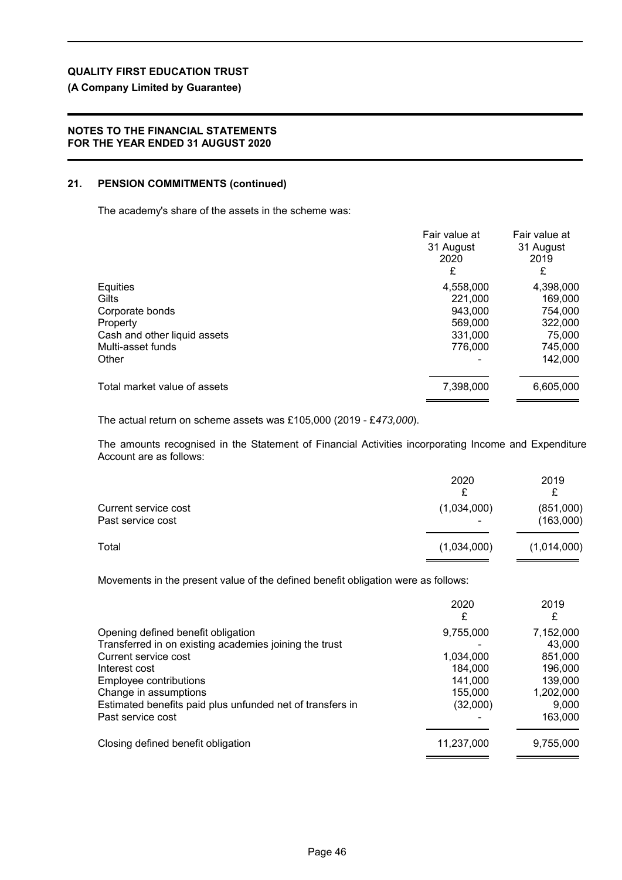## 21. PENSION COMMITMENTS (continued)

The academy's share of the assets in the scheme was:

| | Fair value at 31 August 2020 £ | Fair value at 31 August 2019 £ |
|---|---|---|
| Equities | 4,558,000 | 4,398,000 |
| Gilts | 221,000 | 169,000 |
| Corporate bonds | 943,000 | 754,000 |
| Property | 569,000 | 322,000 |
| Cash and other liquid assets | 331,000 | 75,000 |
| Multi-asset funds | 776,000 | 745,000 |
| Other | - | 142,000 |
| Total market value of assets | 7,398,000 | 6,605,000 |

The actual return on scheme assets was £105,000 (2019 - £*473,000*).

The amounts recognised in the Statement of Financial Activities incorporating Income and Expenditure Account are as follows:

| | 2020 £ | 2019 £ |
|---|---|---|
| Current service cost | (1,034,000) | (851,000) |
| Past service cost | - | (163,000) |
| Total | (1,034,000) | (1,014,000) |

Movements in the present value of the defined benefit obligation were as follows:

| | 2020 £ | 2019 £ |
|---|---|---|
| Opening defined benefit obligation | 9,755,000 | 7,152,000 |
| Transferred in on existing academies joining the trust | - | 43,000 |
| Current service cost | 1,034,000 | 851,000 |
| Interest cost | 184,000 | 196,000 |
| Employee contributions | 141,000 | 139,000 |
| Change in assumptions | 155,000 | 1,202,000 |
| Estimated benefits paid plus unfunded net of transfers in | (32,000) | 9,000 |
| Past service cost | - | 163,000 |
| Closing defined benefit obligation | 11,237,000 | 9,755,000 |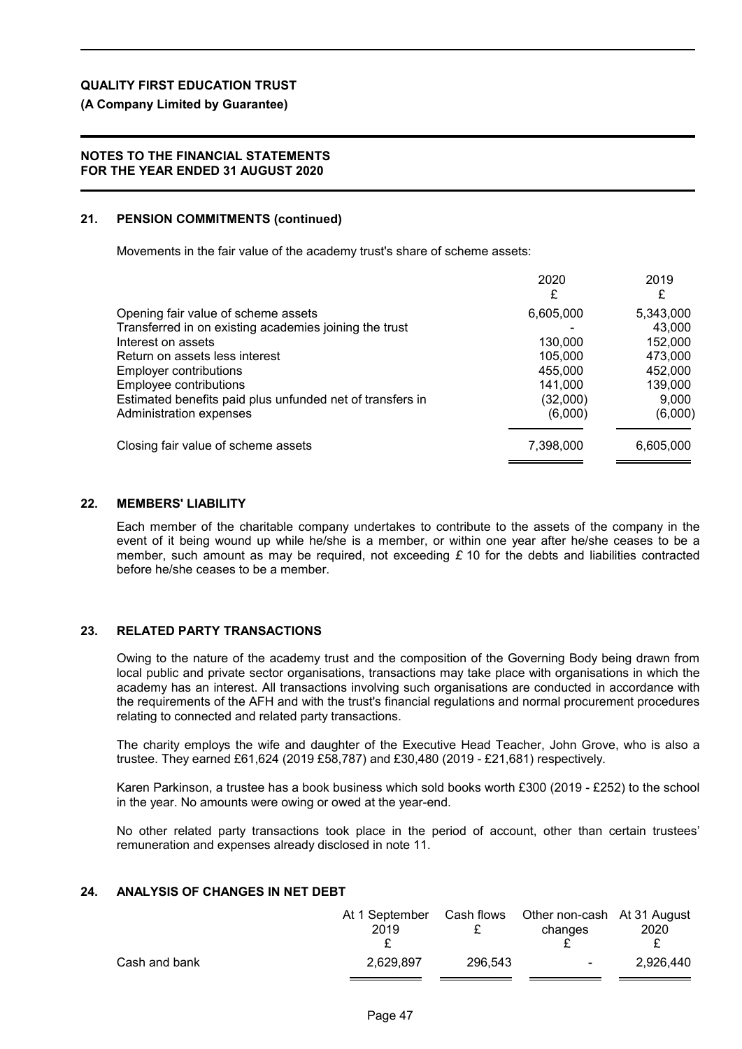**QUALITY FIRST EDUCATION TRUST**

**(A Company Limited by Guarantee)**

**NOTES TO THE FINANCIAL STATEMENTS FOR THE YEAR ENDED 31 AUGUST 2020**

## 21. PENSION COMMITMENTS (continued)

Movements in the fair value of the academy trust's share of scheme assets:

| | 2020<br>£ | 2019<br>£ |
|---|---|---|
| Opening fair value of scheme assets | 6,605,000 | 5,343,000 |
| Transferred in on existing academies joining the trust | - | 43,000 |
| Interest on assets | 130,000 | 152,000 |
| Return on assets less interest | 105,000 | 473,000 |
| Employer contributions | 455,000 | 452,000 |
| Employee contributions | 141,000 | 139,000 |
| Estimated benefits paid plus unfunded net of transfers in | (32,000) | 9,000 |
| Administration expenses | (6,000) | (6,000) |
| Closing fair value of scheme assets | 7,398,000 | 6,605,000 |

## 22. MEMBERS' LIABILITY

Each member of the charitable company undertakes to contribute to the assets of the company in the event of it being wound up while he/she is a member, or within one year after he/she ceases to be a member, such amount as may be required, not exceeding £ 10 for the debts and liabilities contracted before he/she ceases to be a member.

## 23. RELATED PARTY TRANSACTIONS

Owing to the nature of the academy trust and the composition of the Governing Body being drawn from local public and private sector organisations, transactions may take place with organisations in which the academy has an interest. All transactions involving such organisations are conducted in accordance with the requirements of the AFH and with the trust's financial regulations and normal procurement procedures relating to connected and related party transactions.

The charity employs the wife and daughter of the Executive Head Teacher, John Grove, who is also a trustee. They earned £61,624 (2019 £58,787) and £30,480 (2019 - £21,681) respectively.

Karen Parkinson, a trustee has a book business which sold books worth £300 (2019 - £252) to the school in the year. No amounts were owing or owed at the year-end.

No other related party transactions took place in the period of account, other than certain trustees' remuneration and expenses already disclosed in note 11.

## 24. ANALYSIS OF CHANGES IN NET DEBT

| | At 1 September 2019<br>£ | Cash flows<br>£ | Other non-cash changes<br>£ | At 31 August 2020<br>£ |
|---|---|---|---|---|
| Cash and bank | 2,629,897 | 296,543 | - | 2,926,440 |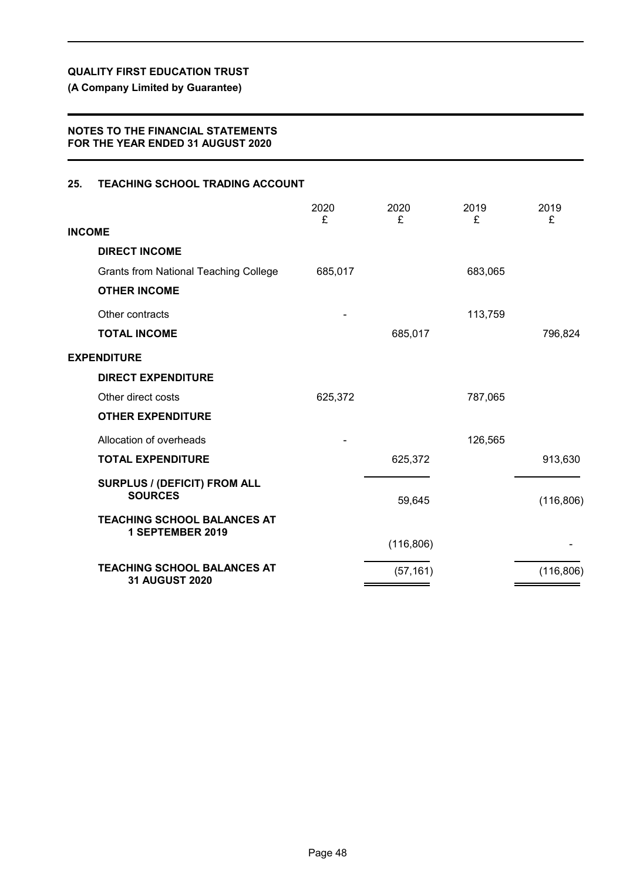**QUALITY FIRST EDUCATION TRUST**

**(A Company Limited by Guarantee)**

**NOTES TO THE FINANCIAL STATEMENTS
FOR THE YEAR ENDED 31 AUGUST 2020**

## 25. TEACHING SCHOOL TRADING ACCOUNT

| | 2020<br>£ | 2020<br>£ | 2019<br>£ | 2019<br>£ |
|---|---|---|---|---|
| **INCOME** | | | | |
| **DIRECT INCOME** | | | | |
| Grants from National Teaching College | 685,017 | | 683,065 | |
| **OTHER INCOME** | | | | |
| Other contracts | - | | 113,759 | |
| **TOTAL INCOME** | | 685,017 | | 796,824 |
| **EXPENDITURE** | | | | |
| **DIRECT EXPENDITURE** | | | | |
| Other direct costs | 625,372 | | 787,065 | |
| **OTHER EXPENDITURE** | | | | |
| Allocation of overheads | - | | 126,565 | |
| **TOTAL EXPENDITURE** | | 625,372 | | 913,630 |
| **SURPLUS / (DEFICIT) FROM ALL SOURCES** | | 59,645 | | (116,806) |
| **TEACHING SCHOOL BALANCES AT 1 SEPTEMBER 2019** | | (116,806) | | - |
| **TEACHING SCHOOL BALANCES AT 31 AUGUST 2020** | | (57,161) | | (116,806) |